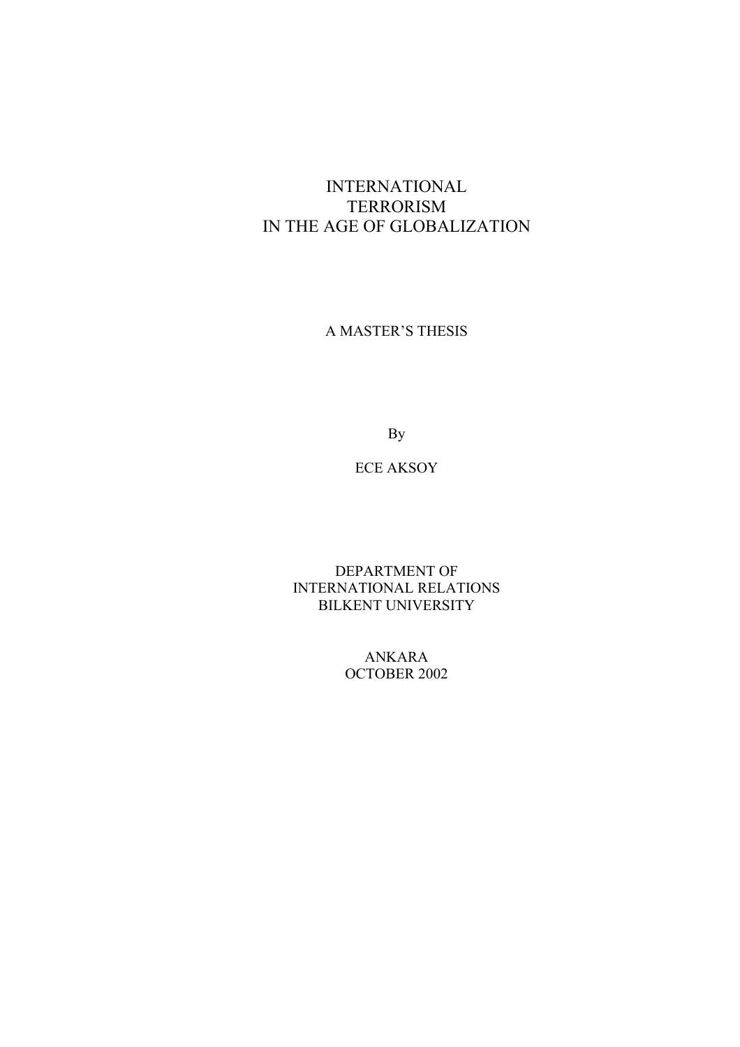# INTERNATIONAL TERRORISM IN THE AGE OF GLOBALIZATION

A MASTER'S THESIS

By

ECE AKSOY

DEPARTMENT OF
INTERNATIONAL RELATIONS
BILKENT UNIVERSITY

ANKARA
OCTOBER 2002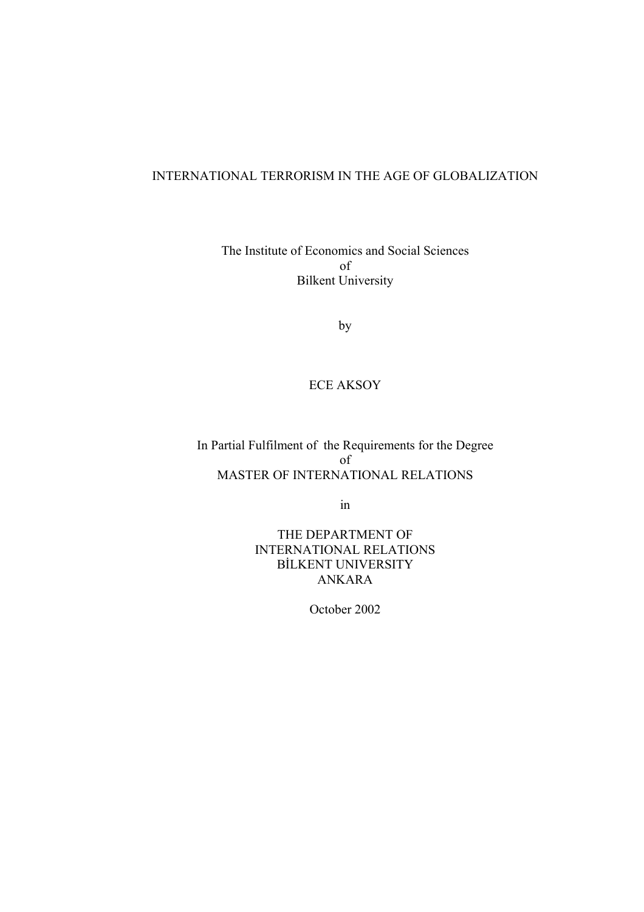# INTERNATIONAL TERRORISM IN THE AGE OF GLOBALIZATION

The Institute of Economics and Social Sciences
of
Bilkent University

by

ECE AKSOY

In Partial Fulfilment of the Requirements for the Degree
of
MASTER OF INTERNATIONAL RELATIONS

in

THE DEPARTMENT OF
INTERNATIONAL RELATIONS
BİLKENT UNIVERSITY
ANKARA

October 2002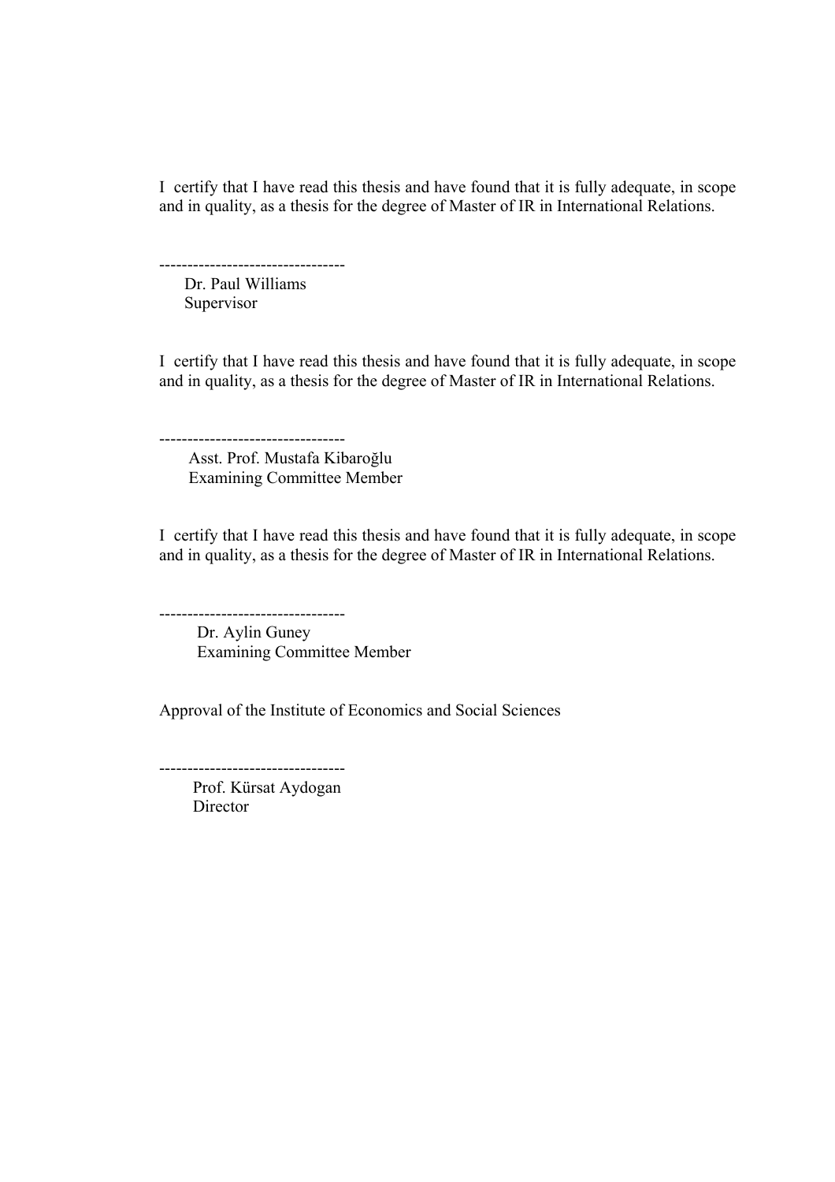I certify that I have read this thesis and have found that it is fully adequate, in scope and in quality, as a thesis for the degree of Master of IR in International Relations.

---------------------------------
Dr. Paul Williams
Supervisor

I certify that I have read this thesis and have found that it is fully adequate, in scope and in quality, as a thesis for the degree of Master of IR in International Relations.

---------------------------------
Asst. Prof. Mustafa Kibaroğlu
Examining Committee Member

I certify that I have read this thesis and have found that it is fully adequate, in scope and in quality, as a thesis for the degree of Master of IR in International Relations.

---------------------------------
Dr. Aylin Guney
Examining Committee Member

Approval of the Institute of Economics and Social Sciences

---------------------------------
Prof. Kürsat Aydogan
Director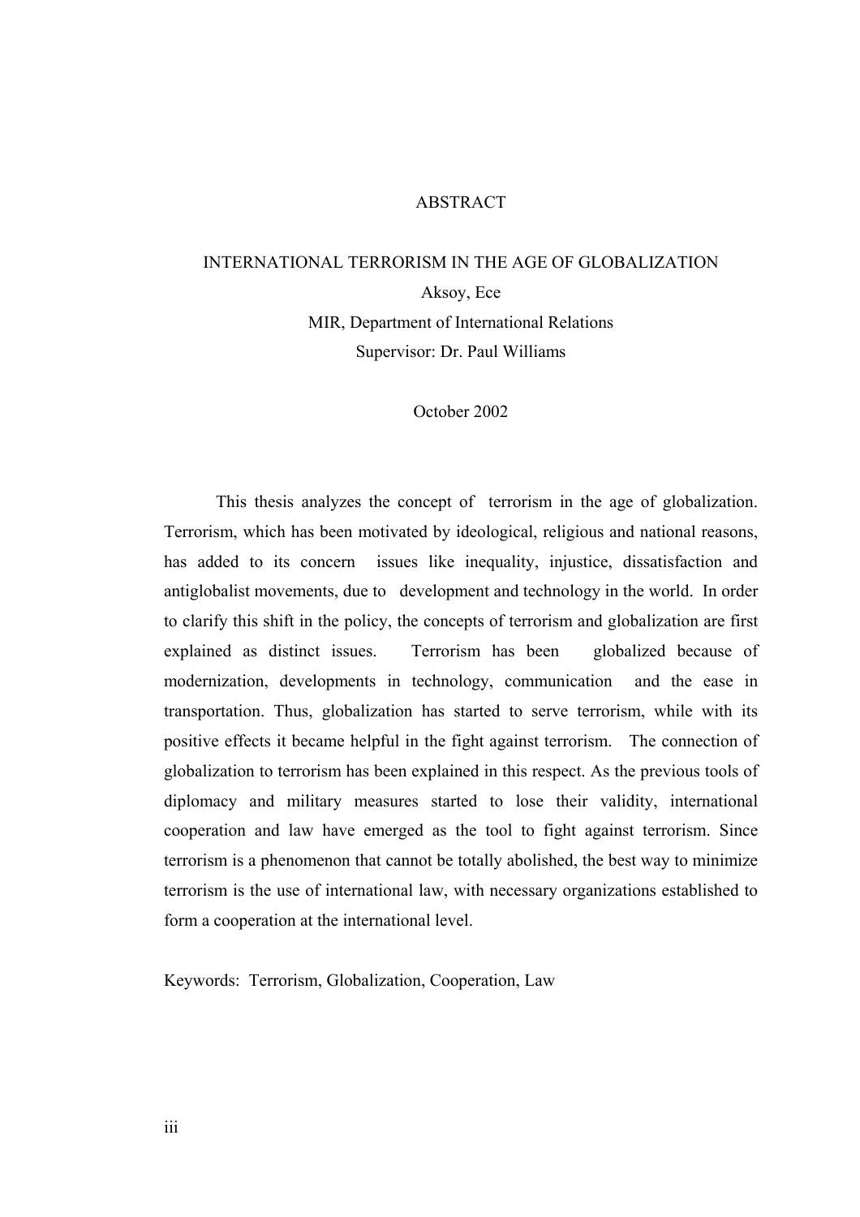# ABSTRACT

## INTERNATIONAL TERRORISM IN THE AGE OF GLOBALIZATION

Aksoy, Ece

MIR, Department of International Relations

Supervisor: Dr. Paul Williams

October 2002

This thesis analyzes the concept of terrorism in the age of globalization. Terrorism, which has been motivated by ideological, religious and national reasons, has added to its concern issues like inequality, injustice, dissatisfaction and antiglobalist movements, due to development and technology in the world. In order to clarify this shift in the policy, the concepts of terrorism and globalization are first explained as distinct issues. Terrorism has been globalized because of modernization, developments in technology, communication and the ease in transportation. Thus, globalization has started to serve terrorism, while with its positive effects it became helpful in the fight against terrorism. The connection of globalization to terrorism has been explained in this respect. As the previous tools of diplomacy and military measures started to lose their validity, international cooperation and law have emerged as the tool to fight against terrorism. Since terrorism is a phenomenon that cannot be totally abolished, the best way to minimize terrorism is the use of international law, with necessary organizations established to form a cooperation at the international level.

Keywords: Terrorism, Globalization, Cooperation, Law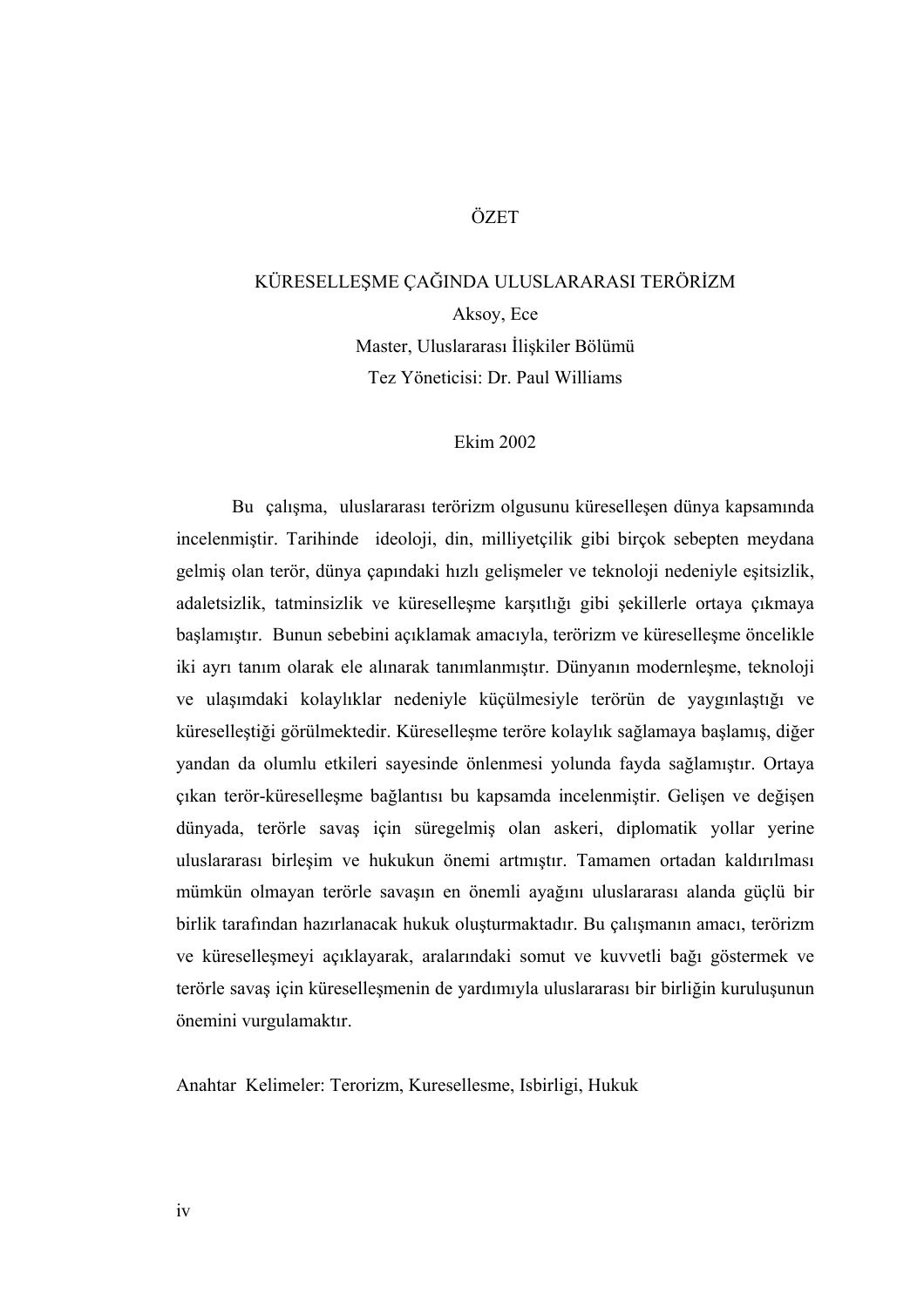# ÖZET

## KÜRESELLEŞME ÇAĞINDA ULUSLARARASI TERÖRİZM

Aksoy, Ece

Master, Uluslararası İlişkiler Bölümü

Tez Yöneticisi: Dr. Paul Williams

Ekim 2002

Bu çalışma, uluslararası terörizm olgusunu küreselleşen dünya kapsamında incelenmiştir. Tarihinde ideoloji, din, milliyetçilik gibi birçok sebepten meydana gelmiş olan terör, dünya çapındaki hızlı gelişmeler ve teknoloji nedeniyle eşitsizlik, adaletsizlik, tatminsizlik ve küreselleşme karşıtlığı gibi şekillerle ortaya çıkmaya başlamıştır. Bunun sebebini açıklamak amacıyla, terörizm ve küreselleşme öncelikle iki ayrı tanım olarak ele alınarak tanımlanmıştır. Dünyanın modernleşme, teknoloji ve ulaşımdaki kolaylıklar nedeniyle küçülmesiyle terörün de yaygınlaştığı ve küreselleştiği görülmektedir. Küreselleşme teröre kolaylık sağlamaya başlamış, diğer yandan da olumlu etkileri sayesinde önlenmesi yolunda fayda sağlamıştır. Ortaya çıkan terör-küreselleşme bağlantısı bu kapsamda incelenmiştir. Gelişen ve değişen dünyada, terörle savaş için süregelmiş olan askeri, diplomatik yollar yerine uluslararası birleşim ve hukukun önemi artmıştır. Tamamen ortadan kaldırılması mümkün olmayan terörle savaşın en önemli ayağını uluslararası alanda güçlü bir birlik tarafından hazırlanacak hukuk oluşturmaktadır. Bu çalışmanın amacı, terörizm ve küreselleşmeyi açıklayarak, aralarındaki somut ve kuvvetli bağı göstermek ve terörle savaş için küreselleşmenin de yardımıyla uluslararası bir birliğin kuruluşunun önemini vurgulamaktır.

Anahtar Kelimeler: Terorizm, Kuresellesme, Isbirligi, Hukuk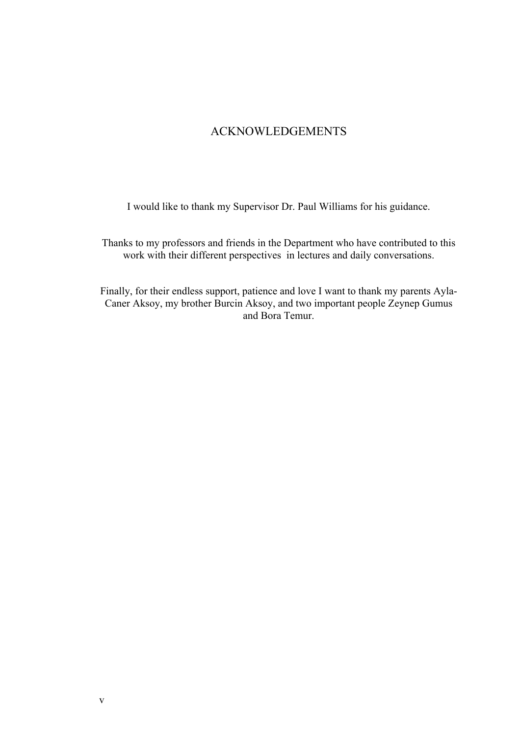# ACKNOWLEDGEMENTS

I would like to thank my Supervisor Dr. Paul Williams for his guidance.

Thanks to my professors and friends in the Department who have contributed to this work with their different perspectives in lectures and daily conversations.

Finally, for their endless support, patience and love I want to thank my parents Ayla-Caner Aksoy, my brother Burcin Aksoy, and two important people Zeynep Gumus and Bora Temur.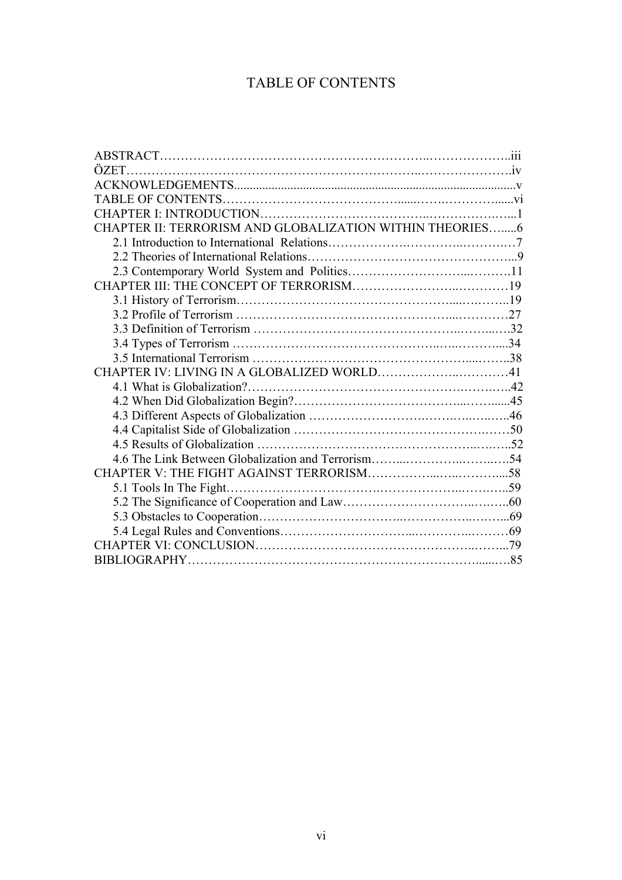# TABLE OF CONTENTS

ABSTRACT......................................................................iii
ÖZET..........................................................................iv
ACKNOWLEDGEMENTS..............................................................v
TABLE OF CONTENTS.............................................................vi
CHAPTER I: INTRODUCTION.......................................................1
CHAPTER II: TERRORISM AND GLOBALIZATION WITHIN THEORIES........................6
  2.1 Introduction to International Relations.................................7
  2.2 Theories of International Relations.....................................9
  2.3 Contemporary World System and Politics..................................11
CHAPTER III: THE CONCEPT OF TERRORISM.........................................19
  3.1 History of Terrorism....................................................19
  3.2 Profile of Terrorism....................................................27
  3.3 Definition of Terrorism.................................................32
  3.4 Types of Terrorism......................................................34
  3.5 International Terrorism.................................................38
CHAPTER IV: LIVING IN A GLOBALIZED WORLD......................................41
  4.1 What is Globalization?..................................................42
  4.2 When Did Globalization Begin?...........................................45
  4.3 Different Aspects of Globalization......................................46
  4.4 Capitalist Side of Globalization........................................50
  4.5 Results of Globalization................................................52
  4.6 The Link Between Globalization and Terrorism............................54
CHAPTER V: THE FIGHT AGAINST TERRORISM........................................58
  5.1 Tools In The Fight......................................................59
  5.2 The Significance of Cooperation and Law.................................60
  5.3 Obstacles to Cooperation................................................69
  5.4 Legal Rules and Conventions.............................................69
CHAPTER VI: CONCLUSION........................................................79
BIBLIOGRAPHY..................................................................85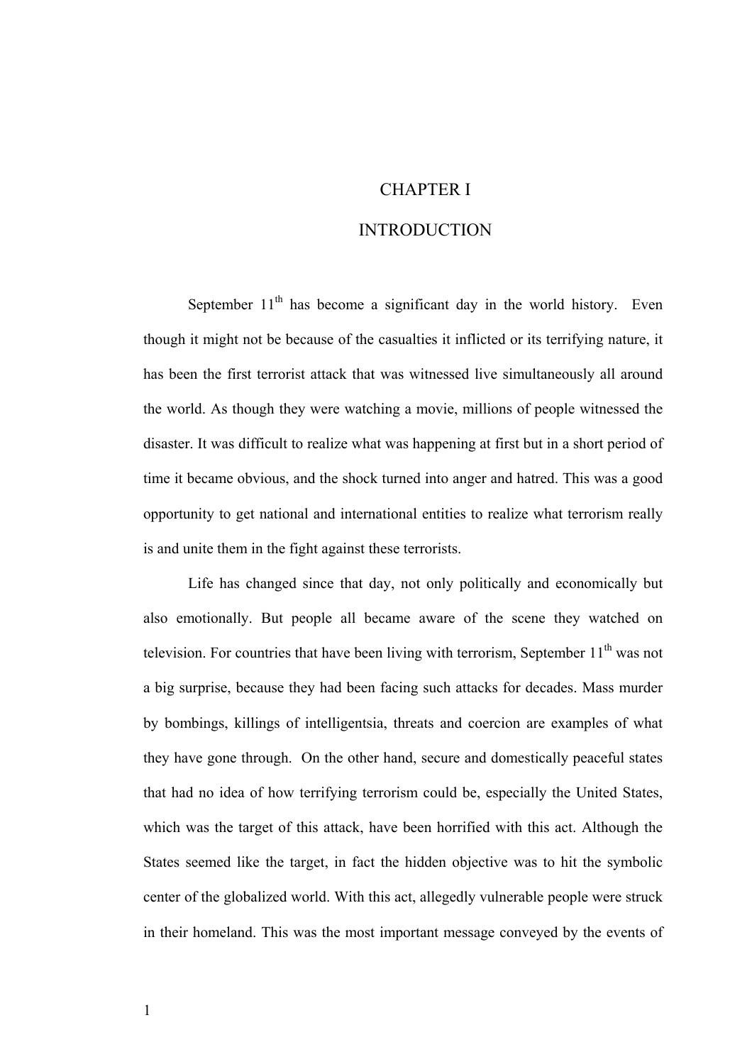# CHAPTER I

# INTRODUCTION

September 11th has become a significant day in the world history. Even though it might not be because of the casualties it inflicted or its terrifying nature, it has been the first terrorist attack that was witnessed live simultaneously all around the world. As though they were watching a movie, millions of people witnessed the disaster. It was difficult to realize what was happening at first but in a short period of time it became obvious, and the shock turned into anger and hatred. This was a good opportunity to get national and international entities to realize what terrorism really is and unite them in the fight against these terrorists.

Life has changed since that day, not only politically and economically but also emotionally. But people all became aware of the scene they watched on television. For countries that have been living with terrorism, September 11th was not a big surprise, because they had been facing such attacks for decades. Mass murder by bombings, killings of intelligentsia, threats and coercion are examples of what they have gone through. On the other hand, secure and domestically peaceful states that had no idea of how terrifying terrorism could be, especially the United States, which was the target of this attack, have been horrified with this act. Although the States seemed like the target, in fact the hidden objective was to hit the symbolic center of the globalized world. With this act, allegedly vulnerable people were struck in their homeland. This was the most important message conveyed by the events of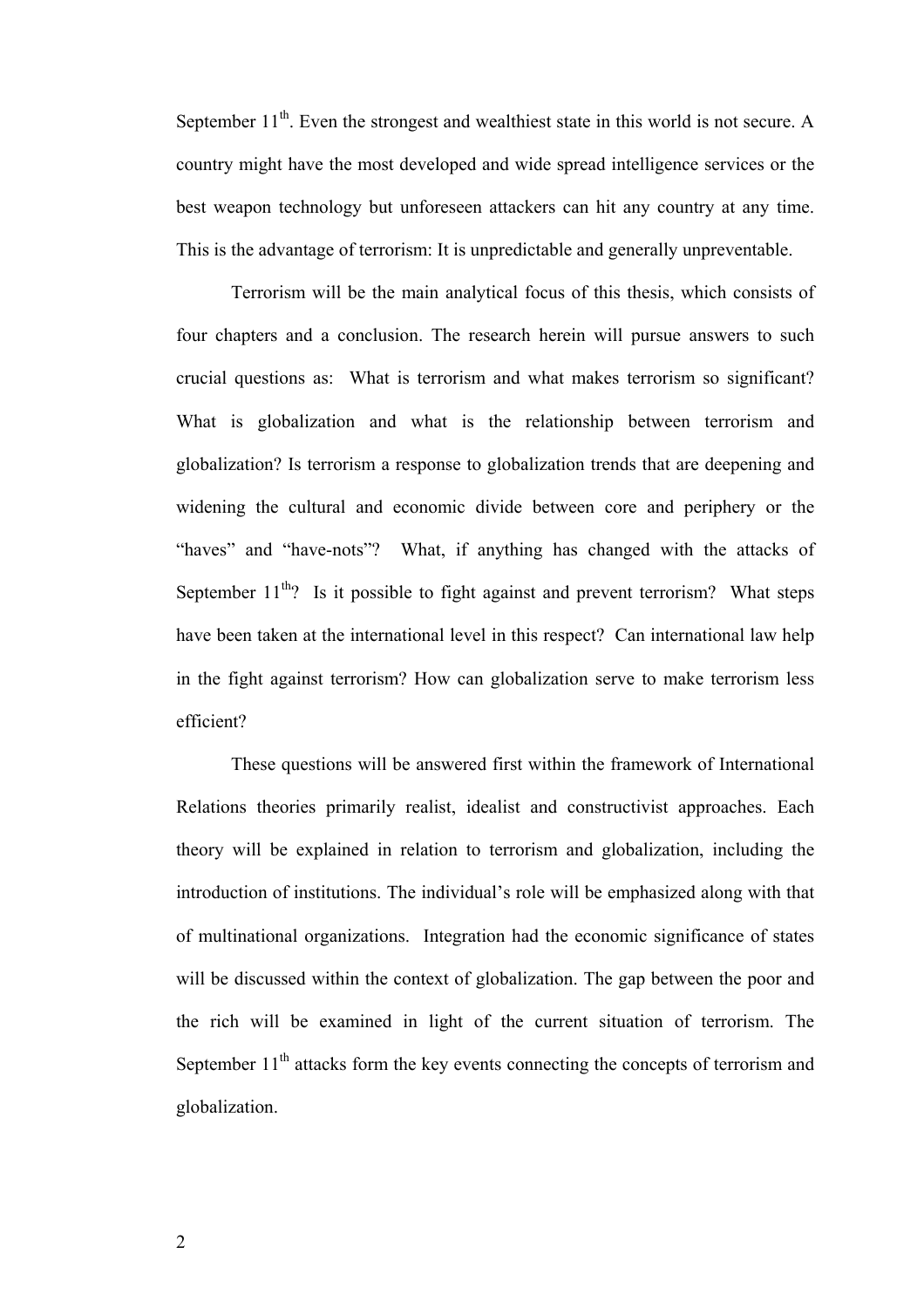September 11th. Even the strongest and wealthiest state in this world is not secure. A country might have the most developed and wide spread intelligence services or the best weapon technology but unforeseen attackers can hit any country at any time. This is the advantage of terrorism: It is unpredictable and generally unpreventable.

Terrorism will be the main analytical focus of this thesis, which consists of four chapters and a conclusion. The research herein will pursue answers to such crucial questions as: What is terrorism and what makes terrorism so significant? What is globalization and what is the relationship between terrorism and globalization? Is terrorism a response to globalization trends that are deepening and widening the cultural and economic divide between core and periphery or the "haves" and "have-nots"? What, if anything has changed with the attacks of September 11th? Is it possible to fight against and prevent terrorism? What steps have been taken at the international level in this respect? Can international law help in the fight against terrorism? How can globalization serve to make terrorism less efficient?

These questions will be answered first within the framework of International Relations theories primarily realist, idealist and constructivist approaches. Each theory will be explained in relation to terrorism and globalization, including the introduction of institutions. The individual's role will be emphasized along with that of multinational organizations. Integration had the economic significance of states will be discussed within the context of globalization. The gap between the poor and the rich will be examined in light of the current situation of terrorism. The September 11th attacks form the key events connecting the concepts of terrorism and globalization.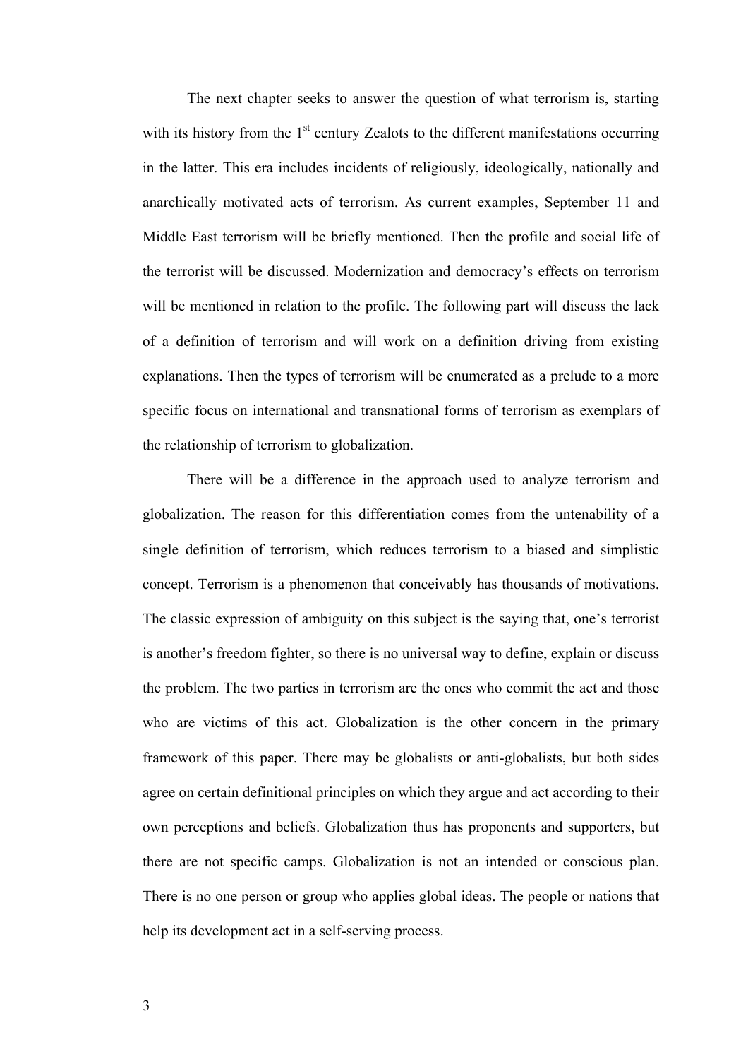The next chapter seeks to answer the question of what terrorism is, starting with its history from the 1st century Zealots to the different manifestations occurring in the latter. This era includes incidents of religiously, ideologically, nationally and anarchically motivated acts of terrorism. As current examples, September 11 and Middle East terrorism will be briefly mentioned. Then the profile and social life of the terrorist will be discussed. Modernization and democracy's effects on terrorism will be mentioned in relation to the profile. The following part will discuss the lack of a definition of terrorism and will work on a definition driving from existing explanations. Then the types of terrorism will be enumerated as a prelude to a more specific focus on international and transnational forms of terrorism as exemplars of the relationship of terrorism to globalization.

There will be a difference in the approach used to analyze terrorism and globalization. The reason for this differentiation comes from the untenability of a single definition of terrorism, which reduces terrorism to a biased and simplistic concept. Terrorism is a phenomenon that conceivably has thousands of motivations. The classic expression of ambiguity on this subject is the saying that, one's terrorist is another's freedom fighter, so there is no universal way to define, explain or discuss the problem. The two parties in terrorism are the ones who commit the act and those who are victims of this act. Globalization is the other concern in the primary framework of this paper. There may be globalists or anti-globalists, but both sides agree on certain definitional principles on which they argue and act according to their own perceptions and beliefs. Globalization thus has proponents and supporters, but there are not specific camps. Globalization is not an intended or conscious plan. There is no one person or group who applies global ideas. The people or nations that help its development act in a self-serving process.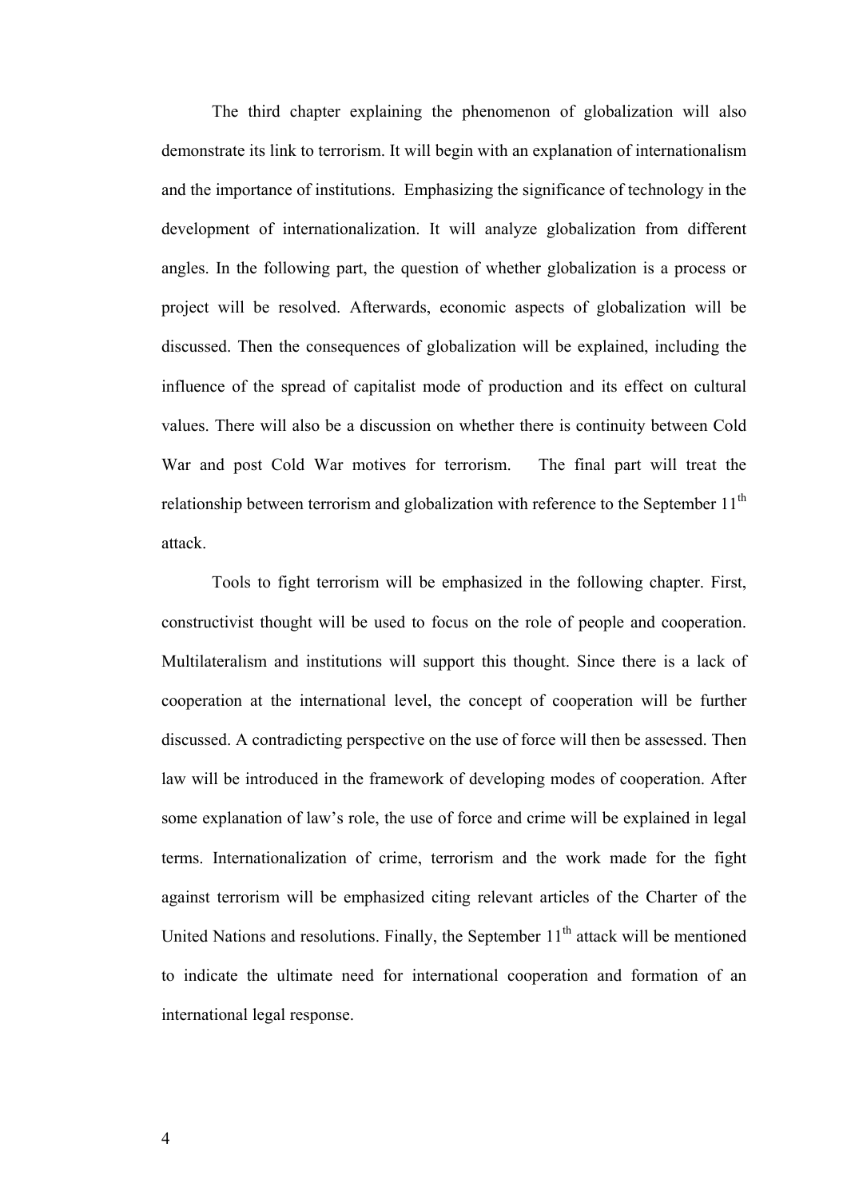The third chapter explaining the phenomenon of globalization will also demonstrate its link to terrorism. It will begin with an explanation of internationalism and the importance of institutions. Emphasizing the significance of technology in the development of internationalization. It will analyze globalization from different angles. In the following part, the question of whether globalization is a process or project will be resolved. Afterwards, economic aspects of globalization will be discussed. Then the consequences of globalization will be explained, including the influence of the spread of capitalist mode of production and its effect on cultural values. There will also be a discussion on whether there is continuity between Cold War and post Cold War motives for terrorism. The final part will treat the relationship between terrorism and globalization with reference to the September 11th attack.

Tools to fight terrorism will be emphasized in the following chapter. First, constructivist thought will be used to focus on the role of people and cooperation. Multilateralism and institutions will support this thought. Since there is a lack of cooperation at the international level, the concept of cooperation will be further discussed. A contradicting perspective on the use of force will then be assessed. Then law will be introduced in the framework of developing modes of cooperation. After some explanation of law's role, the use of force and crime will be explained in legal terms. Internationalization of crime, terrorism and the work made for the fight against terrorism will be emphasized citing relevant articles of the Charter of the United Nations and resolutions. Finally, the September 11th attack will be mentioned to indicate the ultimate need for international cooperation and formation of an international legal response.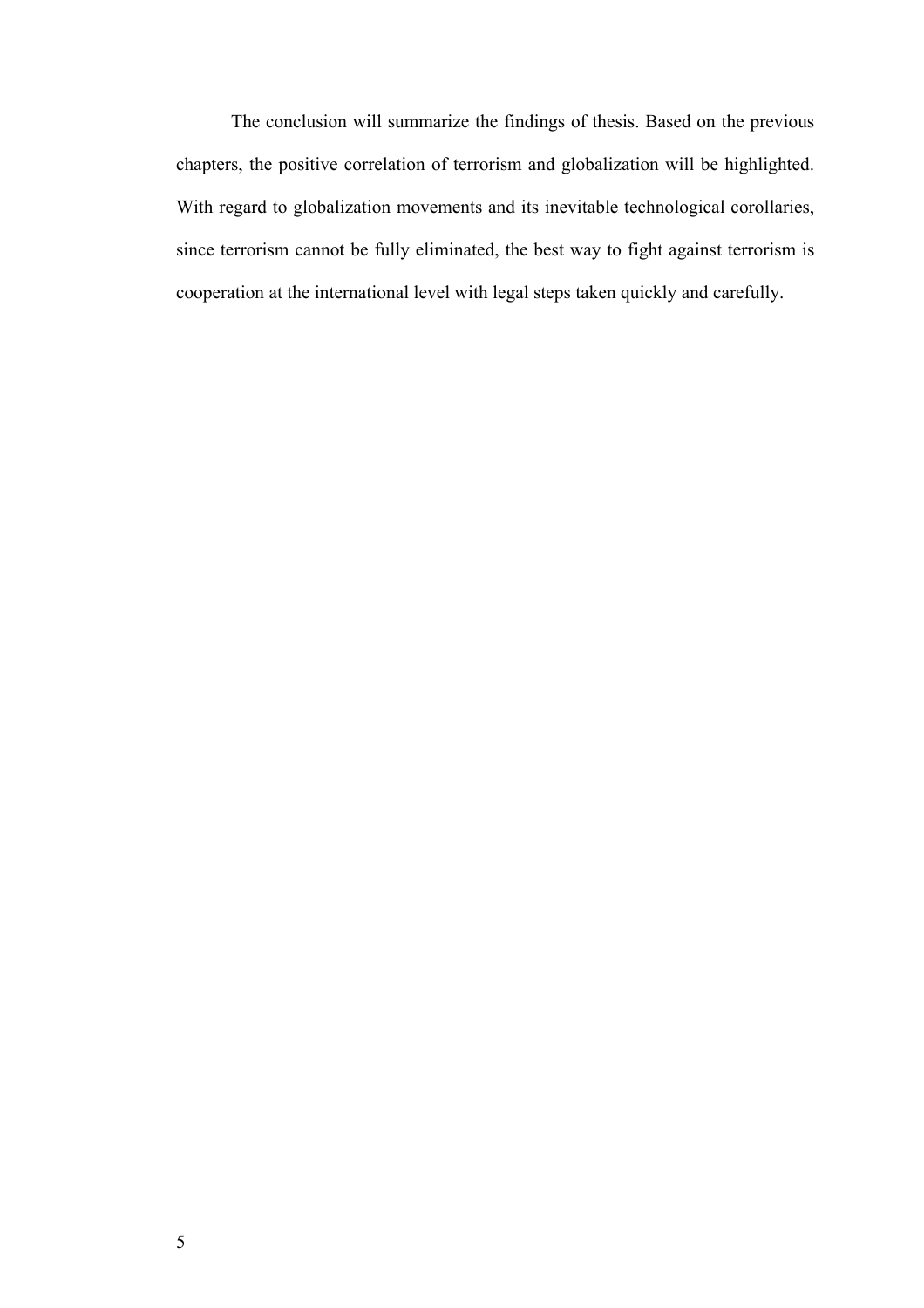The conclusion will summarize the findings of thesis. Based on the previous chapters, the positive correlation of terrorism and globalization will be highlighted. With regard to globalization movements and its inevitable technological corollaries, since terrorism cannot be fully eliminated, the best way to fight against terrorism is cooperation at the international level with legal steps taken quickly and carefully.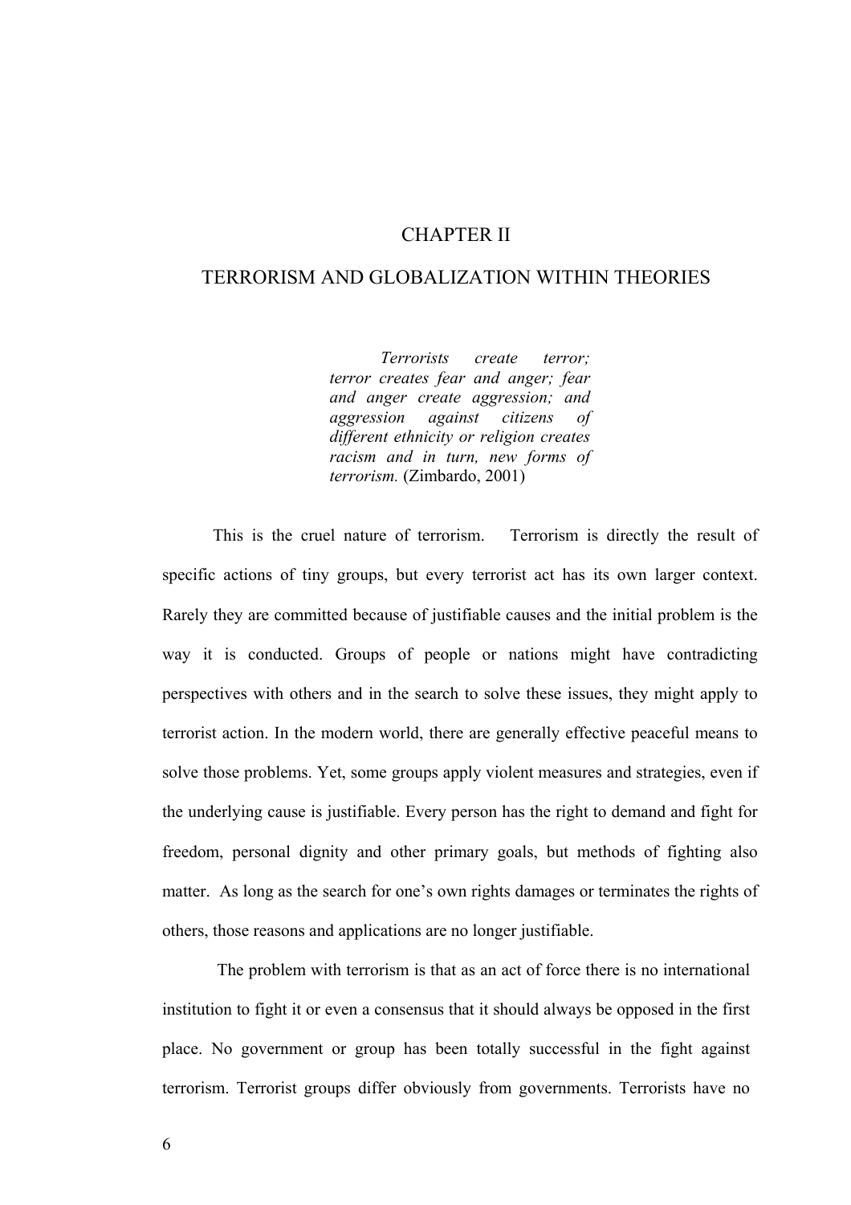# CHAPTER II

# TERRORISM AND GLOBALIZATION WITHIN THEORIES

> *Terrorists create terror; terror creates fear and anger; fear and anger create aggression; and aggression against citizens of different ethnicity or religion creates racism and in turn, new forms of terrorism.* (Zimbardo, 2001)

This is the cruel nature of terrorism. Terrorism is directly the result of specific actions of tiny groups, but every terrorist act has its own larger context. Rarely they are committed because of justifiable causes and the initial problem is the way it is conducted. Groups of people or nations might have contradicting perspectives with others and in the search to solve these issues, they might apply to terrorist action. In the modern world, there are generally effective peaceful means to solve those problems. Yet, some groups apply violent measures and strategies, even if the underlying cause is justifiable. Every person has the right to demand and fight for freedom, personal dignity and other primary goals, but methods of fighting also matter. As long as the search for one's own rights damages or terminates the rights of others, those reasons and applications are no longer justifiable.

The problem with terrorism is that as an act of force there is no international institution to fight it or even a consensus that it should always be opposed in the first place. No government or group has been totally successful in the fight against terrorism. Terrorist groups differ obviously from governments. Terrorists have no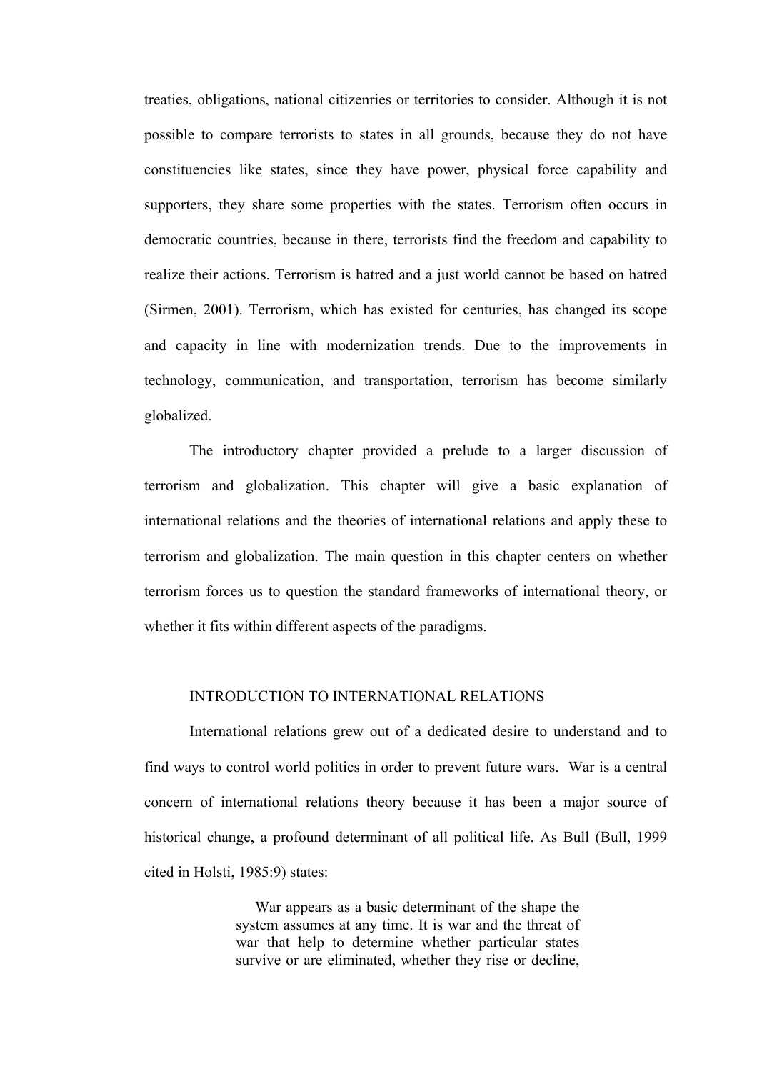treaties, obligations, national citizenries or territories to consider. Although it is not possible to compare terrorists to states in all grounds, because they do not have constituencies like states, since they have power, physical force capability and supporters, they share some properties with the states. Terrorism often occurs in democratic countries, because in there, terrorists find the freedom and capability to realize their actions. Terrorism is hatred and a just world cannot be based on hatred (Sirmen, 2001). Terrorism, which has existed for centuries, has changed its scope and capacity in line with modernization trends. Due to the improvements in technology, communication, and transportation, terrorism has become similarly globalized.

The introductory chapter provided a prelude to a larger discussion of terrorism and globalization. This chapter will give a basic explanation of international relations and the theories of international relations and apply these to terrorism and globalization. The main question in this chapter centers on whether terrorism forces us to question the standard frameworks of international theory, or whether it fits within different aspects of the paradigms.

## INTRODUCTION TO INTERNATIONAL RELATIONS

International relations grew out of a dedicated desire to understand and to find ways to control world politics in order to prevent future wars. War is a central concern of international relations theory because it has been a major source of historical change, a profound determinant of all political life. As Bull (Bull, 1999 cited in Holsti, 1985:9) states:

> War appears as a basic determinant of the shape the system assumes at any time. It is war and the threat of war that help to determine whether particular states survive or are eliminated, whether they rise or decline,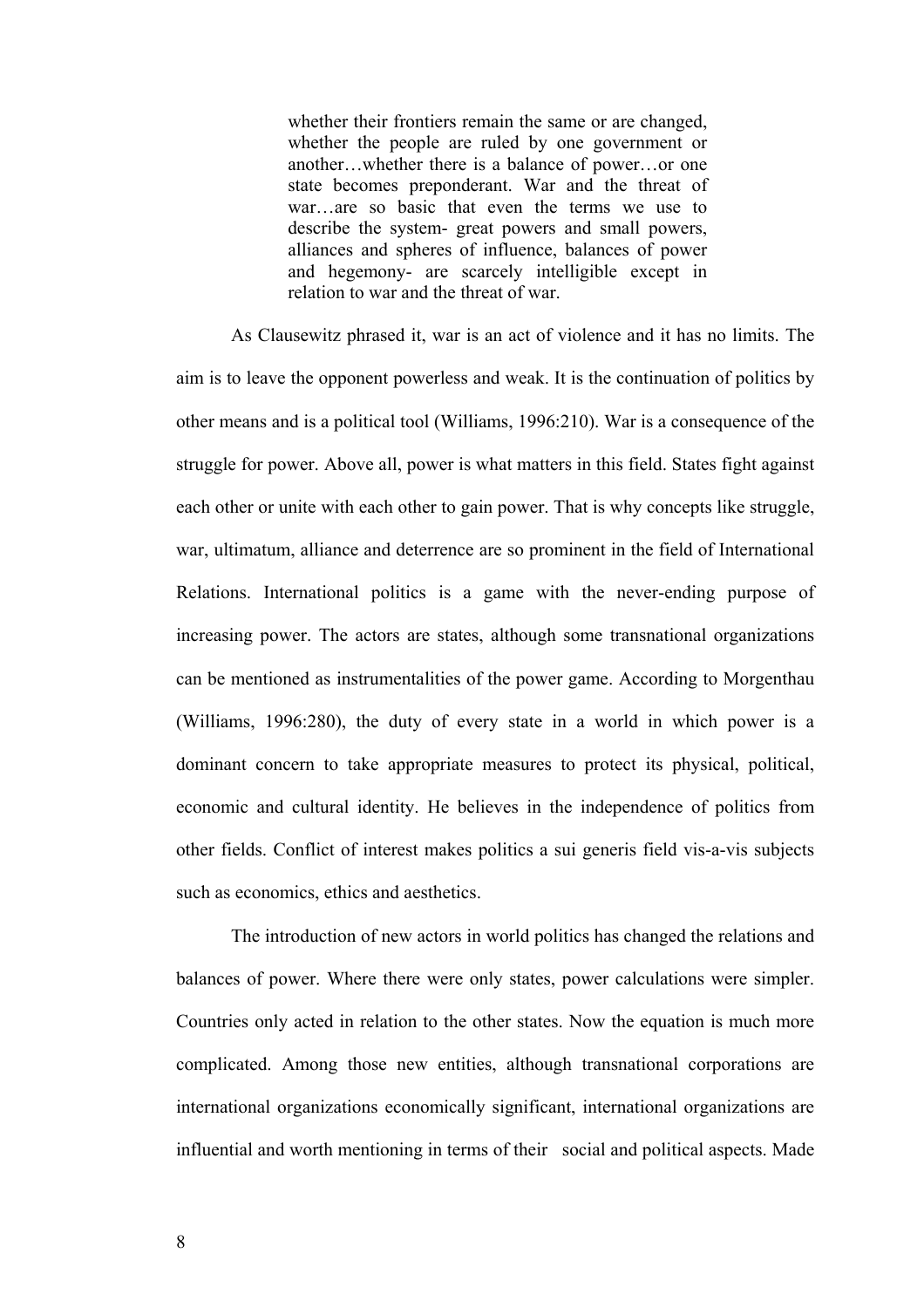> whether their frontiers remain the same or are changed, whether the people are ruled by one government or another…whether there is a balance of power…or one state becomes preponderant. War and the threat of war…are so basic that even the terms we use to describe the system- great powers and small powers, alliances and spheres of influence, balances of power and hegemony- are scarcely intelligible except in relation to war and the threat of war.

As Clausewitz phrased it, war is an act of violence and it has no limits. The aim is to leave the opponent powerless and weak. It is the continuation of politics by other means and is a political tool (Williams, 1996:210). War is a consequence of the struggle for power. Above all, power is what matters in this field. States fight against each other or unite with each other to gain power. That is why concepts like struggle, war, ultimatum, alliance and deterrence are so prominent in the field of International Relations. International politics is a game with the never-ending purpose of increasing power. The actors are states, although some transnational organizations can be mentioned as instrumentalities of the power game. According to Morgenthau (Williams, 1996:280), the duty of every state in a world in which power is a dominant concern to take appropriate measures to protect its physical, political, economic and cultural identity. He believes in the independence of politics from other fields. Conflict of interest makes politics a sui generis field vis-a-vis subjects such as economics, ethics and aesthetics.

The introduction of new actors in world politics has changed the relations and balances of power. Where there were only states, power calculations were simpler. Countries only acted in relation to the other states. Now the equation is much more complicated. Among those new entities, although transnational corporations are international organizations economically significant, international organizations are influential and worth mentioning in terms of their social and political aspects. Made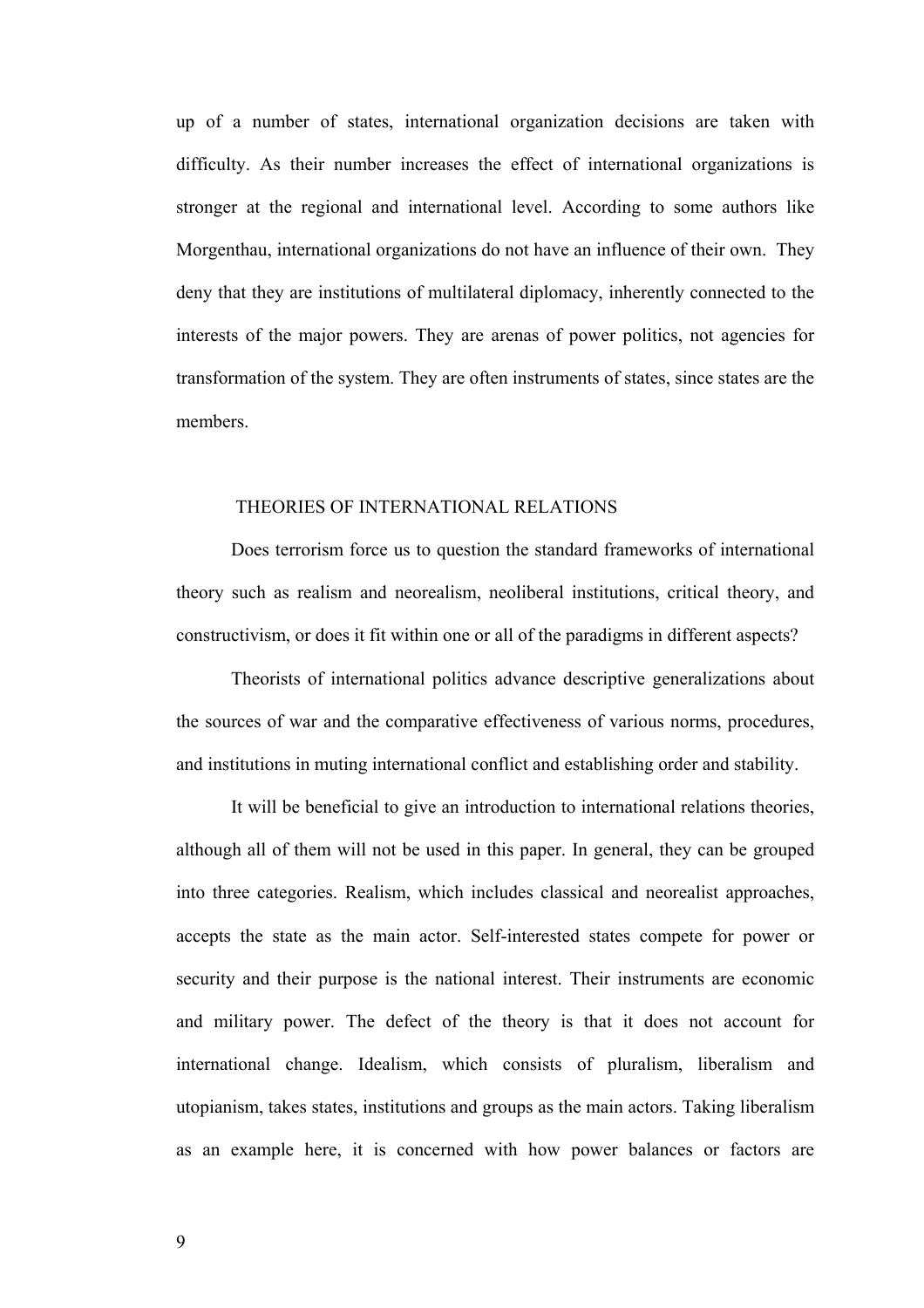up of a number of states, international organization decisions are taken with difficulty. As their number increases the effect of international organizations is stronger at the regional and international level. According to some authors like Morgenthau, international organizations do not have an influence of their own. They deny that they are institutions of multilateral diplomacy, inherently connected to the interests of the major powers. They are arenas of power politics, not agencies for transformation of the system. They are often instruments of states, since states are the members.

## THEORIES OF INTERNATIONAL RELATIONS

Does terrorism force us to question the standard frameworks of international theory such as realism and neorealism, neoliberal institutions, critical theory, and constructivism, or does it fit within one or all of the paradigms in different aspects?

Theorists of international politics advance descriptive generalizations about the sources of war and the comparative effectiveness of various norms, procedures, and institutions in muting international conflict and establishing order and stability.

It will be beneficial to give an introduction to international relations theories, although all of them will not be used in this paper. In general, they can be grouped into three categories. Realism, which includes classical and neorealist approaches, accepts the state as the main actor. Self-interested states compete for power or security and their purpose is the national interest. Their instruments are economic and military power. The defect of the theory is that it does not account for international change. Idealism, which consists of pluralism, liberalism and utopianism, takes states, institutions and groups as the main actors. Taking liberalism as an example here, it is concerned with how power balances or factors are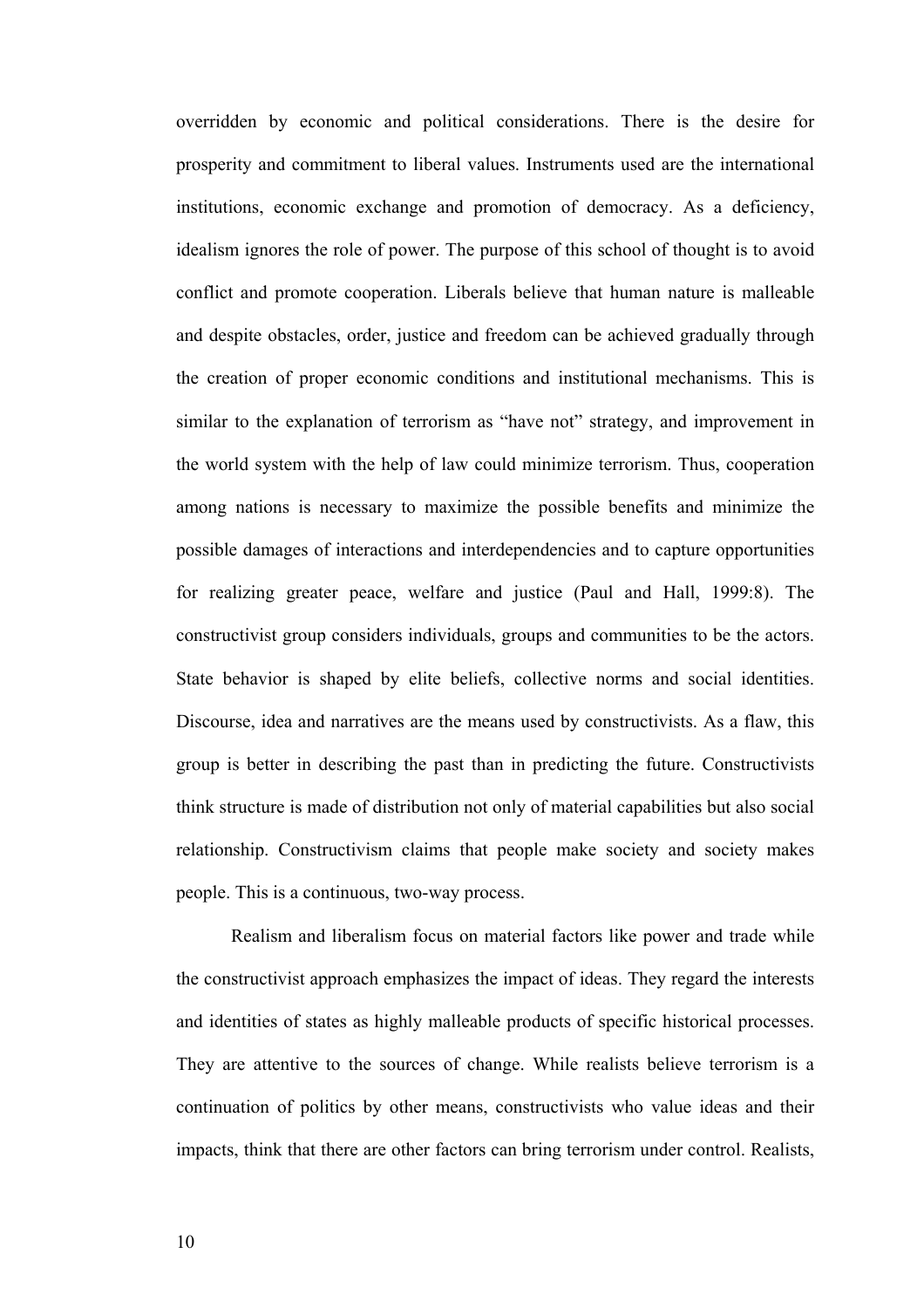overridden by economic and political considerations. There is the desire for prosperity and commitment to liberal values. Instruments used are the international institutions, economic exchange and promotion of democracy. As a deficiency, idealism ignores the role of power. The purpose of this school of thought is to avoid conflict and promote cooperation. Liberals believe that human nature is malleable and despite obstacles, order, justice and freedom can be achieved gradually through the creation of proper economic conditions and institutional mechanisms. This is similar to the explanation of terrorism as "have not" strategy, and improvement in the world system with the help of law could minimize terrorism. Thus, cooperation among nations is necessary to maximize the possible benefits and minimize the possible damages of interactions and interdependencies and to capture opportunities for realizing greater peace, welfare and justice (Paul and Hall, 1999:8). The constructivist group considers individuals, groups and communities to be the actors. State behavior is shaped by elite beliefs, collective norms and social identities. Discourse, idea and narratives are the means used by constructivists. As a flaw, this group is better in describing the past than in predicting the future. Constructivists think structure is made of distribution not only of material capabilities but also social relationship. Constructivism claims that people make society and society makes people. This is a continuous, two-way process.

Realism and liberalism focus on material factors like power and trade while the constructivist approach emphasizes the impact of ideas. They regard the interests and identities of states as highly malleable products of specific historical processes. They are attentive to the sources of change. While realists believe terrorism is a continuation of politics by other means, constructivists who value ideas and their impacts, think that there are other factors can bring terrorism under control. Realists,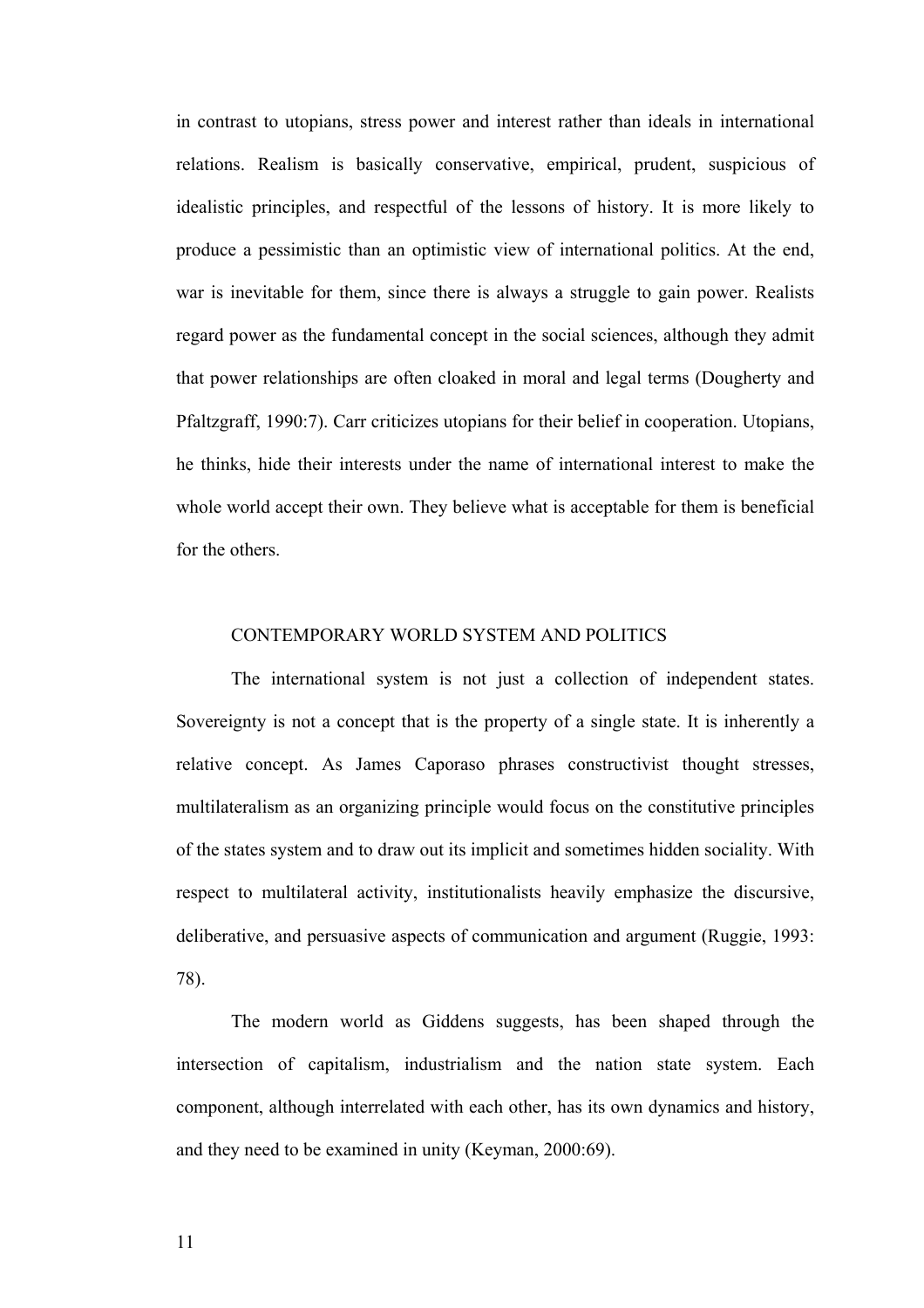in contrast to utopians, stress power and interest rather than ideals in international relations. Realism is basically conservative, empirical, prudent, suspicious of idealistic principles, and respectful of the lessons of history. It is more likely to produce a pessimistic than an optimistic view of international politics. At the end, war is inevitable for them, since there is always a struggle to gain power. Realists regard power as the fundamental concept in the social sciences, although they admit that power relationships are often cloaked in moral and legal terms (Dougherty and Pfaltzgraff, 1990:7). Carr criticizes utopians for their belief in cooperation. Utopians, he thinks, hide their interests under the name of international interest to make the whole world accept their own. They believe what is acceptable for them is beneficial for the others.

## CONTEMPORARY WORLD SYSTEM AND POLITICS

The international system is not just a collection of independent states. Sovereignty is not a concept that is the property of a single state. It is inherently a relative concept. As James Caporaso phrases constructivist thought stresses, multilateralism as an organizing principle would focus on the constitutive principles of the states system and to draw out its implicit and sometimes hidden sociality. With respect to multilateral activity, institutionalists heavily emphasize the discursive, deliberative, and persuasive aspects of communication and argument (Ruggie, 1993: 78).

The modern world as Giddens suggests, has been shaped through the intersection of capitalism, industrialism and the nation state system. Each component, although interrelated with each other, has its own dynamics and history, and they need to be examined in unity (Keyman, 2000:69).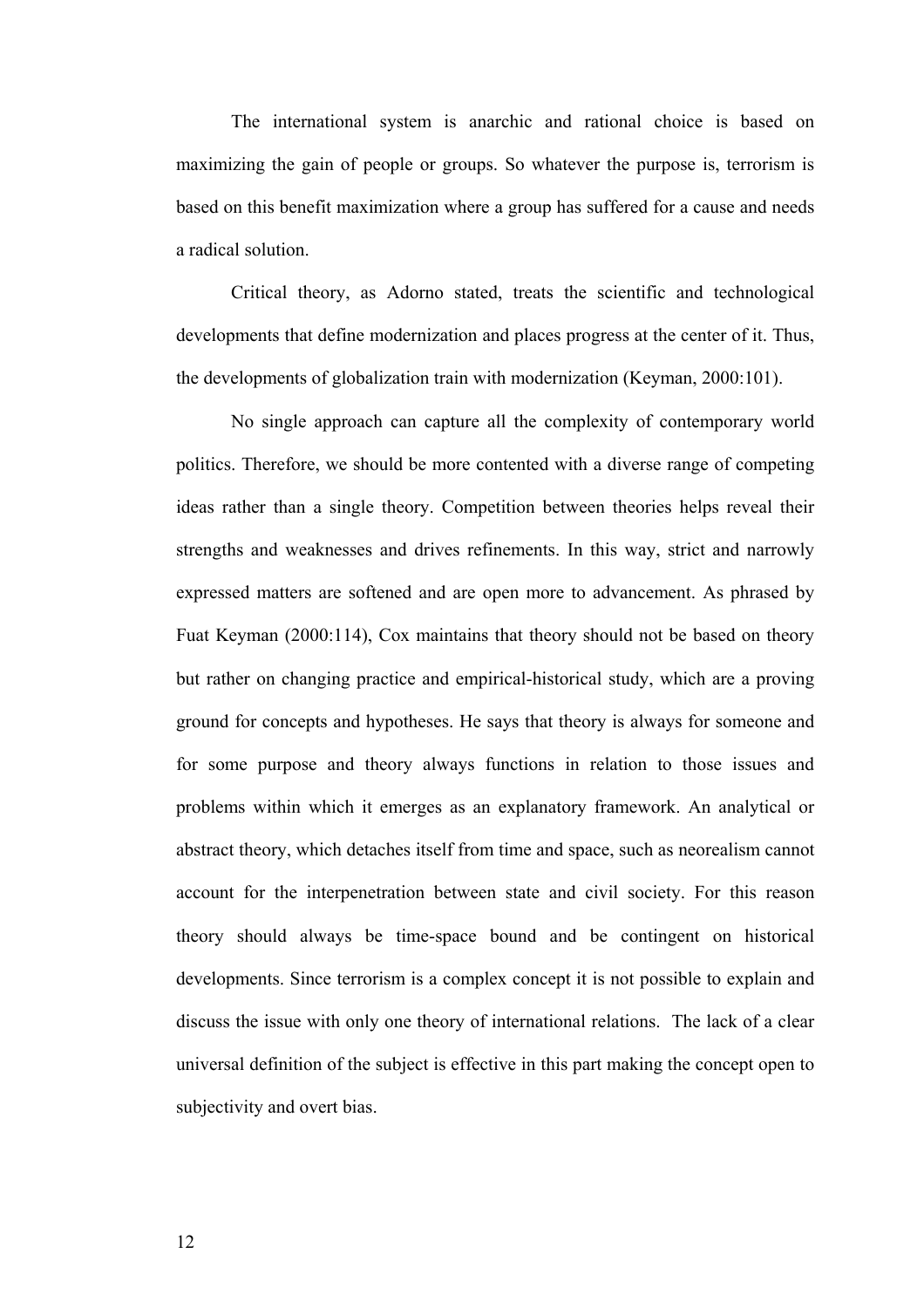The international system is anarchic and rational choice is based on maximizing the gain of people or groups. So whatever the purpose is, terrorism is based on this benefit maximization where a group has suffered for a cause and needs a radical solution.

Critical theory, as Adorno stated, treats the scientific and technological developments that define modernization and places progress at the center of it. Thus, the developments of globalization train with modernization (Keyman, 2000:101).

No single approach can capture all the complexity of contemporary world politics. Therefore, we should be more contented with a diverse range of competing ideas rather than a single theory. Competition between theories helps reveal their strengths and weaknesses and drives refinements. In this way, strict and narrowly expressed matters are softened and are open more to advancement. As phrased by Fuat Keyman (2000:114), Cox maintains that theory should not be based on theory but rather on changing practice and empirical-historical study, which are a proving ground for concepts and hypotheses. He says that theory is always for someone and for some purpose and theory always functions in relation to those issues and problems within which it emerges as an explanatory framework. An analytical or abstract theory, which detaches itself from time and space, such as neorealism cannot account for the interpenetration between state and civil society. For this reason theory should always be time-space bound and be contingent on historical developments. Since terrorism is a complex concept it is not possible to explain and discuss the issue with only one theory of international relations. The lack of a clear universal definition of the subject is effective in this part making the concept open to subjectivity and overt bias.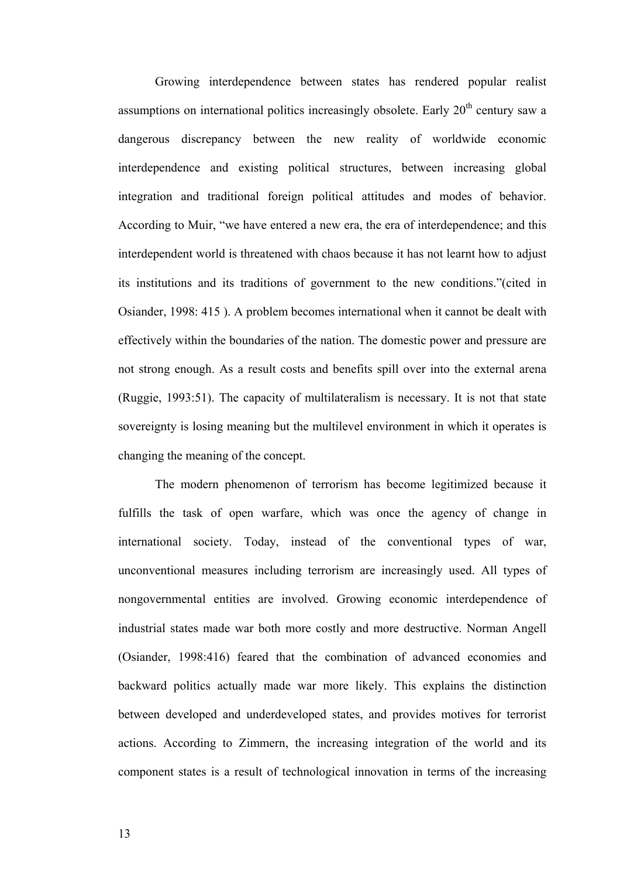Growing interdependence between states has rendered popular realist assumptions on international politics increasingly obsolete. Early 20th century saw a dangerous discrepancy between the new reality of worldwide economic interdependence and existing political structures, between increasing global integration and traditional foreign political attitudes and modes of behavior. According to Muir, "we have entered a new era, the era of interdependence; and this interdependent world is threatened with chaos because it has not learnt how to adjust its institutions and its traditions of government to the new conditions."(cited in Osiander, 1998: 415 ). A problem becomes international when it cannot be dealt with effectively within the boundaries of the nation. The domestic power and pressure are not strong enough. As a result costs and benefits spill over into the external arena (Ruggie, 1993:51). The capacity of multilateralism is necessary. It is not that state sovereignty is losing meaning but the multilevel environment in which it operates is changing the meaning of the concept.

The modern phenomenon of terrorism has become legitimized because it fulfills the task of open warfare, which was once the agency of change in international society. Today, instead of the conventional types of war, unconventional measures including terrorism are increasingly used. All types of nongovernmental entities are involved. Growing economic interdependence of industrial states made war both more costly and more destructive. Norman Angell (Osiander, 1998:416) feared that the combination of advanced economies and backward politics actually made war more likely. This explains the distinction between developed and underdeveloped states, and provides motives for terrorist actions. According to Zimmern, the increasing integration of the world and its component states is a result of technological innovation in terms of the increasing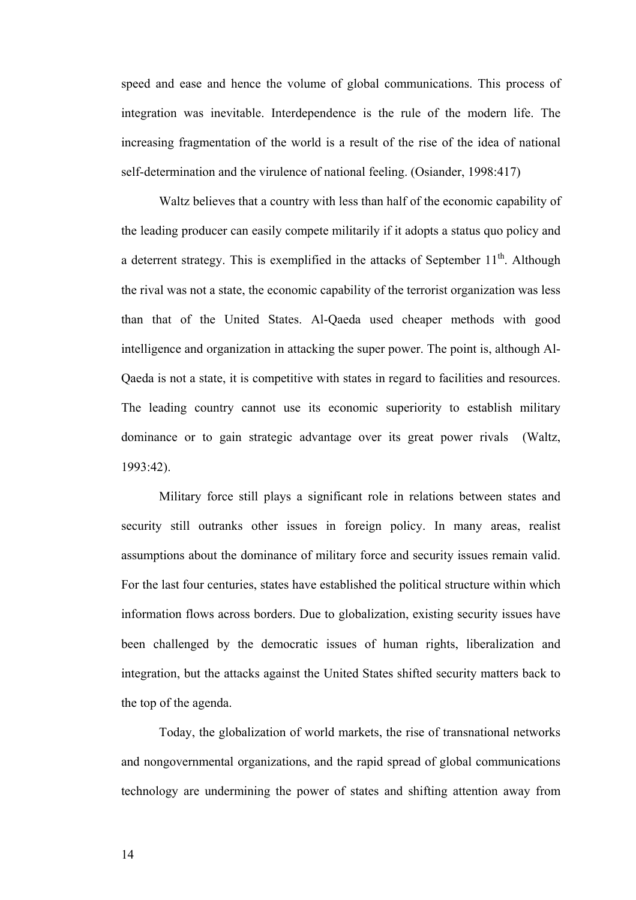speed and ease and hence the volume of global communications. This process of integration was inevitable. Interdependence is the rule of the modern life. The increasing fragmentation of the world is a result of the rise of the idea of national self-determination and the virulence of national feeling. (Osiander, 1998:417)

Waltz believes that a country with less than half of the economic capability of the leading producer can easily compete militarily if it adopts a status quo policy and a deterrent strategy. This is exemplified in the attacks of September 11th. Although the rival was not a state, the economic capability of the terrorist organization was less than that of the United States. Al-Qaeda used cheaper methods with good intelligence and organization in attacking the super power. The point is, although Al-Qaeda is not a state, it is competitive with states in regard to facilities and resources. The leading country cannot use its economic superiority to establish military dominance or to gain strategic advantage over its great power rivals (Waltz, 1993:42).

Military force still plays a significant role in relations between states and security still outranks other issues in foreign policy. In many areas, realist assumptions about the dominance of military force and security issues remain valid. For the last four centuries, states have established the political structure within which information flows across borders. Due to globalization, existing security issues have been challenged by the democratic issues of human rights, liberalization and integration, but the attacks against the United States shifted security matters back to the top of the agenda.

Today, the globalization of world markets, the rise of transnational networks and nongovernmental organizations, and the rapid spread of global communications technology are undermining the power of states and shifting attention away from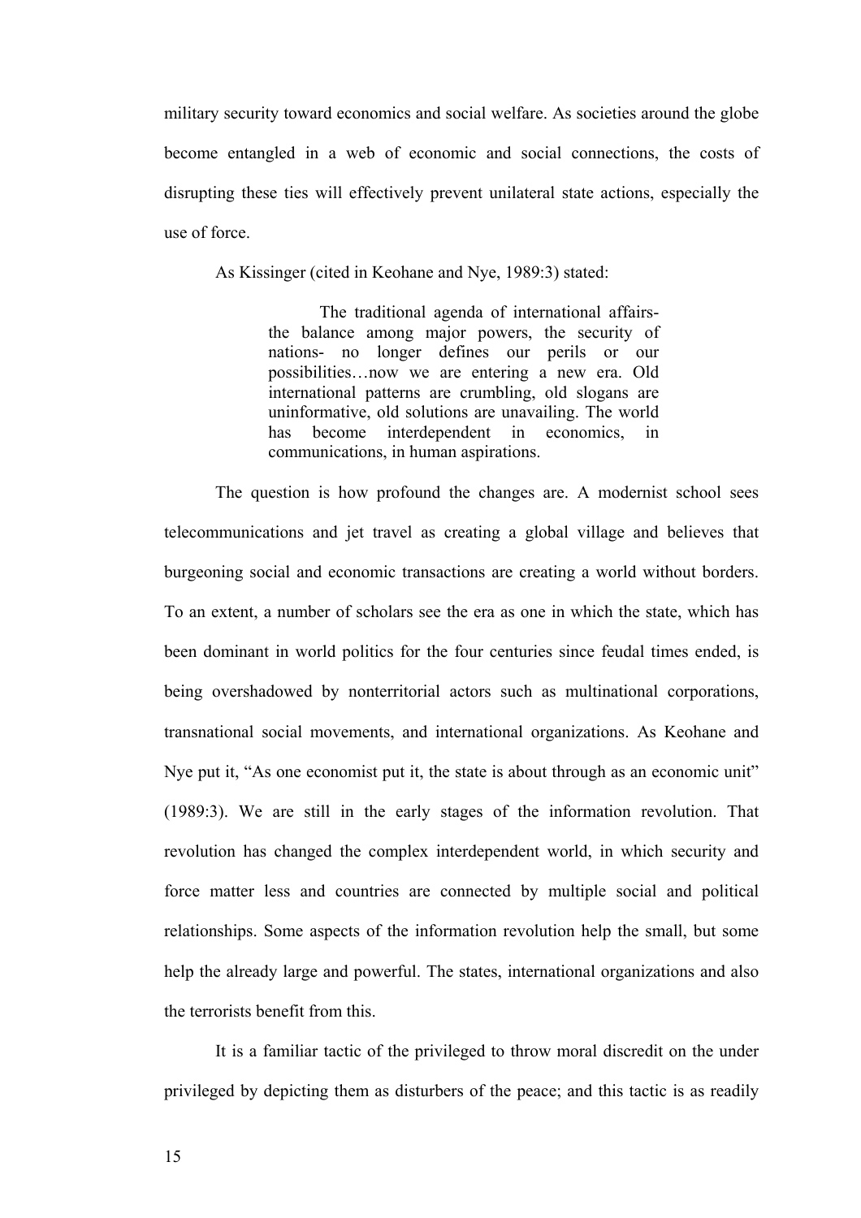military security toward economics and social welfare. As societies around the globe become entangled in a web of economic and social connections, the costs of disrupting these ties will effectively prevent unilateral state actions, especially the use of force.

As Kissinger (cited in Keohane and Nye, 1989:3) stated:

> The traditional agenda of international affairs- the balance among major powers, the security of nations- no longer defines our perils or our possibilities…now we are entering a new era. Old international patterns are crumbling, old slogans are uninformative, old solutions are unavailing. The world has become interdependent in economics, in communications, in human aspirations.

The question is how profound the changes are. A modernist school sees telecommunications and jet travel as creating a global village and believes that burgeoning social and economic transactions are creating a world without borders. To an extent, a number of scholars see the era as one in which the state, which has been dominant in world politics for the four centuries since feudal times ended, is being overshadowed by nonterritorial actors such as multinational corporations, transnational social movements, and international organizations. As Keohane and Nye put it, "As one economist put it, the state is about through as an economic unit" (1989:3). We are still in the early stages of the information revolution. That revolution has changed the complex interdependent world, in which security and force matter less and countries are connected by multiple social and political relationships. Some aspects of the information revolution help the small, but some help the already large and powerful. The states, international organizations and also the terrorists benefit from this.

It is a familiar tactic of the privileged to throw moral discredit on the under privileged by depicting them as disturbers of the peace; and this tactic is as readily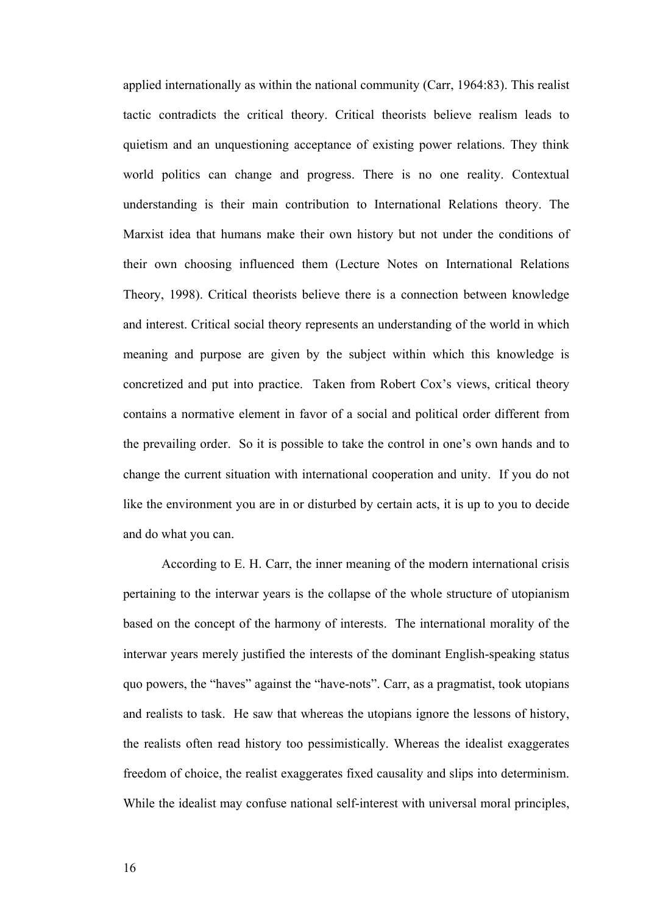applied internationally as within the national community (Carr, 1964:83). This realist tactic contradicts the critical theory. Critical theorists believe realism leads to quietism and an unquestioning acceptance of existing power relations. They think world politics can change and progress. There is no one reality. Contextual understanding is their main contribution to International Relations theory. The Marxist idea that humans make their own history but not under the conditions of their own choosing influenced them (Lecture Notes on International Relations Theory, 1998). Critical theorists believe there is a connection between knowledge and interest. Critical social theory represents an understanding of the world in which meaning and purpose are given by the subject within which this knowledge is concretized and put into practice. Taken from Robert Cox's views, critical theory contains a normative element in favor of a social and political order different from the prevailing order. So it is possible to take the control in one's own hands and to change the current situation with international cooperation and unity. If you do not like the environment you are in or disturbed by certain acts, it is up to you to decide and do what you can.

According to E. H. Carr, the inner meaning of the modern international crisis pertaining to the interwar years is the collapse of the whole structure of utopianism based on the concept of the harmony of interests. The international morality of the interwar years merely justified the interests of the dominant English-speaking status quo powers, the "haves" against the "have-nots". Carr, as a pragmatist, took utopians and realists to task. He saw that whereas the utopians ignore the lessons of history, the realists often read history too pessimistically. Whereas the idealist exaggerates freedom of choice, the realist exaggerates fixed causality and slips into determinism. While the idealist may confuse national self-interest with universal moral principles,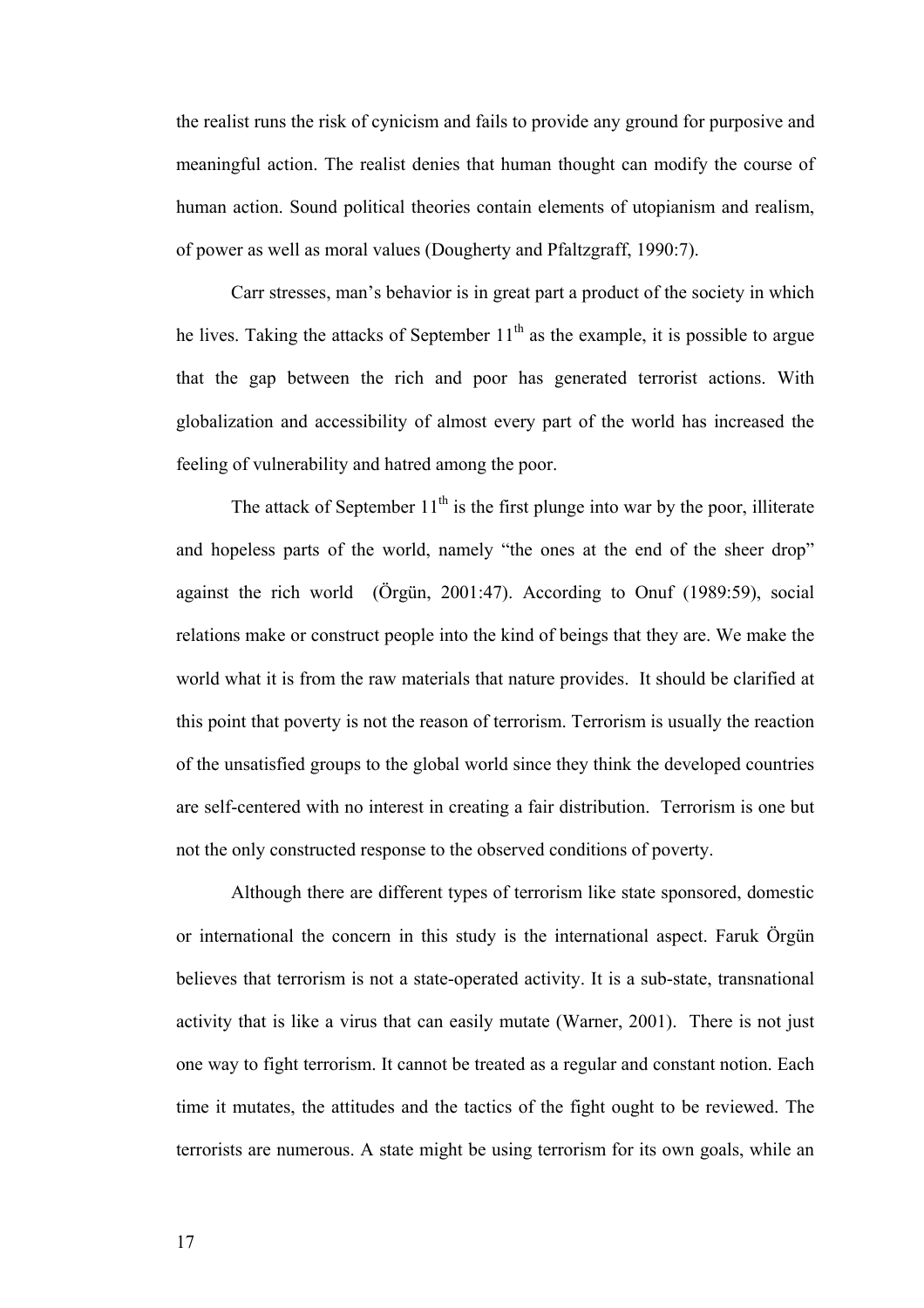the realist runs the risk of cynicism and fails to provide any ground for purposive and meaningful action. The realist denies that human thought can modify the course of human action. Sound political theories contain elements of utopianism and realism, of power as well as moral values (Dougherty and Pfaltzgraff, 1990:7).

Carr stresses, man's behavior is in great part a product of the society in which he lives. Taking the attacks of September 11th as the example, it is possible to argue that the gap between the rich and poor has generated terrorist actions. With globalization and accessibility of almost every part of the world has increased the feeling of vulnerability and hatred among the poor.

The attack of September 11th is the first plunge into war by the poor, illiterate and hopeless parts of the world, namely "the ones at the end of the sheer drop" against the rich world (Örgün, 2001:47). According to Onuf (1989:59), social relations make or construct people into the kind of beings that they are. We make the world what it is from the raw materials that nature provides. It should be clarified at this point that poverty is not the reason of terrorism. Terrorism is usually the reaction of the unsatisfied groups to the global world since they think the developed countries are self-centered with no interest in creating a fair distribution. Terrorism is one but not the only constructed response to the observed conditions of poverty.

Although there are different types of terrorism like state sponsored, domestic or international the concern in this study is the international aspect. Faruk Örgün believes that terrorism is not a state-operated activity. It is a sub-state, transnational activity that is like a virus that can easily mutate (Warner, 2001). There is not just one way to fight terrorism. It cannot be treated as a regular and constant notion. Each time it mutates, the attitudes and the tactics of the fight ought to be reviewed. The terrorists are numerous. A state might be using terrorism for its own goals, while an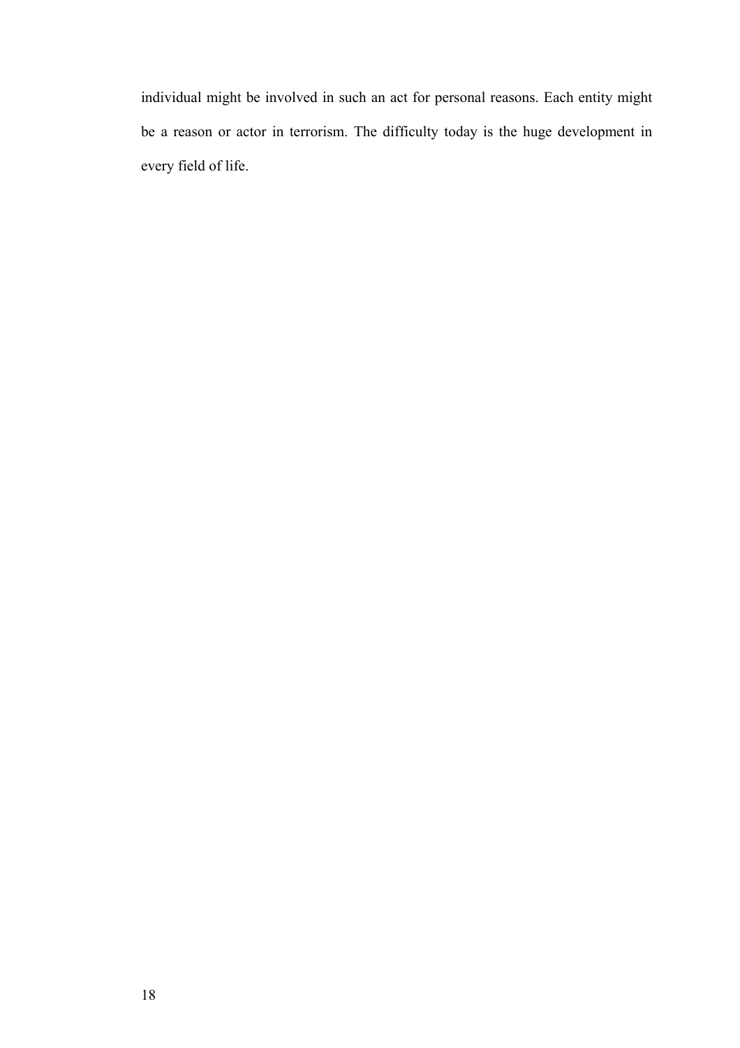individual might be involved in such an act for personal reasons. Each entity might be a reason or actor in terrorism. The difficulty today is the huge development in every field of life.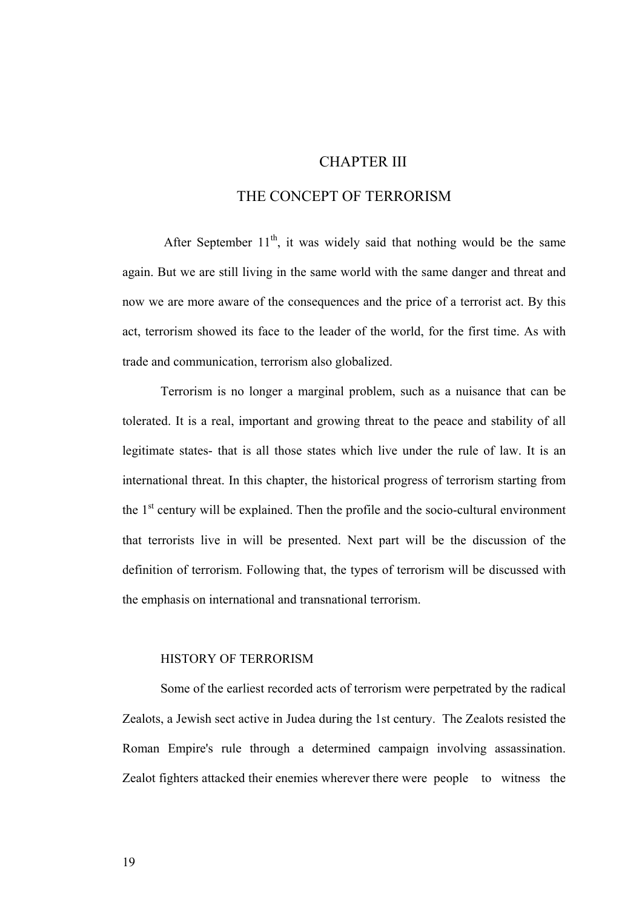# CHAPTER III

# THE CONCEPT OF TERRORISM

After September 11th, it was widely said that nothing would be the same again. But we are still living in the same world with the same danger and threat and now we are more aware of the consequences and the price of a terrorist act. By this act, terrorism showed its face to the leader of the world, for the first time. As with trade and communication, terrorism also globalized.

Terrorism is no longer a marginal problem, such as a nuisance that can be tolerated. It is a real, important and growing threat to the peace and stability of all legitimate states- that is all those states which live under the rule of law. It is an international threat. In this chapter, the historical progress of terrorism starting from the 1st century will be explained. Then the profile and the socio-cultural environment that terrorists live in will be presented. Next part will be the discussion of the definition of terrorism. Following that, the types of terrorism will be discussed with the emphasis on international and transnational terrorism.

## HISTORY OF TERRORISM

Some of the earliest recorded acts of terrorism were perpetrated by the radical Zealots, a Jewish sect active in Judea during the 1st century. The Zealots resisted the Roman Empire's rule through a determined campaign involving assassination. Zealot fighters attacked their enemies wherever there were people to witness the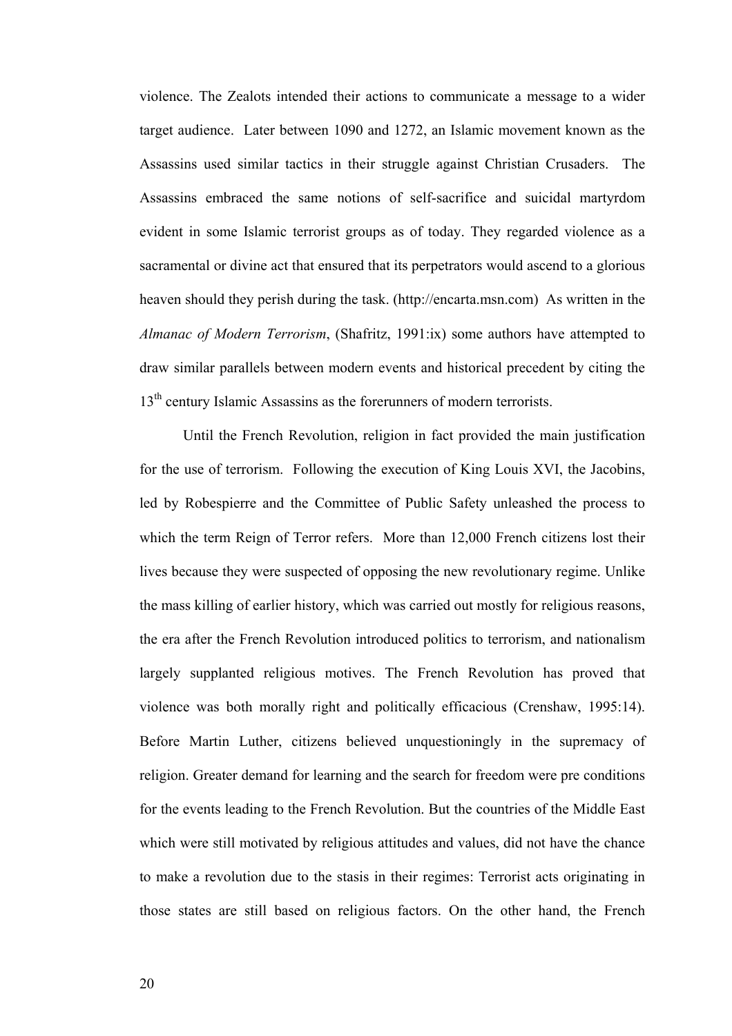violence. The Zealots intended their actions to communicate a message to a wider target audience. Later between 1090 and 1272, an Islamic movement known as the Assassins used similar tactics in their struggle against Christian Crusaders. The Assassins embraced the same notions of self-sacrifice and suicidal martyrdom evident in some Islamic terrorist groups as of today. They regarded violence as a sacramental or divine act that ensured that its perpetrators would ascend to a glorious heaven should they perish during the task. (http://encarta.msn.com) As written in the *Almanac of Modern Terrorism*, (Shafritz, 1991:ix) some authors have attempted to draw similar parallels between modern events and historical precedent by citing the 13th century Islamic Assassins as the forerunners of modern terrorists.

Until the French Revolution, religion in fact provided the main justification for the use of terrorism. Following the execution of King Louis XVI, the Jacobins, led by Robespierre and the Committee of Public Safety unleashed the process to which the term Reign of Terror refers. More than 12,000 French citizens lost their lives because they were suspected of opposing the new revolutionary regime. Unlike the mass killing of earlier history, which was carried out mostly for religious reasons, the era after the French Revolution introduced politics to terrorism, and nationalism largely supplanted religious motives. The French Revolution has proved that violence was both morally right and politically efficacious (Crenshaw, 1995:14). Before Martin Luther, citizens believed unquestioningly in the supremacy of religion. Greater demand for learning and the search for freedom were pre conditions for the events leading to the French Revolution. But the countries of the Middle East which were still motivated by religious attitudes and values, did not have the chance to make a revolution due to the stasis in their regimes: Terrorist acts originating in those states are still based on religious factors. On the other hand, the French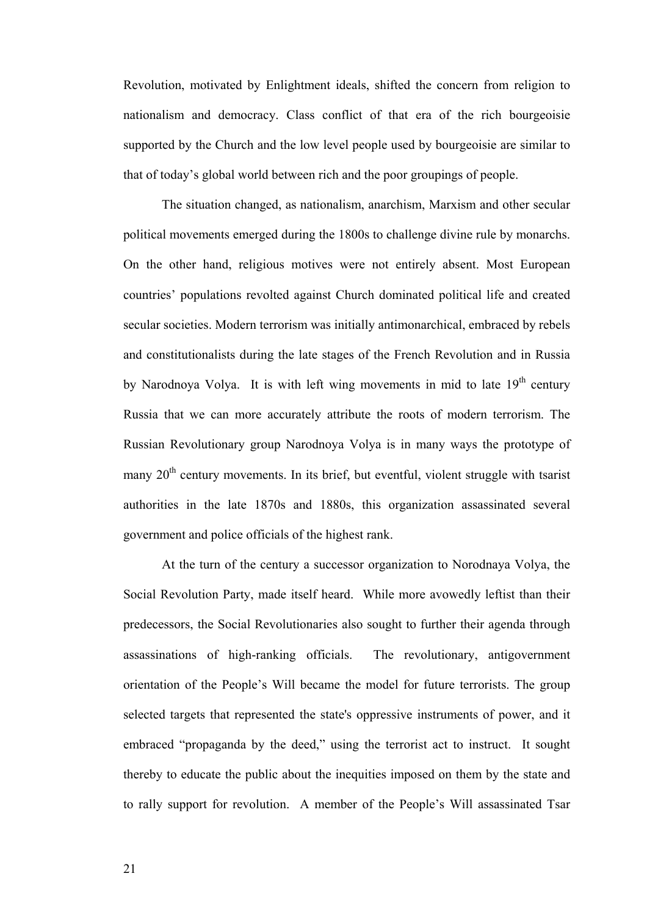Revolution, motivated by Enlightment ideals, shifted the concern from religion to nationalism and democracy. Class conflict of that era of the rich bourgeoisie supported by the Church and the low level people used by bourgeoisie are similar to that of today's global world between rich and the poor groupings of people.

The situation changed, as nationalism, anarchism, Marxism and other secular political movements emerged during the 1800s to challenge divine rule by monarchs. On the other hand, religious motives were not entirely absent. Most European countries' populations revolted against Church dominated political life and created secular societies. Modern terrorism was initially antimonarchical, embraced by rebels and constitutionalists during the late stages of the French Revolution and in Russia by Narodnoya Volya. It is with left wing movements in mid to late 19th century Russia that we can more accurately attribute the roots of modern terrorism. The Russian Revolutionary group Narodnoya Volya is in many ways the prototype of many 20th century movements. In its brief, but eventful, violent struggle with tsarist authorities in the late 1870s and 1880s, this organization assassinated several government and police officials of the highest rank.

At the turn of the century a successor organization to Norodnaya Volya, the Social Revolution Party, made itself heard. While more avowedly leftist than their predecessors, the Social Revolutionaries also sought to further their agenda through assassinations of high-ranking officials. The revolutionary, antigovernment orientation of the People's Will became the model for future terrorists. The group selected targets that represented the state's oppressive instruments of power, and it embraced "propaganda by the deed," using the terrorist act to instruct. It sought thereby to educate the public about the inequities imposed on them by the state and to rally support for revolution. A member of the People's Will assassinated Tsar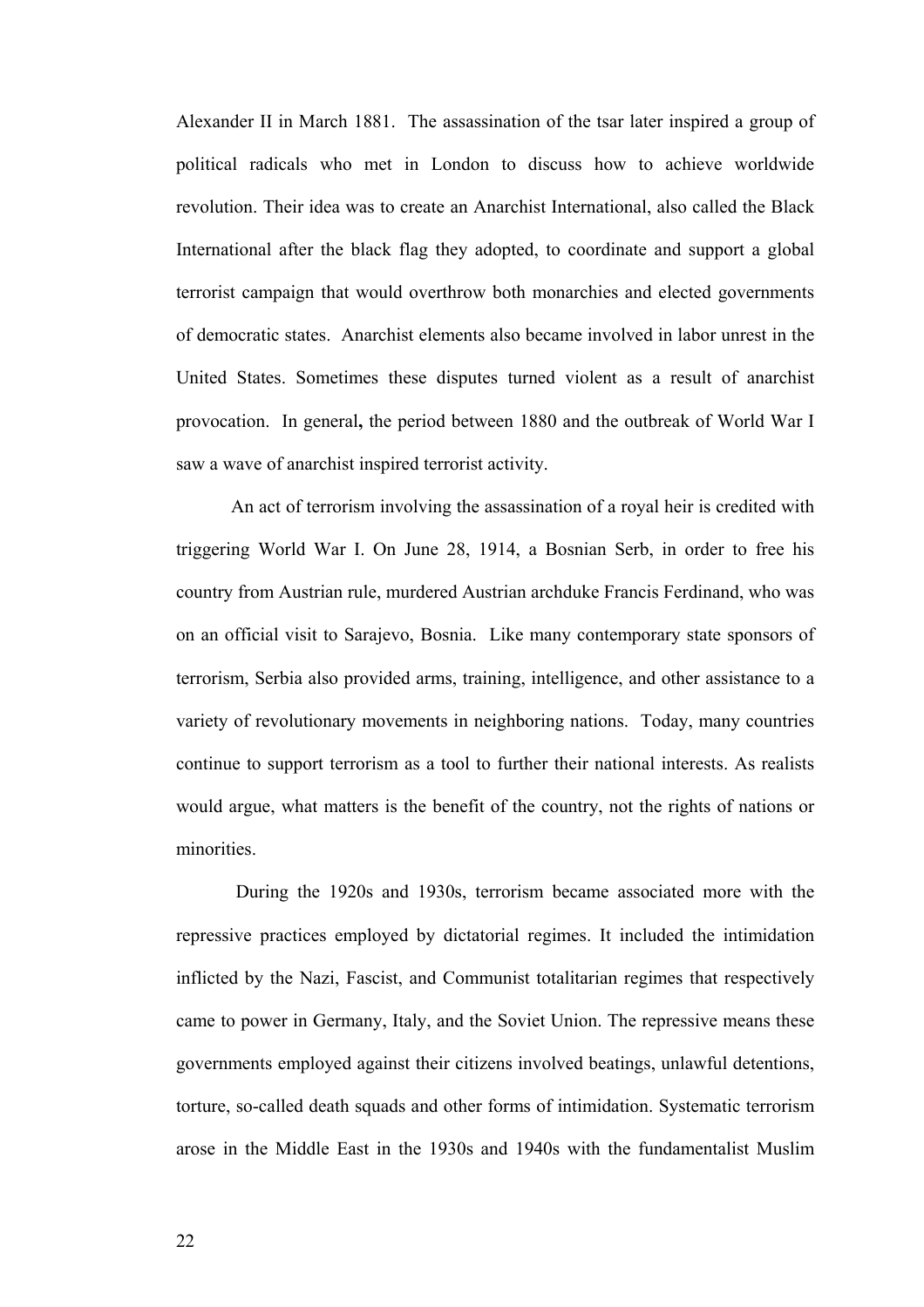Alexander II in March 1881. The assassination of the tsar later inspired a group of political radicals who met in London to discuss how to achieve worldwide revolution. Their idea was to create an Anarchist International, also called the Black International after the black flag they adopted, to coordinate and support a global terrorist campaign that would overthrow both monarchies and elected governments of democratic states. Anarchist elements also became involved in labor unrest in the United States. Sometimes these disputes turned violent as a result of anarchist provocation. In general**,** the period between 1880 and the outbreak of World War I saw a wave of anarchist inspired terrorist activity.

An act of terrorism involving the assassination of a royal heir is credited with triggering World War I. On June 28, 1914, a Bosnian Serb, in order to free his country from Austrian rule, murdered Austrian archduke Francis Ferdinand, who was on an official visit to Sarajevo, Bosnia. Like many contemporary state sponsors of terrorism, Serbia also provided arms, training, intelligence, and other assistance to a variety of revolutionary movements in neighboring nations. Today, many countries continue to support terrorism as a tool to further their national interests. As realists would argue, what matters is the benefit of the country, not the rights of nations or minorities.

During the 1920s and 1930s, terrorism became associated more with the repressive practices employed by dictatorial regimes. It included the intimidation inflicted by the Nazi, Fascist, and Communist totalitarian regimes that respectively came to power in Germany, Italy, and the Soviet Union. The repressive means these governments employed against their citizens involved beatings, unlawful detentions, torture, so-called death squads and other forms of intimidation. Systematic terrorism arose in the Middle East in the 1930s and 1940s with the fundamentalist Muslim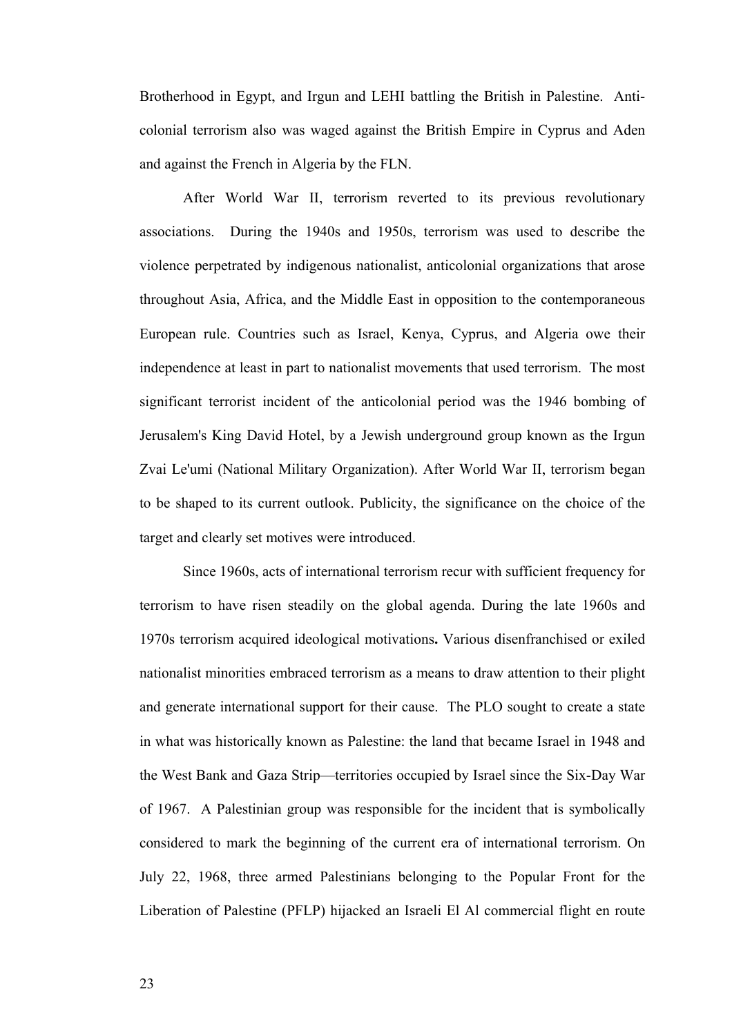Brotherhood in Egypt, and Irgun and LEHI battling the British in Palestine. Anti-colonial terrorism also was waged against the British Empire in Cyprus and Aden and against the French in Algeria by the FLN.

After World War II, terrorism reverted to its previous revolutionary associations. During the 1940s and 1950s, terrorism was used to describe the violence perpetrated by indigenous nationalist, anticolonial organizations that arose throughout Asia, Africa, and the Middle East in opposition to the contemporaneous European rule. Countries such as Israel, Kenya, Cyprus, and Algeria owe their independence at least in part to nationalist movements that used terrorism. The most significant terrorist incident of the anticolonial period was the 1946 bombing of Jerusalem's King David Hotel, by a Jewish underground group known as the Irgun Zvai Le'umi (National Military Organization). After World War II, terrorism began to be shaped to its current outlook. Publicity, the significance on the choice of the target and clearly set motives were introduced.

Since 1960s, acts of international terrorism recur with sufficient frequency for terrorism to have risen steadily on the global agenda. During the late 1960s and 1970s terrorism acquired ideological motivations**.** Various disenfranchised or exiled nationalist minorities embraced terrorism as a means to draw attention to their plight and generate international support for their cause. The PLO sought to create a state in what was historically known as Palestine: the land that became Israel in 1948 and the West Bank and Gaza Strip—territories occupied by Israel since the Six-Day War of 1967. A Palestinian group was responsible for the incident that is symbolically considered to mark the beginning of the current era of international terrorism. On July 22, 1968, three armed Palestinians belonging to the Popular Front for the Liberation of Palestine (PFLP) hijacked an Israeli El Al commercial flight en route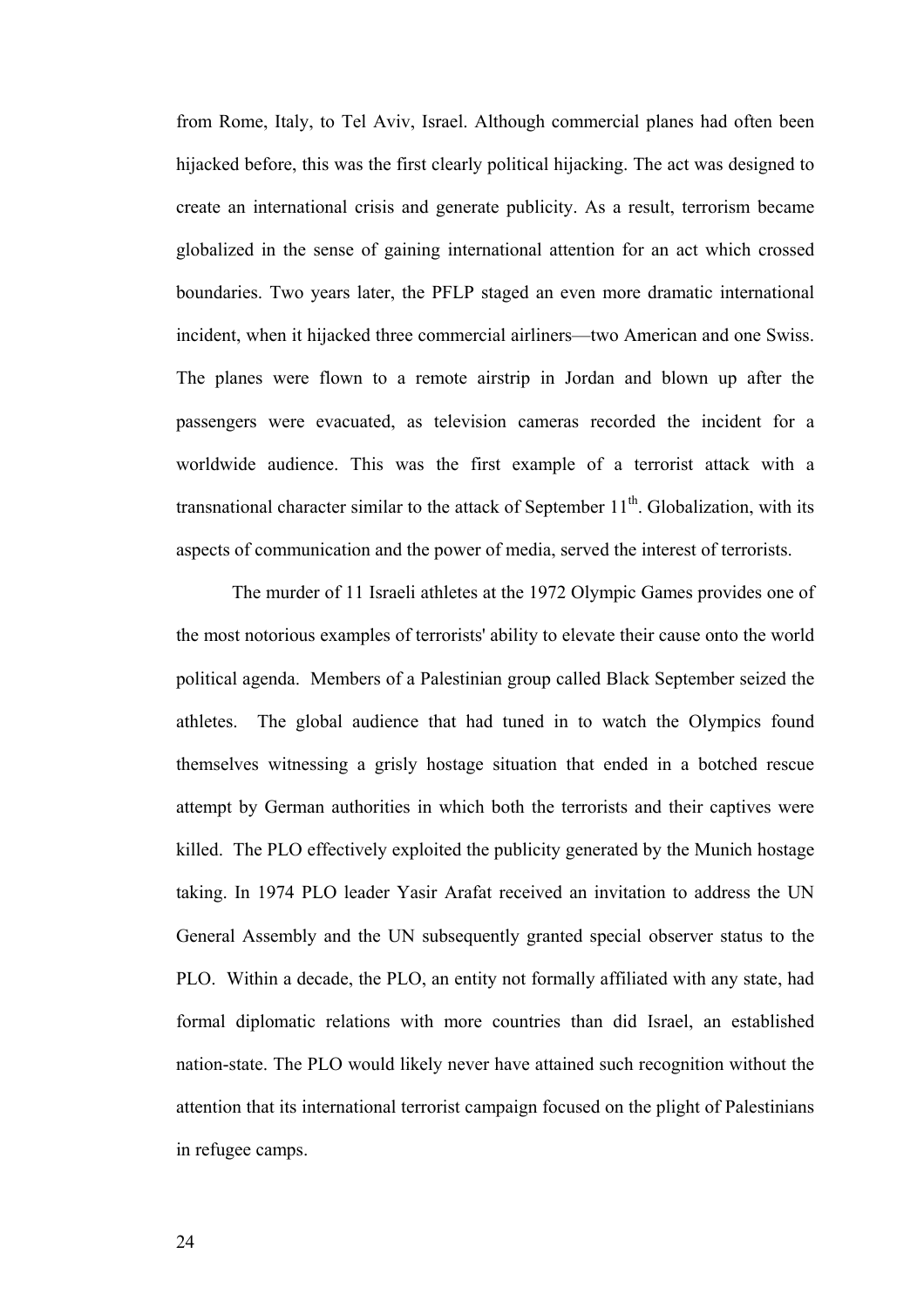from Rome, Italy, to Tel Aviv, Israel. Although commercial planes had often been hijacked before, this was the first clearly political hijacking. The act was designed to create an international crisis and generate publicity. As a result, terrorism became globalized in the sense of gaining international attention for an act which crossed boundaries. Two years later, the PFLP staged an even more dramatic international incident, when it hijacked three commercial airliners—two American and one Swiss. The planes were flown to a remote airstrip in Jordan and blown up after the passengers were evacuated, as television cameras recorded the incident for a worldwide audience. This was the first example of a terrorist attack with a transnational character similar to the attack of September 11th. Globalization, with its aspects of communication and the power of media, served the interest of terrorists.

The murder of 11 Israeli athletes at the 1972 Olympic Games provides one of the most notorious examples of terrorists' ability to elevate their cause onto the world political agenda. Members of a Palestinian group called Black September seized the athletes. The global audience that had tuned in to watch the Olympics found themselves witnessing a grisly hostage situation that ended in a botched rescue attempt by German authorities in which both the terrorists and their captives were killed. The PLO effectively exploited the publicity generated by the Munich hostage taking. In 1974 PLO leader Yasir Arafat received an invitation to address the UN General Assembly and the UN subsequently granted special observer status to the PLO. Within a decade, the PLO, an entity not formally affiliated with any state, had formal diplomatic relations with more countries than did Israel, an established nation-state. The PLO would likely never have attained such recognition without the attention that its international terrorist campaign focused on the plight of Palestinians in refugee camps.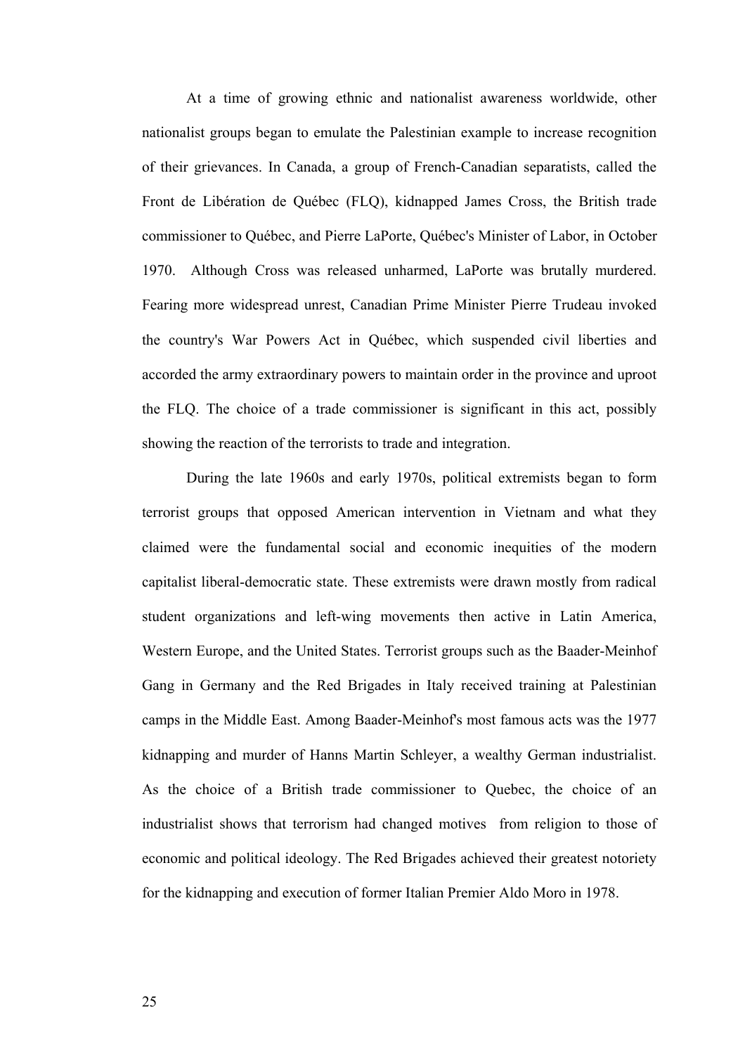At a time of growing ethnic and nationalist awareness worldwide, other nationalist groups began to emulate the Palestinian example to increase recognition of their grievances. In Canada, a group of French-Canadian separatists, called the Front de Libération de Québec (FLQ), kidnapped James Cross, the British trade commissioner to Québec, and Pierre LaPorte, Québec's Minister of Labor, in October 1970. Although Cross was released unharmed, LaPorte was brutally murdered. Fearing more widespread unrest, Canadian Prime Minister Pierre Trudeau invoked the country's War Powers Act in Québec, which suspended civil liberties and accorded the army extraordinary powers to maintain order in the province and uproot the FLQ. The choice of a trade commissioner is significant in this act, possibly showing the reaction of the terrorists to trade and integration.

During the late 1960s and early 1970s, political extremists began to form terrorist groups that opposed American intervention in Vietnam and what they claimed were the fundamental social and economic inequities of the modern capitalist liberal-democratic state. These extremists were drawn mostly from radical student organizations and left-wing movements then active in Latin America, Western Europe, and the United States. Terrorist groups such as the Baader-Meinhof Gang in Germany and the Red Brigades in Italy received training at Palestinian camps in the Middle East. Among Baader-Meinhof's most famous acts was the 1977 kidnapping and murder of Hanns Martin Schleyer, a wealthy German industrialist. As the choice of a British trade commissioner to Quebec, the choice of an industrialist shows that terrorism had changed motives from religion to those of economic and political ideology. The Red Brigades achieved their greatest notoriety for the kidnapping and execution of former Italian Premier Aldo Moro in 1978.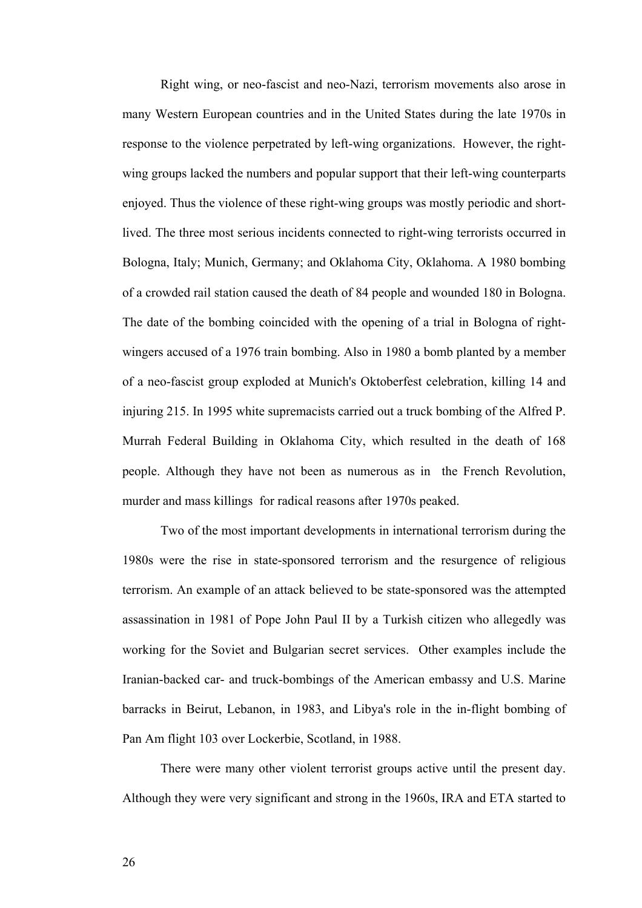Right wing, or neo-fascist and neo-Nazi, terrorism movements also arose in many Western European countries and in the United States during the late 1970s in response to the violence perpetrated by left-wing organizations. However, the right-wing groups lacked the numbers and popular support that their left-wing counterparts enjoyed. Thus the violence of these right-wing groups was mostly periodic and short-lived. The three most serious incidents connected to right-wing terrorists occurred in Bologna, Italy; Munich, Germany; and Oklahoma City, Oklahoma. A 1980 bombing of a crowded rail station caused the death of 84 people and wounded 180 in Bologna. The date of the bombing coincided with the opening of a trial in Bologna of right-wingers accused of a 1976 train bombing. Also in 1980 a bomb planted by a member of a neo-fascist group exploded at Munich's Oktoberfest celebration, killing 14 and injuring 215. In 1995 white supremacists carried out a truck bombing of the Alfred P. Murrah Federal Building in Oklahoma City, which resulted in the death of 168 people. Although they have not been as numerous as in the French Revolution, murder and mass killings for radical reasons after 1970s peaked.

Two of the most important developments in international terrorism during the 1980s were the rise in state-sponsored terrorism and the resurgence of religious terrorism. An example of an attack believed to be state-sponsored was the attempted assassination in 1981 of Pope John Paul II by a Turkish citizen who allegedly was working for the Soviet and Bulgarian secret services. Other examples include the Iranian-backed car- and truck-bombings of the American embassy and U.S. Marine barracks in Beirut, Lebanon, in 1983, and Libya's role in the in-flight bombing of Pan Am flight 103 over Lockerbie, Scotland, in 1988.

There were many other violent terrorist groups active until the present day. Although they were very significant and strong in the 1960s, IRA and ETA started to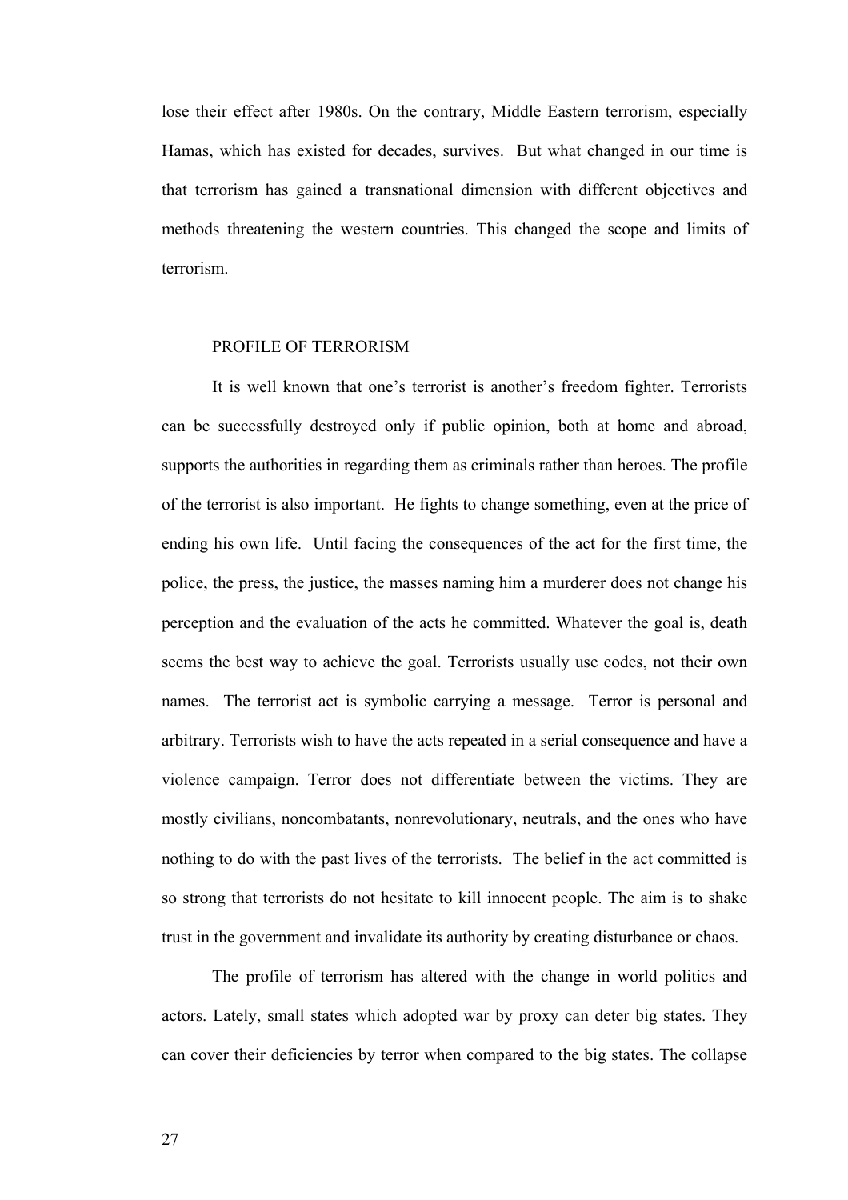lose their effect after 1980s. On the contrary, Middle Eastern terrorism, especially Hamas, which has existed for decades, survives. But what changed in our time is that terrorism has gained a transnational dimension with different objectives and methods threatening the western countries. This changed the scope and limits of terrorism.

## PROFILE OF TERRORISM

It is well known that one's terrorist is another's freedom fighter. Terrorists can be successfully destroyed only if public opinion, both at home and abroad, supports the authorities in regarding them as criminals rather than heroes. The profile of the terrorist is also important. He fights to change something, even at the price of ending his own life. Until facing the consequences of the act for the first time, the police, the press, the justice, the masses naming him a murderer does not change his perception and the evaluation of the acts he committed. Whatever the goal is, death seems the best way to achieve the goal. Terrorists usually use codes, not their own names. The terrorist act is symbolic carrying a message. Terror is personal and arbitrary. Terrorists wish to have the acts repeated in a serial consequence and have a violence campaign. Terror does not differentiate between the victims. They are mostly civilians, noncombatants, nonrevolutionary, neutrals, and the ones who have nothing to do with the past lives of the terrorists. The belief in the act committed is so strong that terrorists do not hesitate to kill innocent people. The aim is to shake trust in the government and invalidate its authority by creating disturbance or chaos.

The profile of terrorism has altered with the change in world politics and actors. Lately, small states which adopted war by proxy can deter big states. They can cover their deficiencies by terror when compared to the big states. The collapse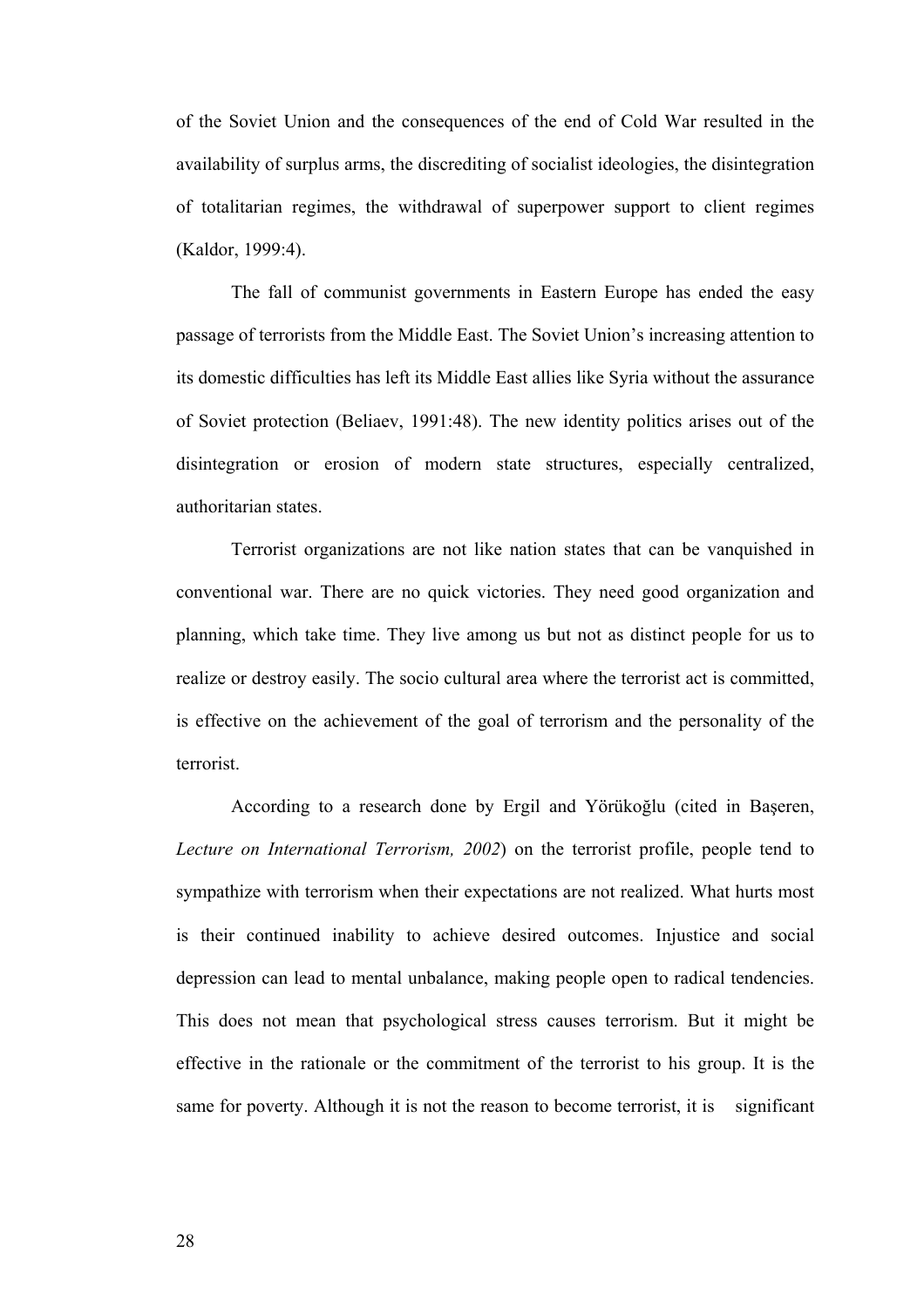of the Soviet Union and the consequences of the end of Cold War resulted in the availability of surplus arms, the discrediting of socialist ideologies, the disintegration of totalitarian regimes, the withdrawal of superpower support to client regimes (Kaldor, 1999:4).

The fall of communist governments in Eastern Europe has ended the easy passage of terrorists from the Middle East. The Soviet Union's increasing attention to its domestic difficulties has left its Middle East allies like Syria without the assurance of Soviet protection (Beliaev, 1991:48). The new identity politics arises out of the disintegration or erosion of modern state structures, especially centralized, authoritarian states.

Terrorist organizations are not like nation states that can be vanquished in conventional war. There are no quick victories. They need good organization and planning, which take time. They live among us but not as distinct people for us to realize or destroy easily. The socio cultural area where the terrorist act is committed, is effective on the achievement of the goal of terrorism and the personality of the terrorist.

According to a research done by Ergil and Yörükoğlu (cited in Başeren, *Lecture on International Terrorism, 2002*) on the terrorist profile, people tend to sympathize with terrorism when their expectations are not realized. What hurts most is their continued inability to achieve desired outcomes. Injustice and social depression can lead to mental unbalance, making people open to radical tendencies. This does not mean that psychological stress causes terrorism. But it might be effective in the rationale or the commitment of the terrorist to his group. It is the same for poverty. Although it is not the reason to become terrorist, it is significant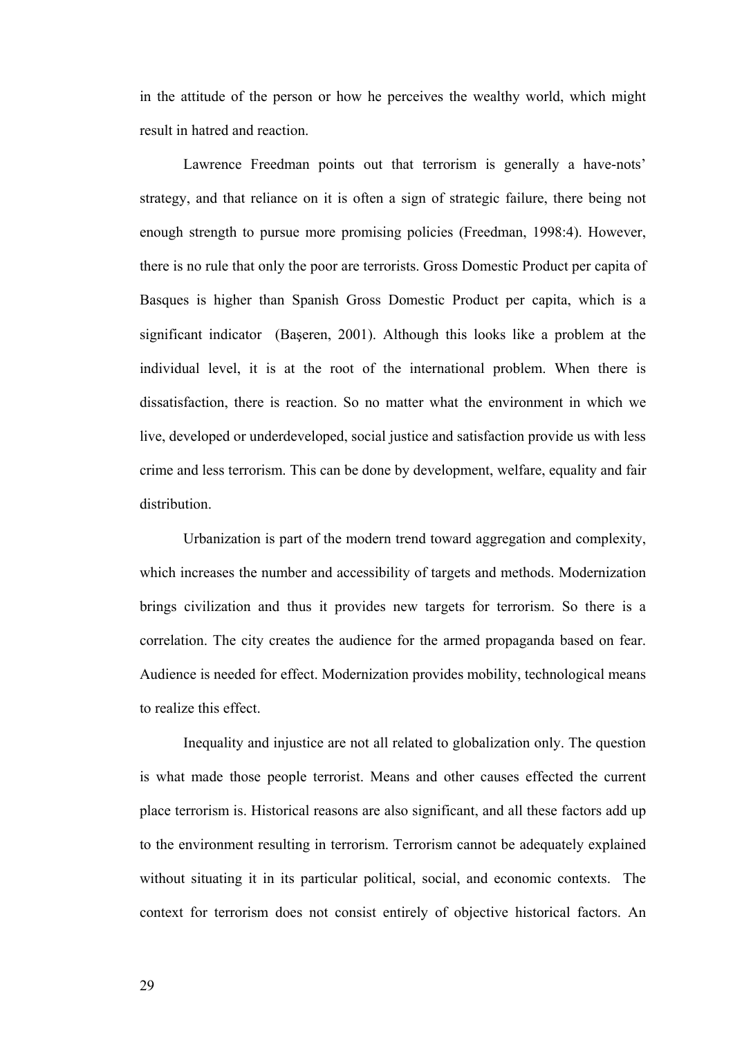in the attitude of the person or how he perceives the wealthy world, which might result in hatred and reaction.

Lawrence Freedman points out that terrorism is generally a have-nots' strategy, and that reliance on it is often a sign of strategic failure, there being not enough strength to pursue more promising policies (Freedman, 1998:4). However, there is no rule that only the poor are terrorists. Gross Domestic Product per capita of Basques is higher than Spanish Gross Domestic Product per capita, which is a significant indicator (Başeren, 2001). Although this looks like a problem at the individual level, it is at the root of the international problem. When there is dissatisfaction, there is reaction. So no matter what the environment in which we live, developed or underdeveloped, social justice and satisfaction provide us with less crime and less terrorism. This can be done by development, welfare, equality and fair distribution.

Urbanization is part of the modern trend toward aggregation and complexity, which increases the number and accessibility of targets and methods. Modernization brings civilization and thus it provides new targets for terrorism. So there is a correlation. The city creates the audience for the armed propaganda based on fear. Audience is needed for effect. Modernization provides mobility, technological means to realize this effect.

Inequality and injustice are not all related to globalization only. The question is what made those people terrorist. Means and other causes effected the current place terrorism is. Historical reasons are also significant, and all these factors add up to the environment resulting in terrorism. Terrorism cannot be adequately explained without situating it in its particular political, social, and economic contexts. The context for terrorism does not consist entirely of objective historical factors. An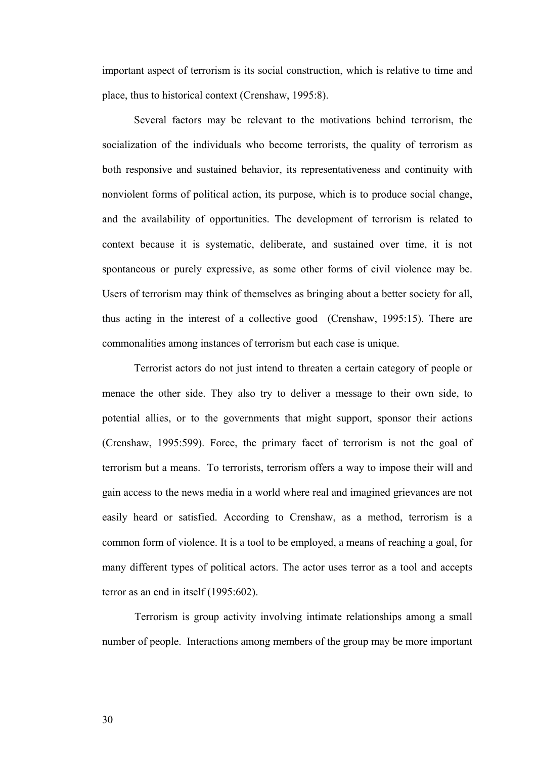important aspect of terrorism is its social construction, which is relative to time and place, thus to historical context (Crenshaw, 1995:8).

Several factors may be relevant to the motivations behind terrorism, the socialization of the individuals who become terrorists, the quality of terrorism as both responsive and sustained behavior, its representativeness and continuity with nonviolent forms of political action, its purpose, which is to produce social change, and the availability of opportunities. The development of terrorism is related to context because it is systematic, deliberate, and sustained over time, it is not spontaneous or purely expressive, as some other forms of civil violence may be. Users of terrorism may think of themselves as bringing about a better society for all, thus acting in the interest of a collective good (Crenshaw, 1995:15). There are commonalities among instances of terrorism but each case is unique.

Terrorist actors do not just intend to threaten a certain category of people or menace the other side. They also try to deliver a message to their own side, to potential allies, or to the governments that might support, sponsor their actions (Crenshaw, 1995:599). Force, the primary facet of terrorism is not the goal of terrorism but a means. To terrorists, terrorism offers a way to impose their will and gain access to the news media in a world where real and imagined grievances are not easily heard or satisfied. According to Crenshaw, as a method, terrorism is a common form of violence. It is a tool to be employed, a means of reaching a goal, for many different types of political actors. The actor uses terror as a tool and accepts terror as an end in itself (1995:602).

Terrorism is group activity involving intimate relationships among a small number of people. Interactions among members of the group may be more important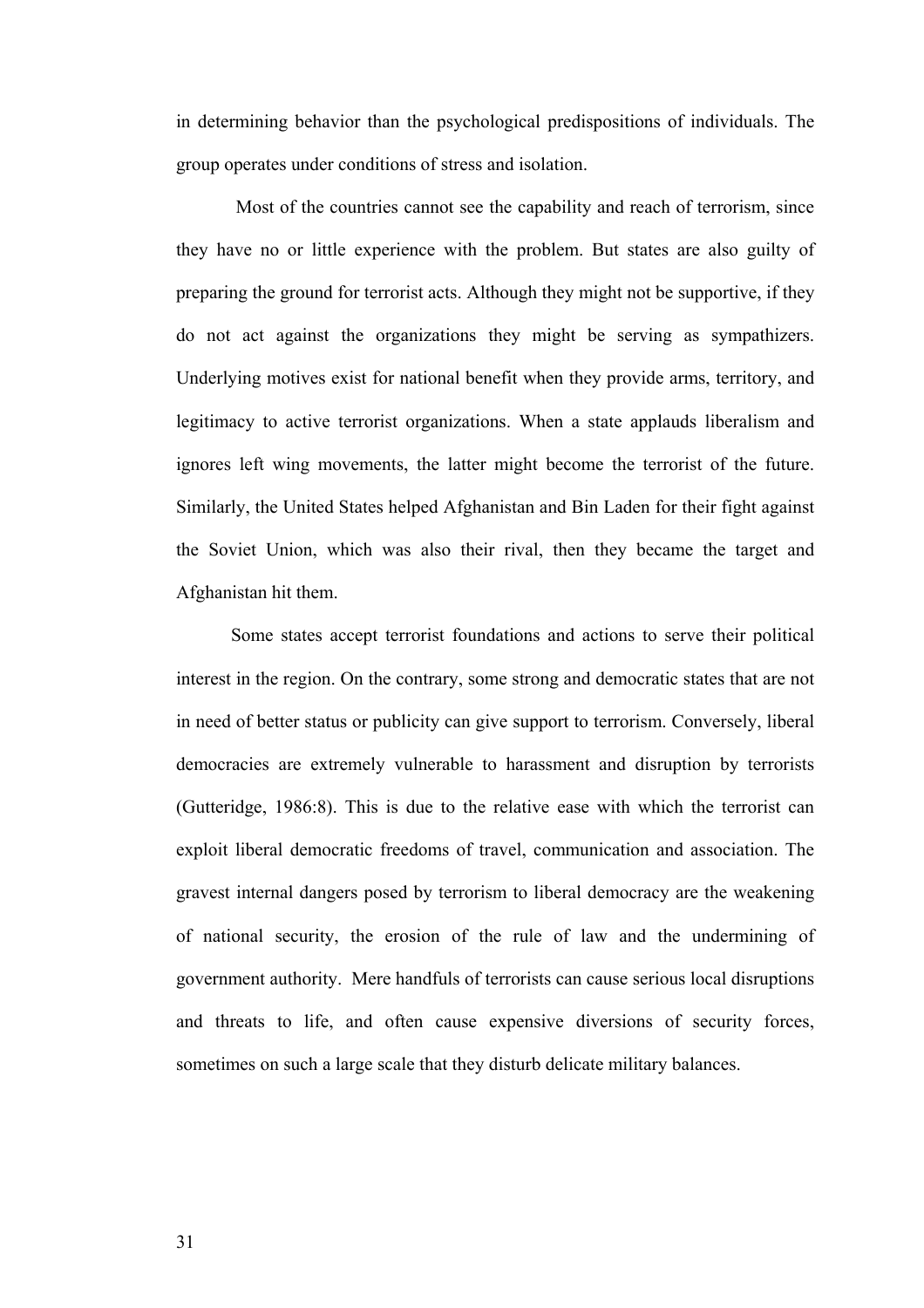in determining behavior than the psychological predispositions of individuals. The group operates under conditions of stress and isolation.

Most of the countries cannot see the capability and reach of terrorism, since they have no or little experience with the problem. But states are also guilty of preparing the ground for terrorist acts. Although they might not be supportive, if they do not act against the organizations they might be serving as sympathizers. Underlying motives exist for national benefit when they provide arms, territory, and legitimacy to active terrorist organizations. When a state applauds liberalism and ignores left wing movements, the latter might become the terrorist of the future. Similarly, the United States helped Afghanistan and Bin Laden for their fight against the Soviet Union, which was also their rival, then they became the target and Afghanistan hit them.

Some states accept terrorist foundations and actions to serve their political interest in the region. On the contrary, some strong and democratic states that are not in need of better status or publicity can give support to terrorism. Conversely, liberal democracies are extremely vulnerable to harassment and disruption by terrorists (Gutteridge, 1986:8). This is due to the relative ease with which the terrorist can exploit liberal democratic freedoms of travel, communication and association. The gravest internal dangers posed by terrorism to liberal democracy are the weakening of national security, the erosion of the rule of law and the undermining of government authority. Mere handfuls of terrorists can cause serious local disruptions and threats to life, and often cause expensive diversions of security forces, sometimes on such a large scale that they disturb delicate military balances.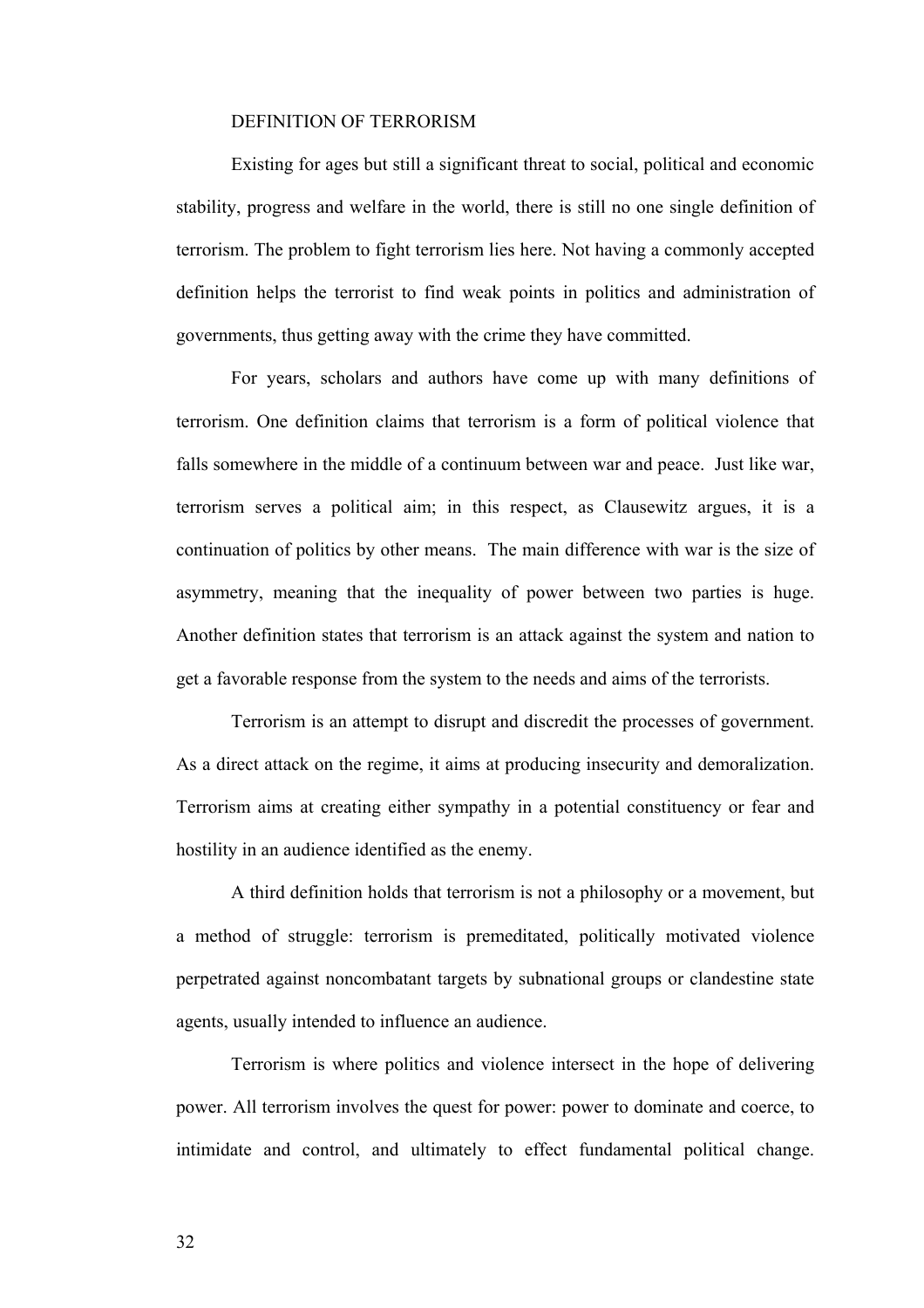## DEFINITION OF TERRORISM

Existing for ages but still a significant threat to social, political and economic stability, progress and welfare in the world, there is still no one single definition of terrorism. The problem to fight terrorism lies here. Not having a commonly accepted definition helps the terrorist to find weak points in politics and administration of governments, thus getting away with the crime they have committed.

For years, scholars and authors have come up with many definitions of terrorism. One definition claims that terrorism is a form of political violence that falls somewhere in the middle of a continuum between war and peace. Just like war, terrorism serves a political aim; in this respect, as Clausewitz argues, it is a continuation of politics by other means. The main difference with war is the size of asymmetry, meaning that the inequality of power between two parties is huge. Another definition states that terrorism is an attack against the system and nation to get a favorable response from the system to the needs and aims of the terrorists.

Terrorism is an attempt to disrupt and discredit the processes of government. As a direct attack on the regime, it aims at producing insecurity and demoralization. Terrorism aims at creating either sympathy in a potential constituency or fear and hostility in an audience identified as the enemy.

A third definition holds that terrorism is not a philosophy or a movement, but a method of struggle: terrorism is premeditated, politically motivated violence perpetrated against noncombatant targets by subnational groups or clandestine state agents, usually intended to influence an audience.

Terrorism is where politics and violence intersect in the hope of delivering power. All terrorism involves the quest for power: power to dominate and coerce, to intimidate and control, and ultimately to effect fundamental political change.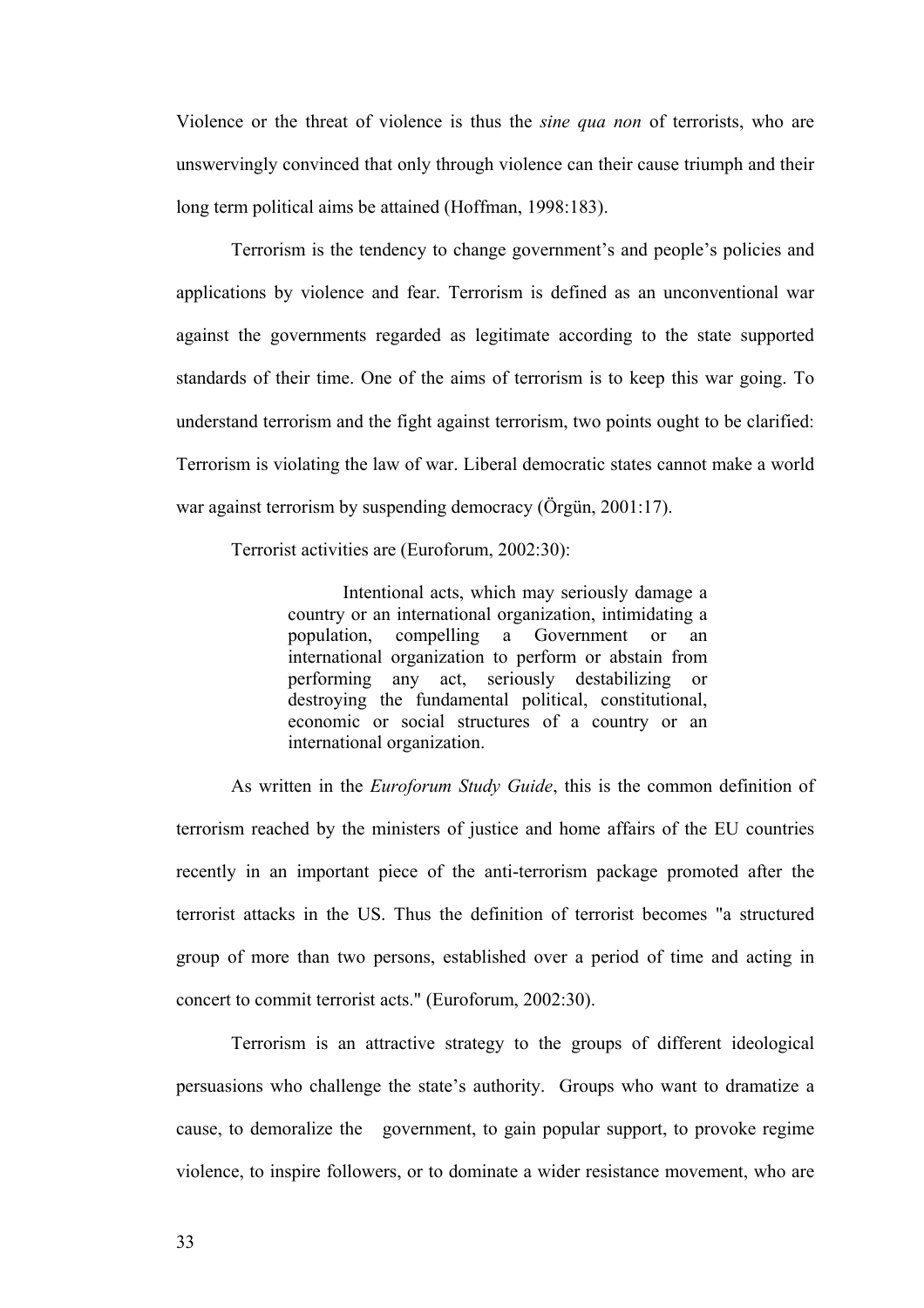Violence or the threat of violence is thus the *sine qua non* of terrorists, who are unswervingly convinced that only through violence can their cause triumph and their long term political aims be attained (Hoffman, 1998:183).

Terrorism is the tendency to change government's and people's policies and applications by violence and fear. Terrorism is defined as an unconventional war against the governments regarded as legitimate according to the state supported standards of their time. One of the aims of terrorism is to keep this war going. To understand terrorism and the fight against terrorism, two points ought to be clarified: Terrorism is violating the law of war. Liberal democratic states cannot make a world war against terrorism by suspending democracy (Örgün, 2001:17).

Terrorist activities are (Euroforum, 2002:30):

> Intentional acts, which may seriously damage a country or an international organization, intimidating a population, compelling a Government or an international organization to perform or abstain from performing any act, seriously destabilizing or destroying the fundamental political, constitutional, economic or social structures of a country or an international organization.

As written in the *Euroforum Study Guide*, this is the common definition of terrorism reached by the ministers of justice and home affairs of the EU countries recently in an important piece of the anti-terrorism package promoted after the terrorist attacks in the US. Thus the definition of terrorist becomes "a structured group of more than two persons, established over a period of time and acting in concert to commit terrorist acts." (Euroforum, 2002:30).

Terrorism is an attractive strategy to the groups of different ideological persuasions who challenge the state's authority. Groups who want to dramatize a cause, to demoralize the government, to gain popular support, to provoke regime violence, to inspire followers, or to dominate a wider resistance movement, who are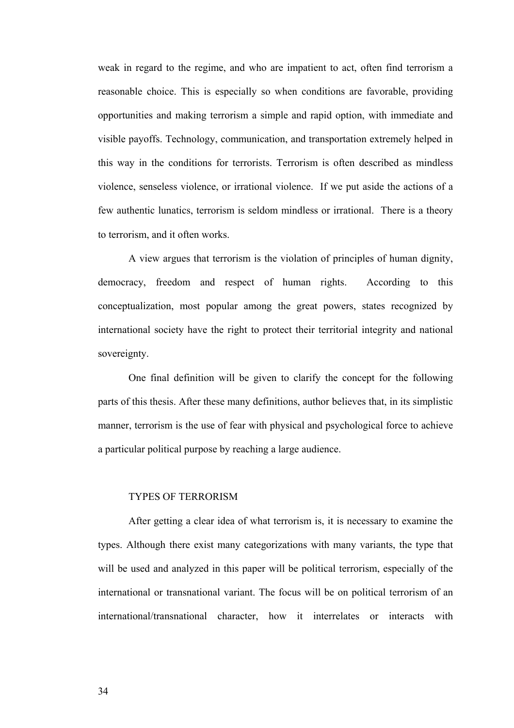weak in regard to the regime, and who are impatient to act, often find terrorism a reasonable choice. This is especially so when conditions are favorable, providing opportunities and making terrorism a simple and rapid option, with immediate and visible payoffs. Technology, communication, and transportation extremely helped in this way in the conditions for terrorists. Terrorism is often described as mindless violence, senseless violence, or irrational violence. If we put aside the actions of a few authentic lunatics, terrorism is seldom mindless or irrational. There is a theory to terrorism, and it often works.

A view argues that terrorism is the violation of principles of human dignity, democracy, freedom and respect of human rights. According to this conceptualization, most popular among the great powers, states recognized by international society have the right to protect their territorial integrity and national sovereignty.

One final definition will be given to clarify the concept for the following parts of this thesis. After these many definitions, author believes that, in its simplistic manner, terrorism is the use of fear with physical and psychological force to achieve a particular political purpose by reaching a large audience.

## TYPES OF TERRORISM

After getting a clear idea of what terrorism is, it is necessary to examine the types. Although there exist many categorizations with many variants, the type that will be used and analyzed in this paper will be political terrorism, especially of the international or transnational variant. The focus will be on political terrorism of an international/transnational character, how it interrelates or interacts with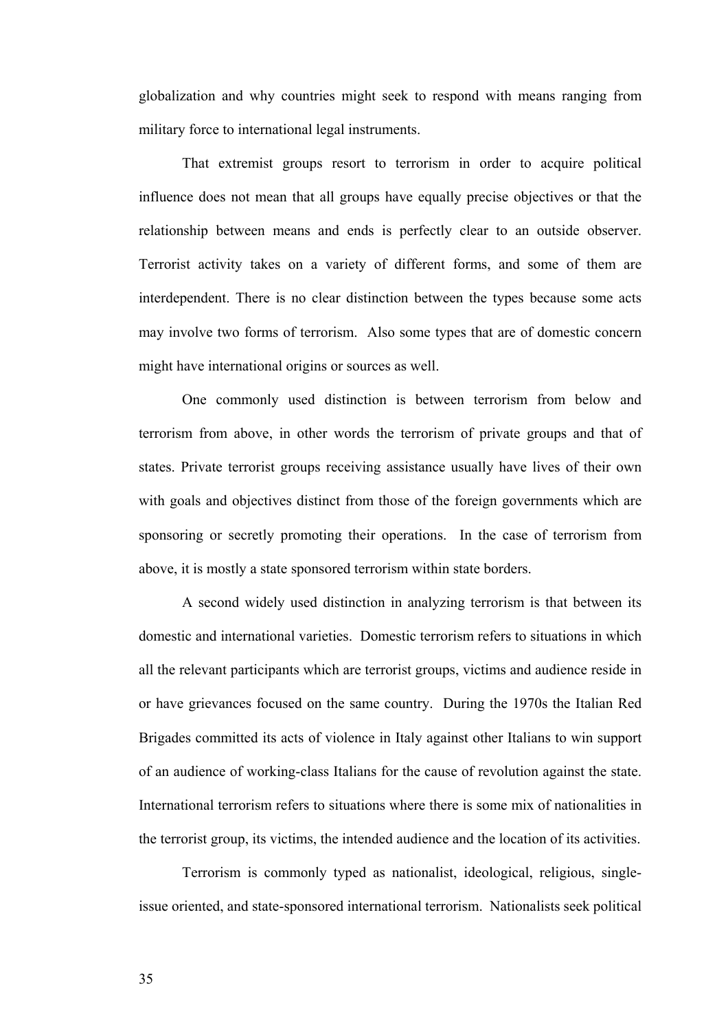globalization and why countries might seek to respond with means ranging from military force to international legal instruments.

That extremist groups resort to terrorism in order to acquire political influence does not mean that all groups have equally precise objectives or that the relationship between means and ends is perfectly clear to an outside observer. Terrorist activity takes on a variety of different forms, and some of them are interdependent. There is no clear distinction between the types because some acts may involve two forms of terrorism. Also some types that are of domestic concern might have international origins or sources as well.

One commonly used distinction is between terrorism from below and terrorism from above, in other words the terrorism of private groups and that of states. Private terrorist groups receiving assistance usually have lives of their own with goals and objectives distinct from those of the foreign governments which are sponsoring or secretly promoting their operations. In the case of terrorism from above, it is mostly a state sponsored terrorism within state borders.

A second widely used distinction in analyzing terrorism is that between its domestic and international varieties. Domestic terrorism refers to situations in which all the relevant participants which are terrorist groups, victims and audience reside in or have grievances focused on the same country. During the 1970s the Italian Red Brigades committed its acts of violence in Italy against other Italians to win support of an audience of working-class Italians for the cause of revolution against the state. International terrorism refers to situations where there is some mix of nationalities in the terrorist group, its victims, the intended audience and the location of its activities.

Terrorism is commonly typed as nationalist, ideological, religious, single-issue oriented, and state-sponsored international terrorism. Nationalists seek political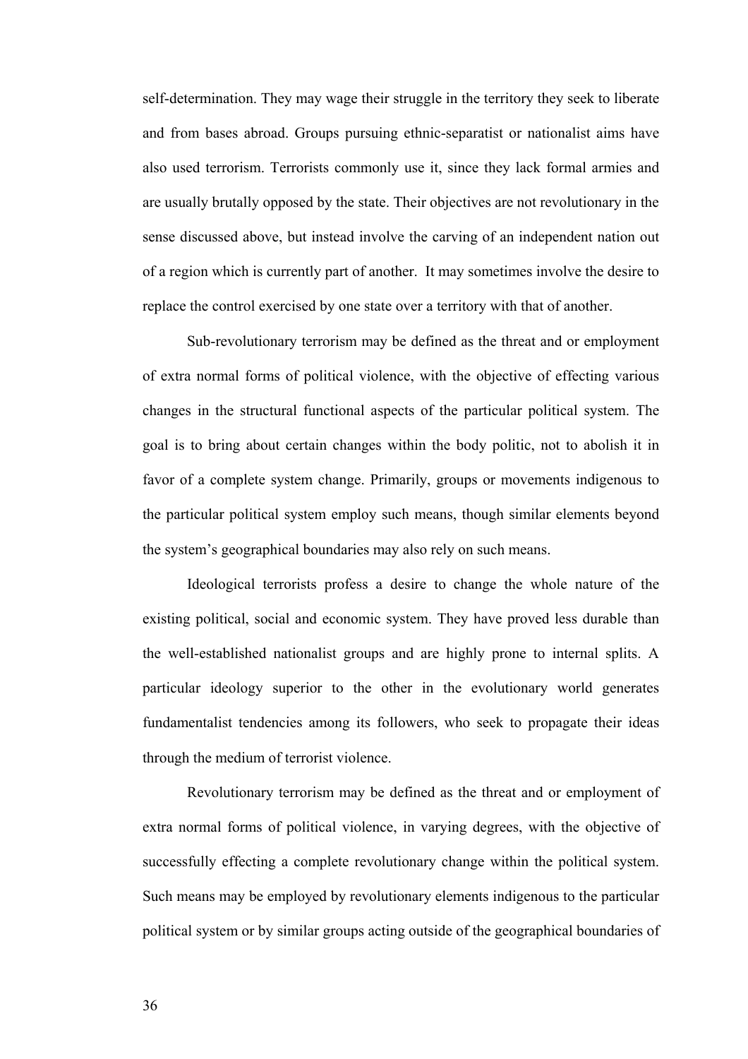self-determination. They may wage their struggle in the territory they seek to liberate and from bases abroad. Groups pursuing ethnic-separatist or nationalist aims have also used terrorism. Terrorists commonly use it, since they lack formal armies and are usually brutally opposed by the state. Their objectives are not revolutionary in the sense discussed above, but instead involve the carving of an independent nation out of a region which is currently part of another. It may sometimes involve the desire to replace the control exercised by one state over a territory with that of another.

Sub-revolutionary terrorism may be defined as the threat and or employment of extra normal forms of political violence, with the objective of effecting various changes in the structural functional aspects of the particular political system. The goal is to bring about certain changes within the body politic, not to abolish it in favor of a complete system change. Primarily, groups or movements indigenous to the particular political system employ such means, though similar elements beyond the system's geographical boundaries may also rely on such means.

Ideological terrorists profess a desire to change the whole nature of the existing political, social and economic system. They have proved less durable than the well-established nationalist groups and are highly prone to internal splits. A particular ideology superior to the other in the evolutionary world generates fundamentalist tendencies among its followers, who seek to propagate their ideas through the medium of terrorist violence.

Revolutionary terrorism may be defined as the threat and or employment of extra normal forms of political violence, in varying degrees, with the objective of successfully effecting a complete revolutionary change within the political system. Such means may be employed by revolutionary elements indigenous to the particular political system or by similar groups acting outside of the geographical boundaries of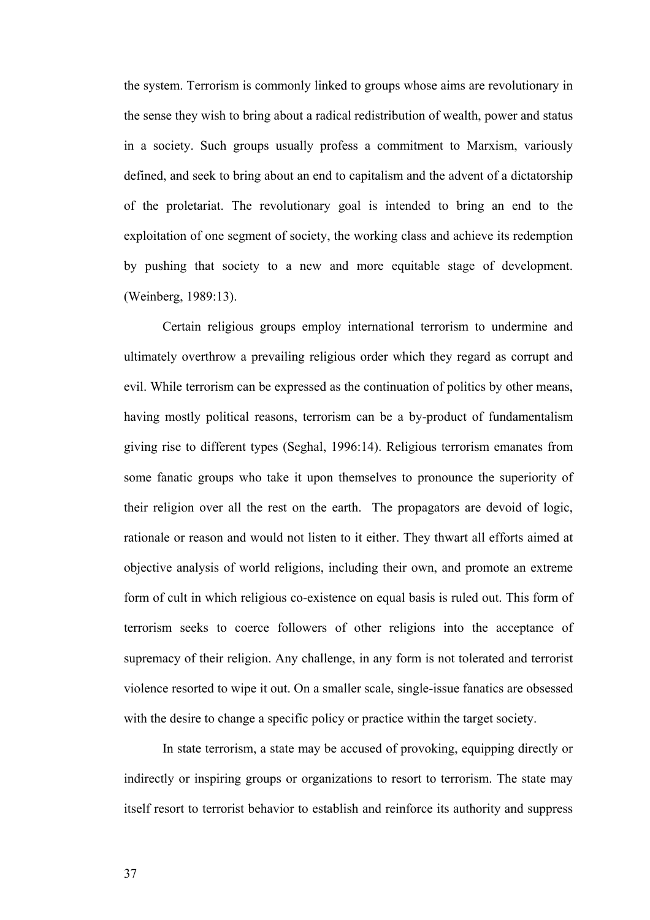the system. Terrorism is commonly linked to groups whose aims are revolutionary in the sense they wish to bring about a radical redistribution of wealth, power and status in a society. Such groups usually profess a commitment to Marxism, variously defined, and seek to bring about an end to capitalism and the advent of a dictatorship of the proletariat. The revolutionary goal is intended to bring an end to the exploitation of one segment of society, the working class and achieve its redemption by pushing that society to a new and more equitable stage of development. (Weinberg, 1989:13).

Certain religious groups employ international terrorism to undermine and ultimately overthrow a prevailing religious order which they regard as corrupt and evil. While terrorism can be expressed as the continuation of politics by other means, having mostly political reasons, terrorism can be a by-product of fundamentalism giving rise to different types (Seghal, 1996:14). Religious terrorism emanates from some fanatic groups who take it upon themselves to pronounce the superiority of their religion over all the rest on the earth. The propagators are devoid of logic, rationale or reason and would not listen to it either. They thwart all efforts aimed at objective analysis of world religions, including their own, and promote an extreme form of cult in which religious co-existence on equal basis is ruled out. This form of terrorism seeks to coerce followers of other religions into the acceptance of supremacy of their religion. Any challenge, in any form is not tolerated and terrorist violence resorted to wipe it out. On a smaller scale, single-issue fanatics are obsessed with the desire to change a specific policy or practice within the target society.

In state terrorism, a state may be accused of provoking, equipping directly or indirectly or inspiring groups or organizations to resort to terrorism. The state may itself resort to terrorist behavior to establish and reinforce its authority and suppress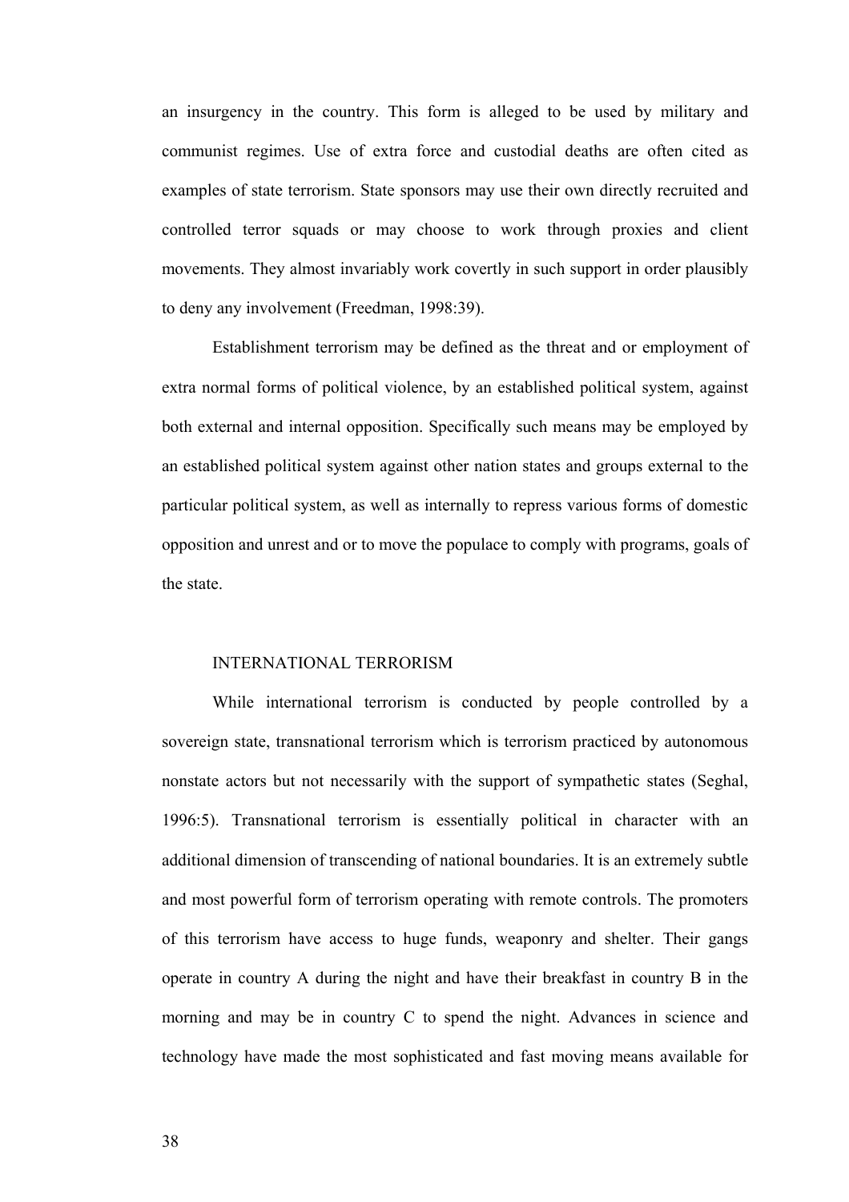an insurgency in the country. This form is alleged to be used by military and communist regimes. Use of extra force and custodial deaths are often cited as examples of state terrorism. State sponsors may use their own directly recruited and controlled terror squads or may choose to work through proxies and client movements. They almost invariably work covertly in such support in order plausibly to deny any involvement (Freedman, 1998:39).

Establishment terrorism may be defined as the threat and or employment of extra normal forms of political violence, by an established political system, against both external and internal opposition. Specifically such means may be employed by an established political system against other nation states and groups external to the particular political system, as well as internally to repress various forms of domestic opposition and unrest and or to move the populace to comply with programs, goals of the state.

## INTERNATIONAL TERRORISM

While international terrorism is conducted by people controlled by a sovereign state, transnational terrorism which is terrorism practiced by autonomous nonstate actors but not necessarily with the support of sympathetic states (Seghal, 1996:5). Transnational terrorism is essentially political in character with an additional dimension of transcending of national boundaries. It is an extremely subtle and most powerful form of terrorism operating with remote controls. The promoters of this terrorism have access to huge funds, weaponry and shelter. Their gangs operate in country A during the night and have their breakfast in country B in the morning and may be in country C to spend the night. Advances in science and technology have made the most sophisticated and fast moving means available for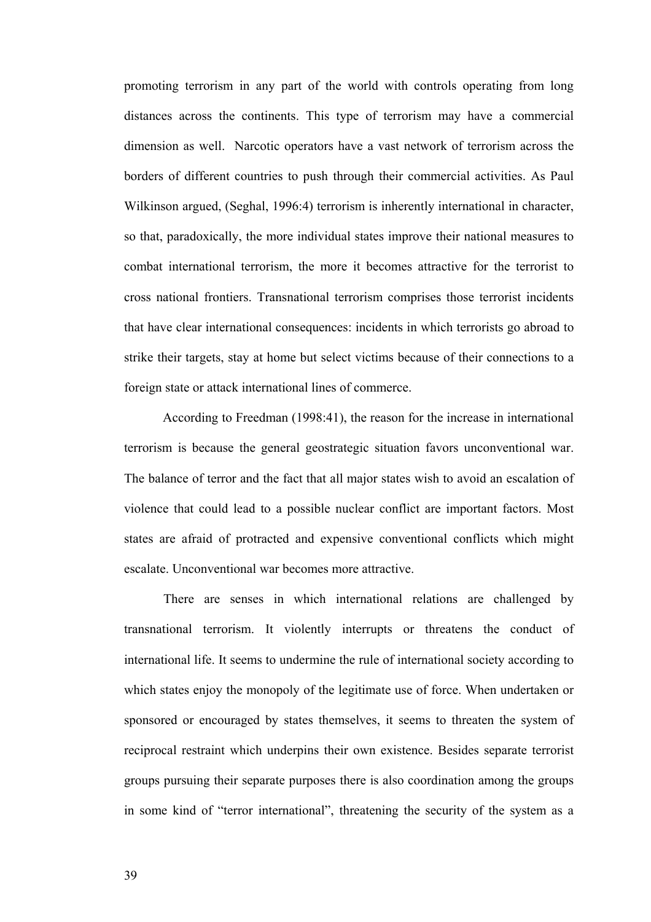promoting terrorism in any part of the world with controls operating from long distances across the continents. This type of terrorism may have a commercial dimension as well. Narcotic operators have a vast network of terrorism across the borders of different countries to push through their commercial activities. As Paul Wilkinson argued, (Seghal, 1996:4) terrorism is inherently international in character, so that, paradoxically, the more individual states improve their national measures to combat international terrorism, the more it becomes attractive for the terrorist to cross national frontiers. Transnational terrorism comprises those terrorist incidents that have clear international consequences: incidents in which terrorists go abroad to strike their targets, stay at home but select victims because of their connections to a foreign state or attack international lines of commerce.

According to Freedman (1998:41), the reason for the increase in international terrorism is because the general geostrategic situation favors unconventional war. The balance of terror and the fact that all major states wish to avoid an escalation of violence that could lead to a possible nuclear conflict are important factors. Most states are afraid of protracted and expensive conventional conflicts which might escalate. Unconventional war becomes more attractive.

There are senses in which international relations are challenged by transnational terrorism. It violently interrupts or threatens the conduct of international life. It seems to undermine the rule of international society according to which states enjoy the monopoly of the legitimate use of force. When undertaken or sponsored or encouraged by states themselves, it seems to threaten the system of reciprocal restraint which underpins their own existence. Besides separate terrorist groups pursuing their separate purposes there is also coordination among the groups in some kind of "terror international", threatening the security of the system as a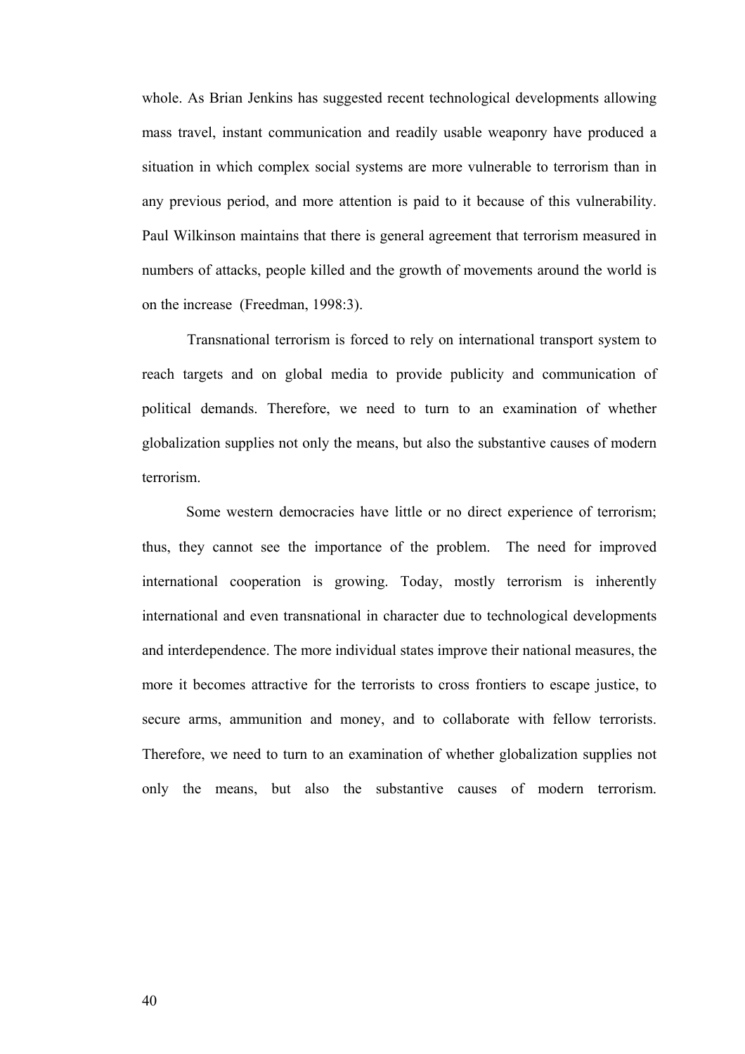whole. As Brian Jenkins has suggested recent technological developments allowing mass travel, instant communication and readily usable weaponry have produced a situation in which complex social systems are more vulnerable to terrorism than in any previous period, and more attention is paid to it because of this vulnerability. Paul Wilkinson maintains that there is general agreement that terrorism measured in numbers of attacks, people killed and the growth of movements around the world is on the increase (Freedman, 1998:3).

Transnational terrorism is forced to rely on international transport system to reach targets and on global media to provide publicity and communication of political demands. Therefore, we need to turn to an examination of whether globalization supplies not only the means, but also the substantive causes of modern terrorism.

Some western democracies have little or no direct experience of terrorism; thus, they cannot see the importance of the problem. The need for improved international cooperation is growing. Today, mostly terrorism is inherently international and even transnational in character due to technological developments and interdependence. The more individual states improve their national measures, the more it becomes attractive for the terrorists to cross frontiers to escape justice, to secure arms, ammunition and money, and to collaborate with fellow terrorists. Therefore, we need to turn to an examination of whether globalization supplies not only the means, but also the substantive causes of modern terrorism.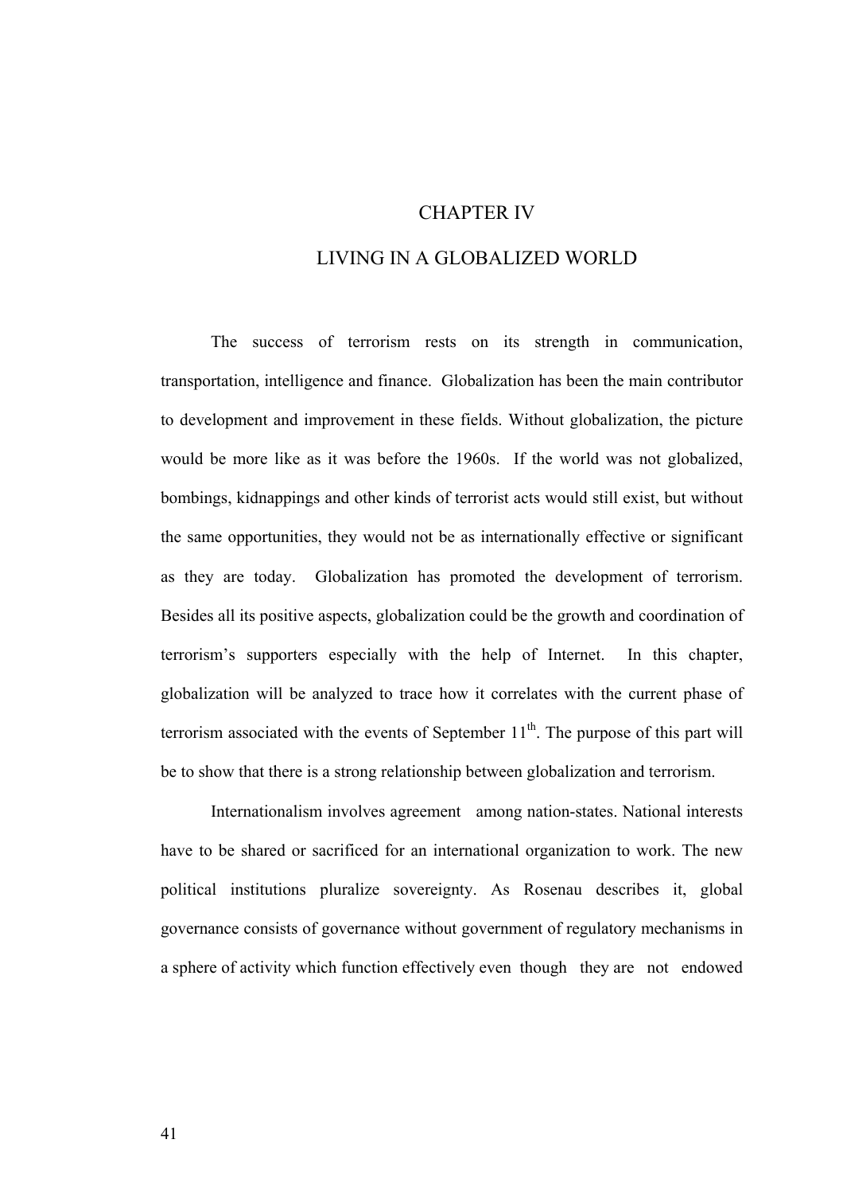# CHAPTER IV

# LIVING IN A GLOBALIZED WORLD

The success of terrorism rests on its strength in communication, transportation, intelligence and finance. Globalization has been the main contributor to development and improvement in these fields. Without globalization, the picture would be more like as it was before the 1960s. If the world was not globalized, bombings, kidnappings and other kinds of terrorist acts would still exist, but without the same opportunities, they would not be as internationally effective or significant as they are today. Globalization has promoted the development of terrorism. Besides all its positive aspects, globalization could be the growth and coordination of terrorism's supporters especially with the help of Internet. In this chapter, globalization will be analyzed to trace how it correlates with the current phase of terrorism associated with the events of September 11th. The purpose of this part will be to show that there is a strong relationship between globalization and terrorism.

Internationalism involves agreement among nation-states. National interests have to be shared or sacrificed for an international organization to work. The new political institutions pluralize sovereignty. As Rosenau describes it, global governance consists of governance without government of regulatory mechanisms in a sphere of activity which function effectively even though they are not endowed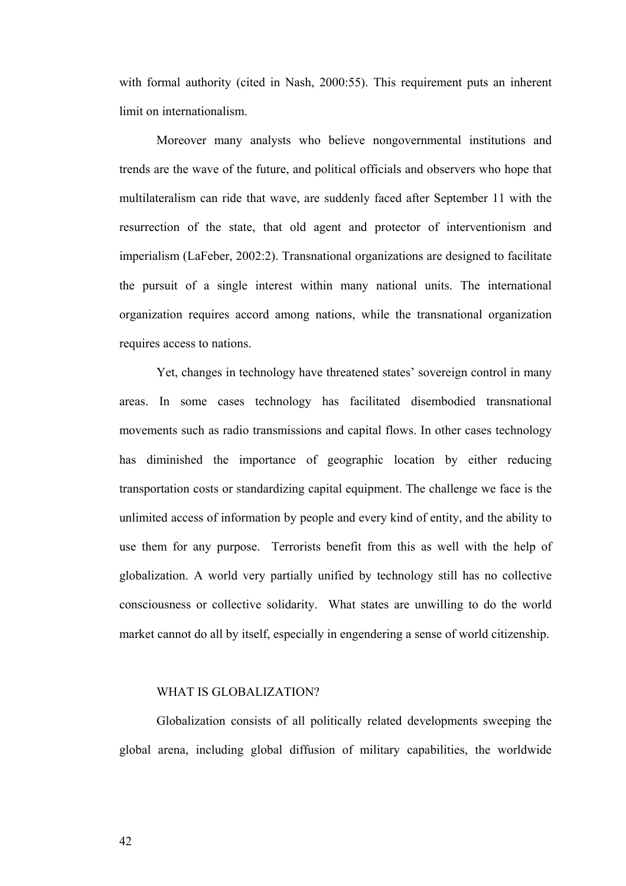with formal authority (cited in Nash, 2000:55). This requirement puts an inherent limit on internationalism.

Moreover many analysts who believe nongovernmental institutions and trends are the wave of the future, and political officials and observers who hope that multilateralism can ride that wave, are suddenly faced after September 11 with the resurrection of the state, that old agent and protector of interventionism and imperialism (LaFeber, 2002:2). Transnational organizations are designed to facilitate the pursuit of a single interest within many national units. The international organization requires accord among nations, while the transnational organization requires access to nations.

Yet, changes in technology have threatened states' sovereign control in many areas. In some cases technology has facilitated disembodied transnational movements such as radio transmissions and capital flows. In other cases technology has diminished the importance of geographic location by either reducing transportation costs or standardizing capital equipment. The challenge we face is the unlimited access of information by people and every kind of entity, and the ability to use them for any purpose. Terrorists benefit from this as well with the help of globalization. A world very partially unified by technology still has no collective consciousness or collective solidarity. What states are unwilling to do the world market cannot do all by itself, especially in engendering a sense of world citizenship.

## WHAT IS GLOBALIZATION?

Globalization consists of all politically related developments sweeping the global arena, including global diffusion of military capabilities, the worldwide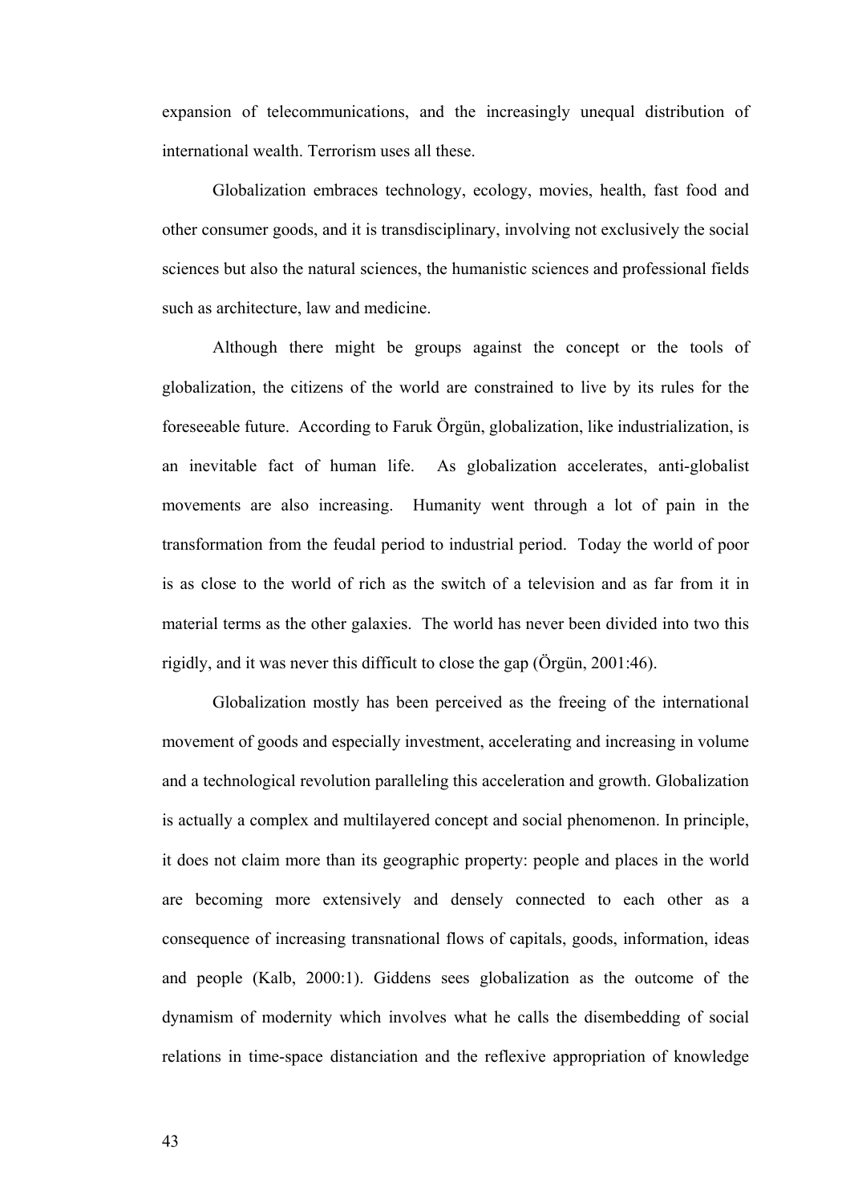expansion of telecommunications, and the increasingly unequal distribution of international wealth. Terrorism uses all these.

Globalization embraces technology, ecology, movies, health, fast food and other consumer goods, and it is transdisciplinary, involving not exclusively the social sciences but also the natural sciences, the humanistic sciences and professional fields such as architecture, law and medicine.

Although there might be groups against the concept or the tools of globalization, the citizens of the world are constrained to live by its rules for the foreseeable future. According to Faruk Örgün, globalization, like industrialization, is an inevitable fact of human life. As globalization accelerates, anti-globalist movements are also increasing. Humanity went through a lot of pain in the transformation from the feudal period to industrial period. Today the world of poor is as close to the world of rich as the switch of a television and as far from it in material terms as the other galaxies. The world has never been divided into two this rigidly, and it was never this difficult to close the gap (Örgün, 2001:46).

Globalization mostly has been perceived as the freeing of the international movement of goods and especially investment, accelerating and increasing in volume and a technological revolution paralleling this acceleration and growth. Globalization is actually a complex and multilayered concept and social phenomenon. In principle, it does not claim more than its geographic property: people and places in the world are becoming more extensively and densely connected to each other as a consequence of increasing transnational flows of capitals, goods, information, ideas and people (Kalb, 2000:1). Giddens sees globalization as the outcome of the dynamism of modernity which involves what he calls the disembedding of social relations in time-space distanciation and the reflexive appropriation of knowledge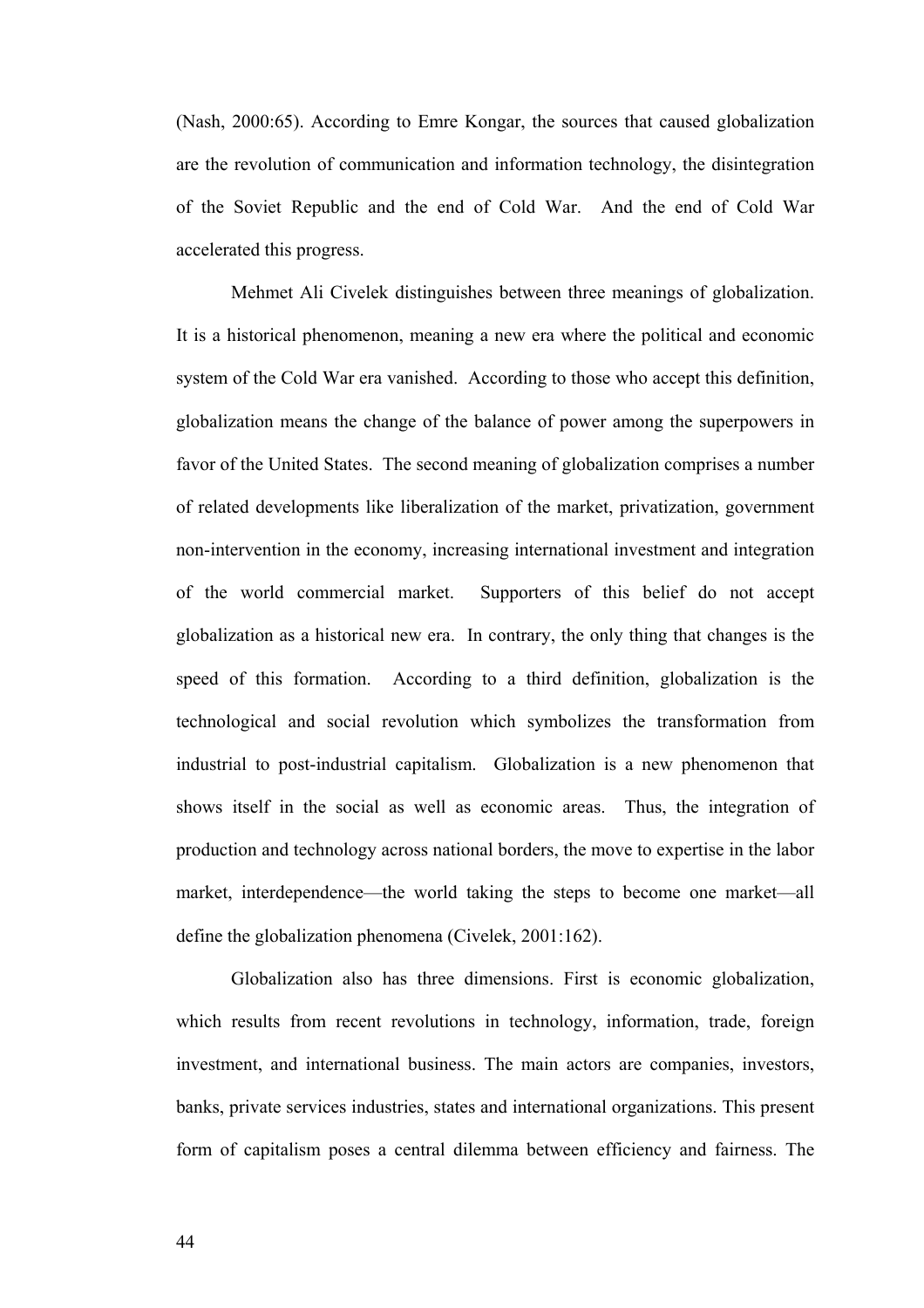(Nash, 2000:65). According to Emre Kongar, the sources that caused globalization are the revolution of communication and information technology, the disintegration of the Soviet Republic and the end of Cold War. And the end of Cold War accelerated this progress.

Mehmet Ali Civelek distinguishes between three meanings of globalization. It is a historical phenomenon, meaning a new era where the political and economic system of the Cold War era vanished. According to those who accept this definition, globalization means the change of the balance of power among the superpowers in favor of the United States. The second meaning of globalization comprises a number of related developments like liberalization of the market, privatization, government non-intervention in the economy, increasing international investment and integration of the world commercial market. Supporters of this belief do not accept globalization as a historical new era. In contrary, the only thing that changes is the speed of this formation. According to a third definition, globalization is the technological and social revolution which symbolizes the transformation from industrial to post-industrial capitalism. Globalization is a new phenomenon that shows itself in the social as well as economic areas. Thus, the integration of production and technology across national borders, the move to expertise in the labor market, interdependence—the world taking the steps to become one market—all define the globalization phenomena (Civelek, 2001:162).

Globalization also has three dimensions. First is economic globalization, which results from recent revolutions in technology, information, trade, foreign investment, and international business. The main actors are companies, investors, banks, private services industries, states and international organizations. This present form of capitalism poses a central dilemma between efficiency and fairness. The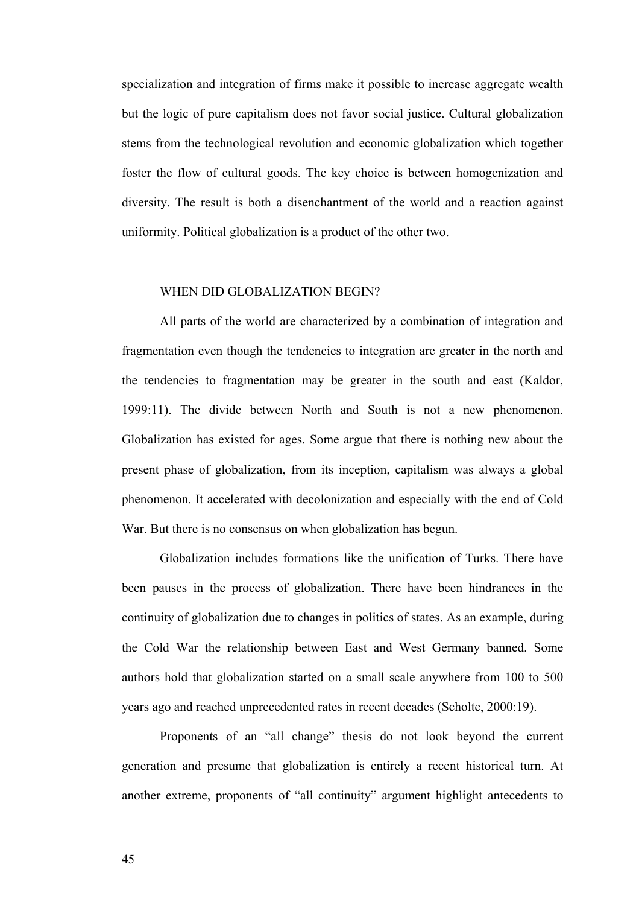specialization and integration of firms make it possible to increase aggregate wealth but the logic of pure capitalism does not favor social justice. Cultural globalization stems from the technological revolution and economic globalization which together foster the flow of cultural goods. The key choice is between homogenization and diversity. The result is both a disenchantment of the world and a reaction against uniformity. Political globalization is a product of the other two.

## WHEN DID GLOBALIZATION BEGIN?

All parts of the world are characterized by a combination of integration and fragmentation even though the tendencies to integration are greater in the north and the tendencies to fragmentation may be greater in the south and east (Kaldor, 1999:11). The divide between North and South is not a new phenomenon. Globalization has existed for ages. Some argue that there is nothing new about the present phase of globalization, from its inception, capitalism was always a global phenomenon. It accelerated with decolonization and especially with the end of Cold War. But there is no consensus on when globalization has begun.

Globalization includes formations like the unification of Turks. There have been pauses in the process of globalization. There have been hindrances in the continuity of globalization due to changes in politics of states. As an example, during the Cold War the relationship between East and West Germany banned. Some authors hold that globalization started on a small scale anywhere from 100 to 500 years ago and reached unprecedented rates in recent decades (Scholte, 2000:19).

Proponents of an "all change" thesis do not look beyond the current generation and presume that globalization is entirely a recent historical turn. At another extreme, proponents of "all continuity" argument highlight antecedents to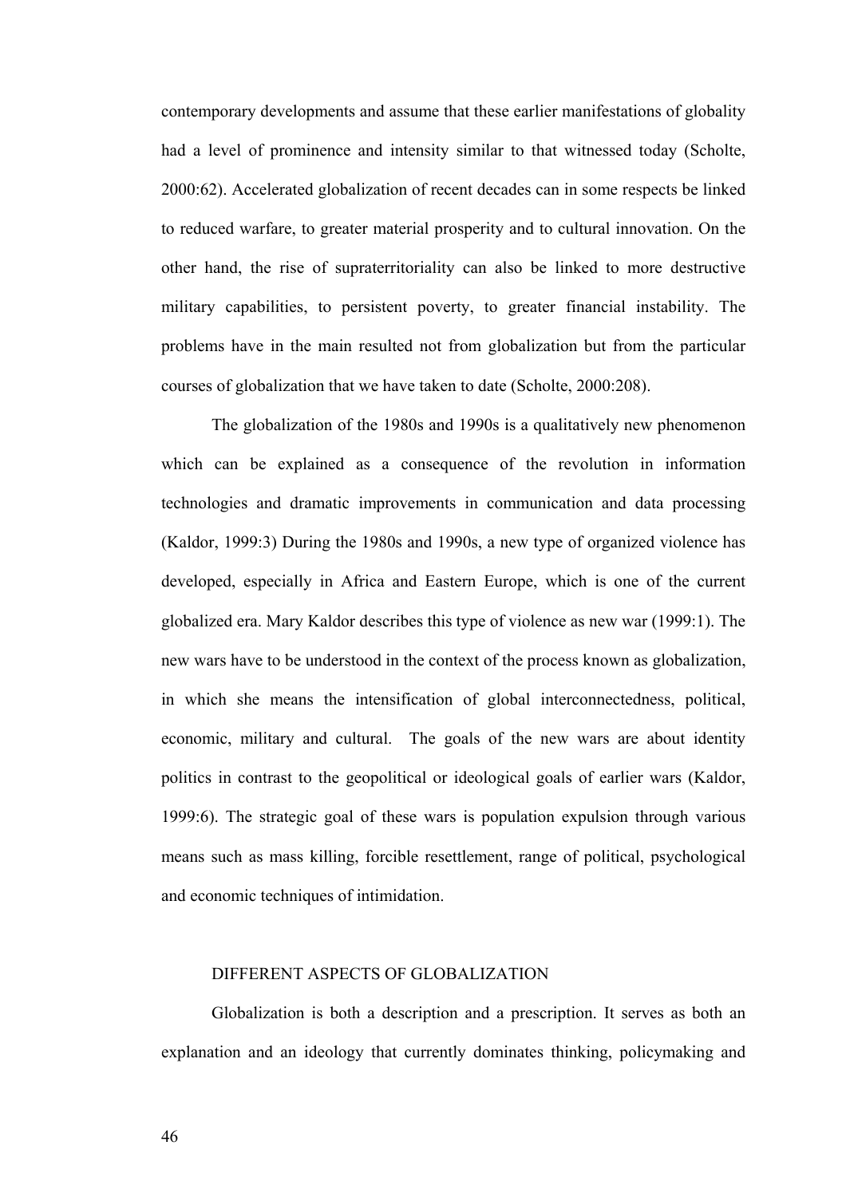contemporary developments and assume that these earlier manifestations of globality had a level of prominence and intensity similar to that witnessed today (Scholte, 2000:62). Accelerated globalization of recent decades can in some respects be linked to reduced warfare, to greater material prosperity and to cultural innovation. On the other hand, the rise of supraterritoriality can also be linked to more destructive military capabilities, to persistent poverty, to greater financial instability. The problems have in the main resulted not from globalization but from the particular courses of globalization that we have taken to date (Scholte, 2000:208).

The globalization of the 1980s and 1990s is a qualitatively new phenomenon which can be explained as a consequence of the revolution in information technologies and dramatic improvements in communication and data processing (Kaldor, 1999:3) During the 1980s and 1990s, a new type of organized violence has developed, especially in Africa and Eastern Europe, which is one of the current globalized era. Mary Kaldor describes this type of violence as new war (1999:1). The new wars have to be understood in the context of the process known as globalization, in which she means the intensification of global interconnectedness, political, economic, military and cultural. The goals of the new wars are about identity politics in contrast to the geopolitical or ideological goals of earlier wars (Kaldor, 1999:6). The strategic goal of these wars is population expulsion through various means such as mass killing, forcible resettlement, range of political, psychological and economic techniques of intimidation.

## DIFFERENT ASPECTS OF GLOBALIZATION

Globalization is both a description and a prescription. It serves as both an explanation and an ideology that currently dominates thinking, policymaking and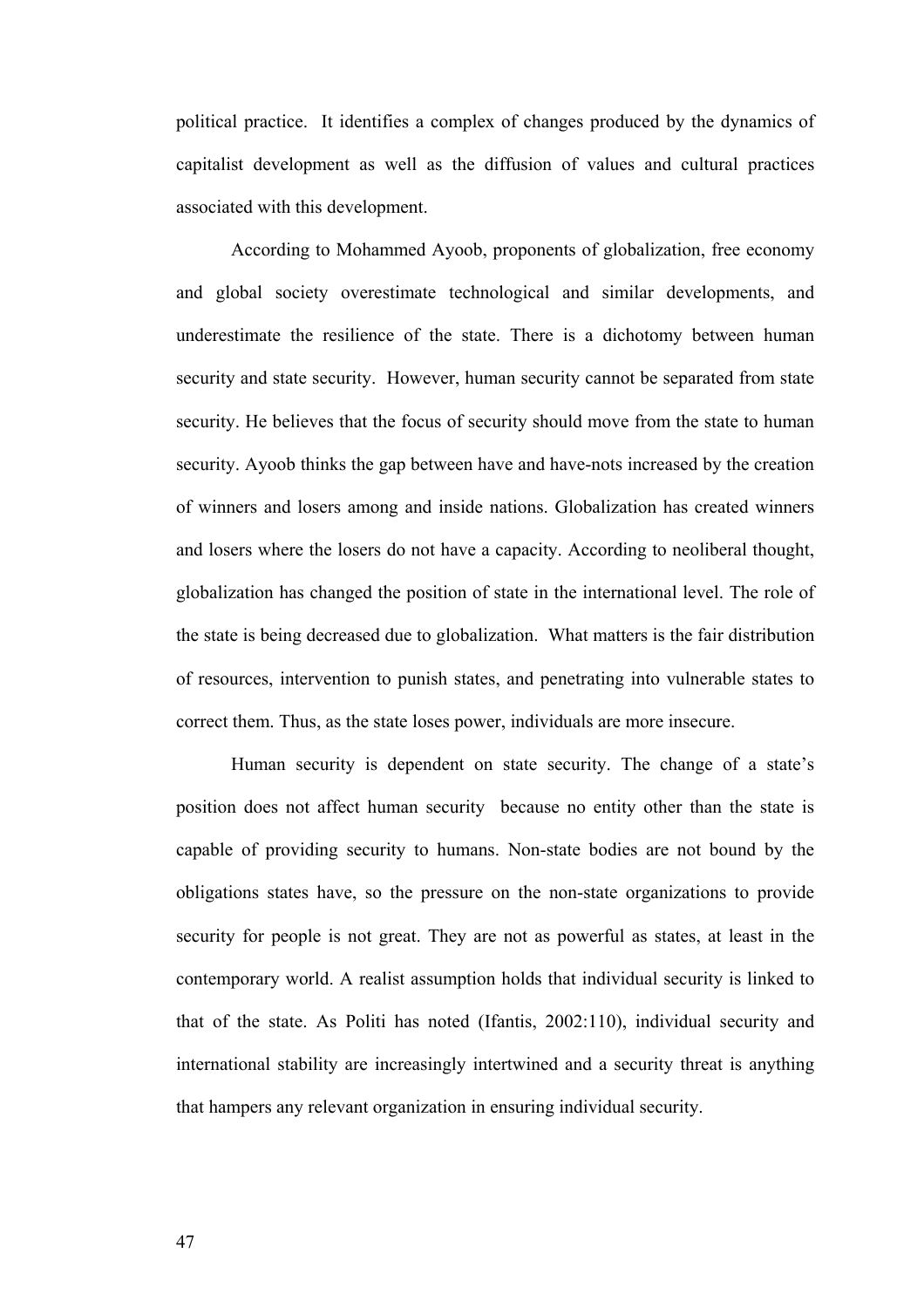political practice. It identifies a complex of changes produced by the dynamics of capitalist development as well as the diffusion of values and cultural practices associated with this development.

According to Mohammed Ayoob, proponents of globalization, free economy and global society overestimate technological and similar developments, and underestimate the resilience of the state. There is a dichotomy between human security and state security. However, human security cannot be separated from state security. He believes that the focus of security should move from the state to human security. Ayoob thinks the gap between have and have-nots increased by the creation of winners and losers among and inside nations. Globalization has created winners and losers where the losers do not have a capacity. According to neoliberal thought, globalization has changed the position of state in the international level. The role of the state is being decreased due to globalization. What matters is the fair distribution of resources, intervention to punish states, and penetrating into vulnerable states to correct them. Thus, as the state loses power, individuals are more insecure.

Human security is dependent on state security. The change of a state's position does not affect human security because no entity other than the state is capable of providing security to humans. Non-state bodies are not bound by the obligations states have, so the pressure on the non-state organizations to provide security for people is not great. They are not as powerful as states, at least in the contemporary world. A realist assumption holds that individual security is linked to that of the state. As Politi has noted (Ifantis, 2002:110), individual security and international stability are increasingly intertwined and a security threat is anything that hampers any relevant organization in ensuring individual security.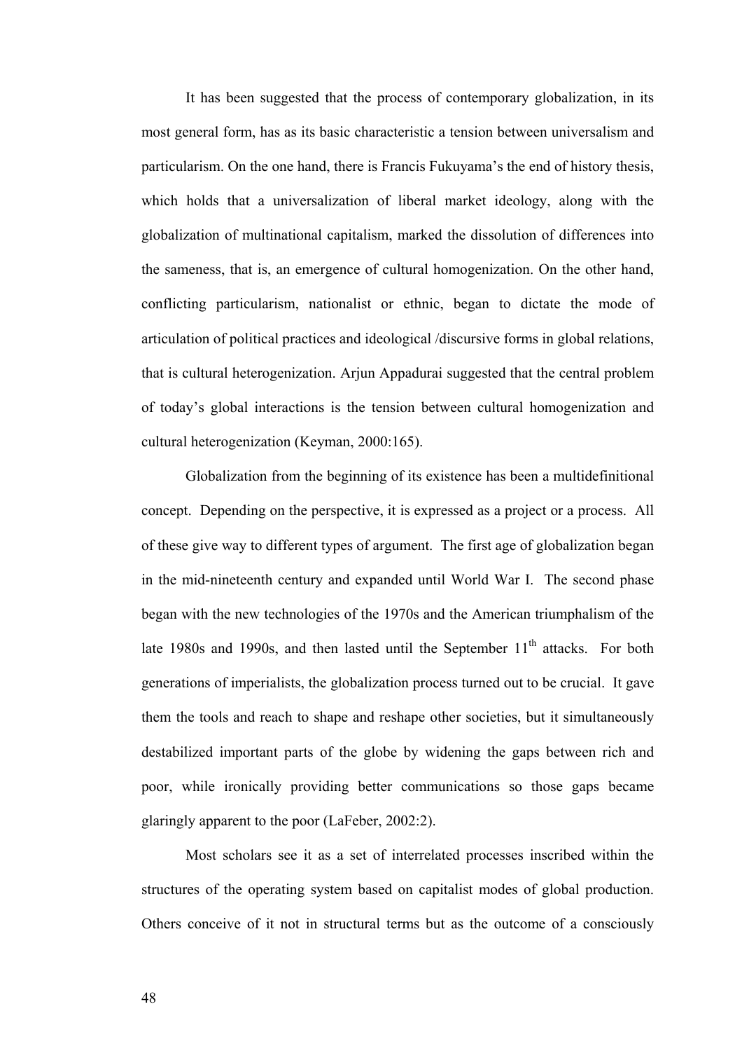It has been suggested that the process of contemporary globalization, in its most general form, has as its basic characteristic a tension between universalism and particularism. On the one hand, there is Francis Fukuyama's the end of history thesis, which holds that a universalization of liberal market ideology, along with the globalization of multinational capitalism, marked the dissolution of differences into the sameness, that is, an emergence of cultural homogenization. On the other hand, conflicting particularism, nationalist or ethnic, began to dictate the mode of articulation of political practices and ideological /discursive forms in global relations, that is cultural heterogenization. Arjun Appadurai suggested that the central problem of today's global interactions is the tension between cultural homogenization and cultural heterogenization (Keyman, 2000:165).

Globalization from the beginning of its existence has been a multidefinitional concept. Depending on the perspective, it is expressed as a project or a process. All of these give way to different types of argument. The first age of globalization began in the mid-nineteenth century and expanded until World War I. The second phase began with the new technologies of the 1970s and the American triumphalism of the late 1980s and 1990s, and then lasted until the September 11th attacks. For both generations of imperialists, the globalization process turned out to be crucial. It gave them the tools and reach to shape and reshape other societies, but it simultaneously destabilized important parts of the globe by widening the gaps between rich and poor, while ironically providing better communications so those gaps became glaringly apparent to the poor (LaFeber, 2002:2).

Most scholars see it as a set of interrelated processes inscribed within the structures of the operating system based on capitalist modes of global production. Others conceive of it not in structural terms but as the outcome of a consciously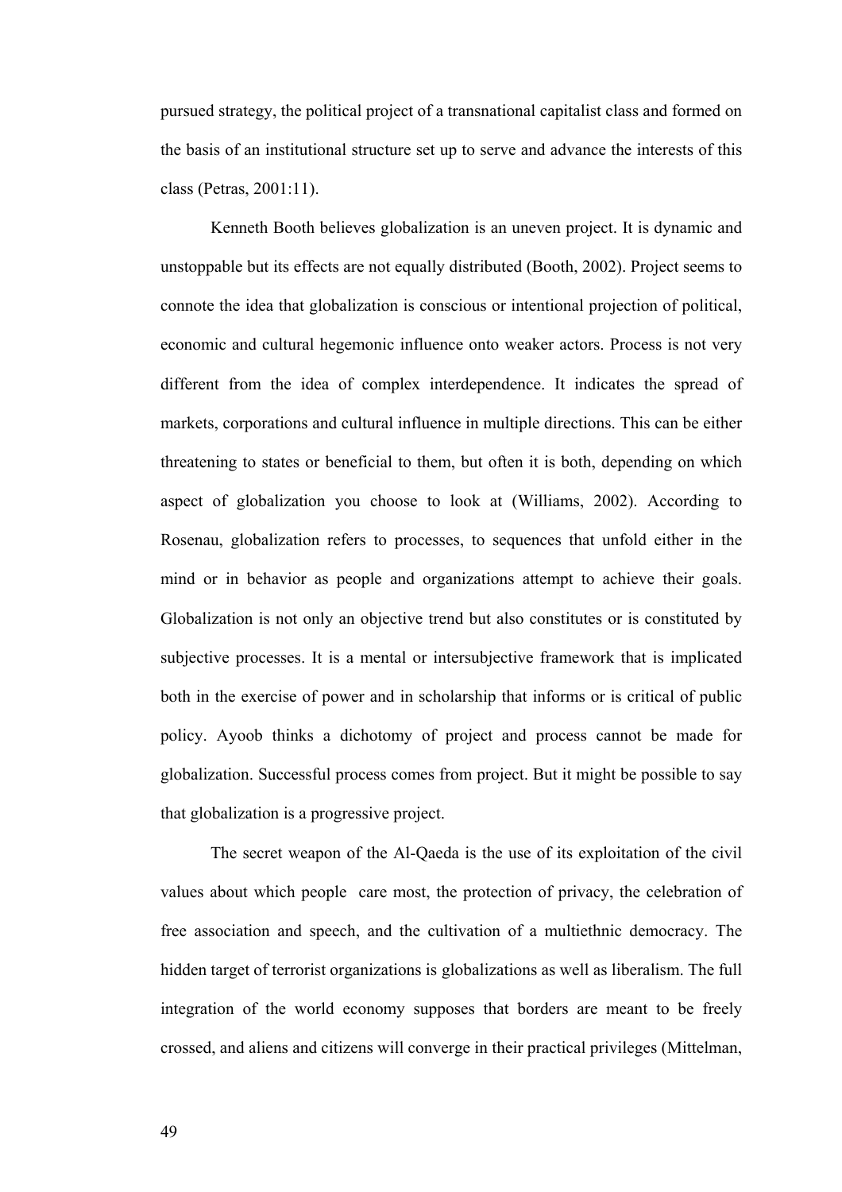pursued strategy, the political project of a transnational capitalist class and formed on the basis of an institutional structure set up to serve and advance the interests of this class (Petras, 2001:11).

Kenneth Booth believes globalization is an uneven project. It is dynamic and unstoppable but its effects are not equally distributed (Booth, 2002). Project seems to connote the idea that globalization is conscious or intentional projection of political, economic and cultural hegemonic influence onto weaker actors. Process is not very different from the idea of complex interdependence. It indicates the spread of markets, corporations and cultural influence in multiple directions. This can be either threatening to states or beneficial to them, but often it is both, depending on which aspect of globalization you choose to look at (Williams, 2002). According to Rosenau, globalization refers to processes, to sequences that unfold either in the mind or in behavior as people and organizations attempt to achieve their goals. Globalization is not only an objective trend but also constitutes or is constituted by subjective processes. It is a mental or intersubjective framework that is implicated both in the exercise of power and in scholarship that informs or is critical of public policy. Ayoob thinks a dichotomy of project and process cannot be made for globalization. Successful process comes from project. But it might be possible to say that globalization is a progressive project.

The secret weapon of the Al-Qaeda is the use of its exploitation of the civil values about which people care most, the protection of privacy, the celebration of free association and speech, and the cultivation of a multiethnic democracy. The hidden target of terrorist organizations is globalizations as well as liberalism. The full integration of the world economy supposes that borders are meant to be freely crossed, and aliens and citizens will converge in their practical privileges (Mittelman,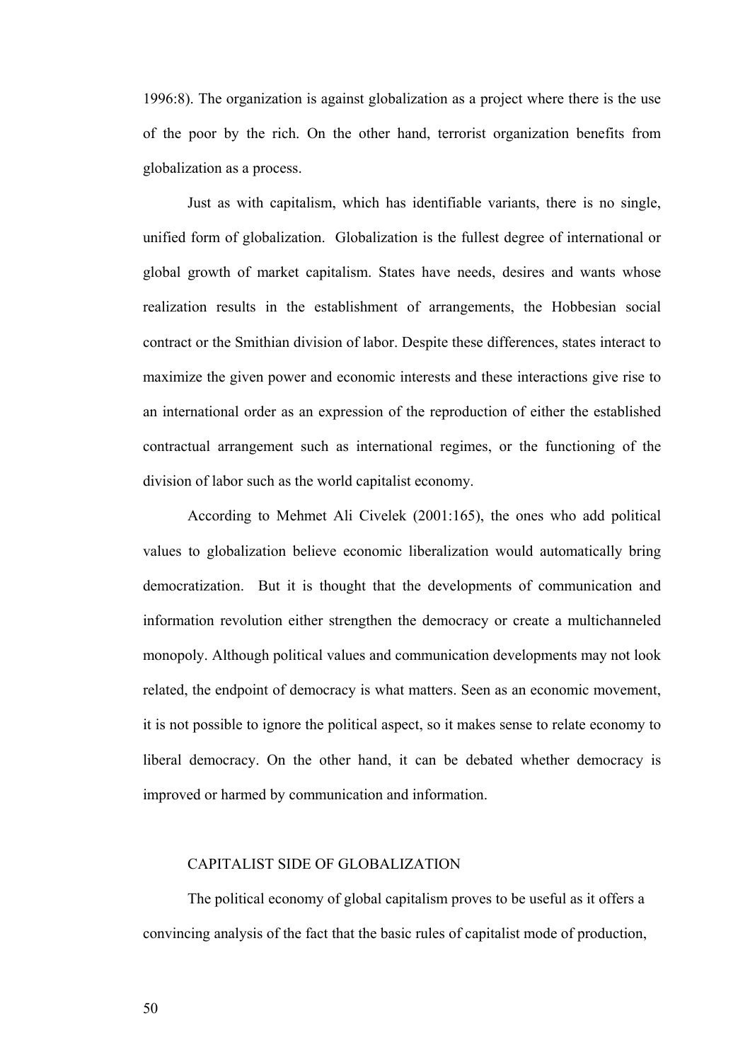1996:8). The organization is against globalization as a project where there is the use of the poor by the rich. On the other hand, terrorist organization benefits from globalization as a process.

Just as with capitalism, which has identifiable variants, there is no single, unified form of globalization. Globalization is the fullest degree of international or global growth of market capitalism. States have needs, desires and wants whose realization results in the establishment of arrangements, the Hobbesian social contract or the Smithian division of labor. Despite these differences, states interact to maximize the given power and economic interests and these interactions give rise to an international order as an expression of the reproduction of either the established contractual arrangement such as international regimes, or the functioning of the division of labor such as the world capitalist economy.

According to Mehmet Ali Civelek (2001:165), the ones who add political values to globalization believe economic liberalization would automatically bring democratization. But it is thought that the developments of communication and information revolution either strengthen the democracy or create a multichanneled monopoly. Although political values and communication developments may not look related, the endpoint of democracy is what matters. Seen as an economic movement, it is not possible to ignore the political aspect, so it makes sense to relate economy to liberal democracy. On the other hand, it can be debated whether democracy is improved or harmed by communication and information.

## CAPITALIST SIDE OF GLOBALIZATION

The political economy of global capitalism proves to be useful as it offers a convincing analysis of the fact that the basic rules of capitalist mode of production,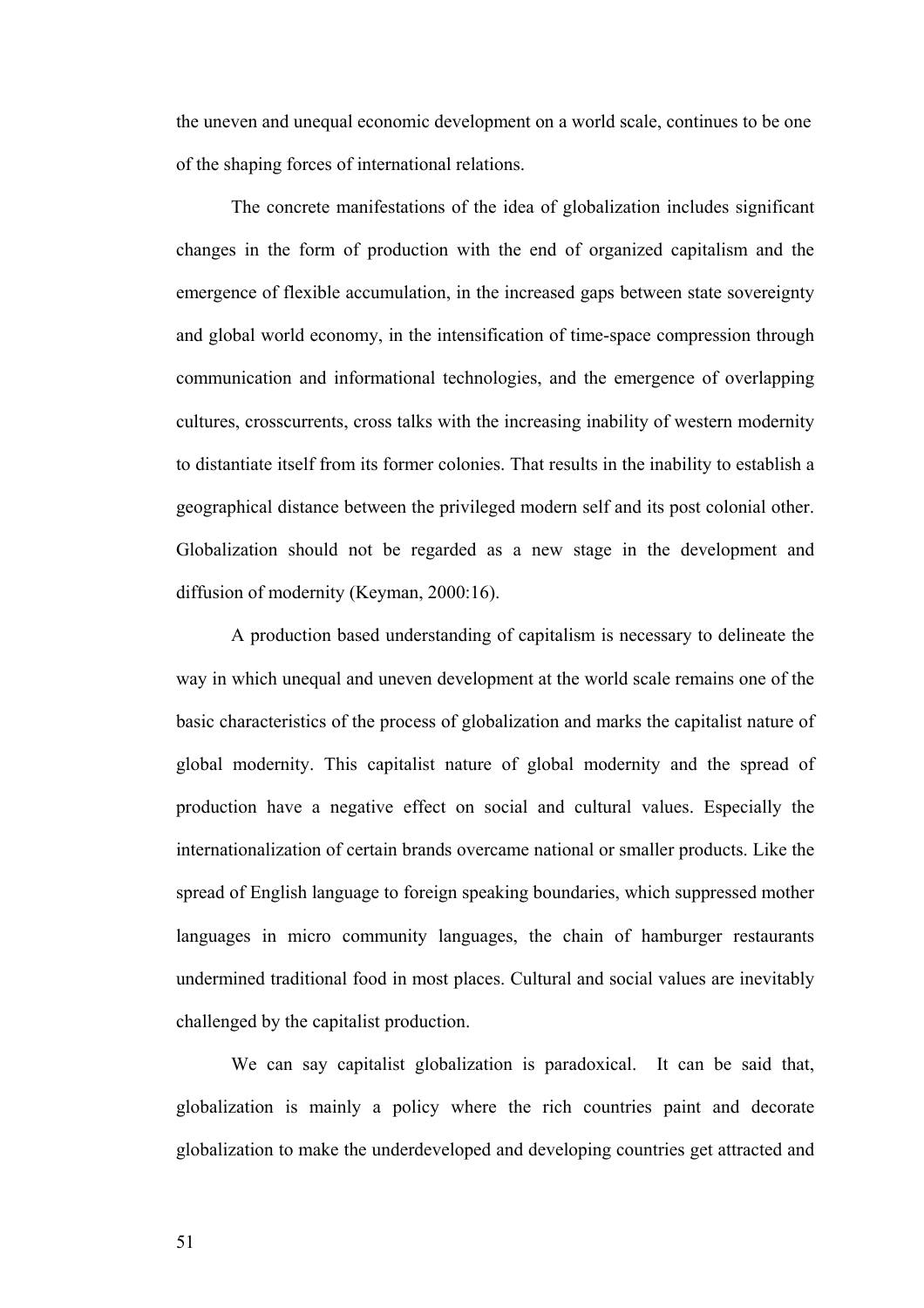the uneven and unequal economic development on a world scale, continues to be one of the shaping forces of international relations.

The concrete manifestations of the idea of globalization includes significant changes in the form of production with the end of organized capitalism and the emergence of flexible accumulation, in the increased gaps between state sovereignty and global world economy, in the intensification of time-space compression through communication and informational technologies, and the emergence of overlapping cultures, crosscurrents, cross talks with the increasing inability of western modernity to distantiate itself from its former colonies. That results in the inability to establish a geographical distance between the privileged modern self and its post colonial other. Globalization should not be regarded as a new stage in the development and diffusion of modernity (Keyman, 2000:16).

A production based understanding of capitalism is necessary to delineate the way in which unequal and uneven development at the world scale remains one of the basic characteristics of the process of globalization and marks the capitalist nature of global modernity. This capitalist nature of global modernity and the spread of production have a negative effect on social and cultural values. Especially the internationalization of certain brands overcame national or smaller products. Like the spread of English language to foreign speaking boundaries, which suppressed mother languages in micro community languages, the chain of hamburger restaurants undermined traditional food in most places. Cultural and social values are inevitably challenged by the capitalist production.

We can say capitalist globalization is paradoxical. It can be said that, globalization is mainly a policy where the rich countries paint and decorate globalization to make the underdeveloped and developing countries get attracted and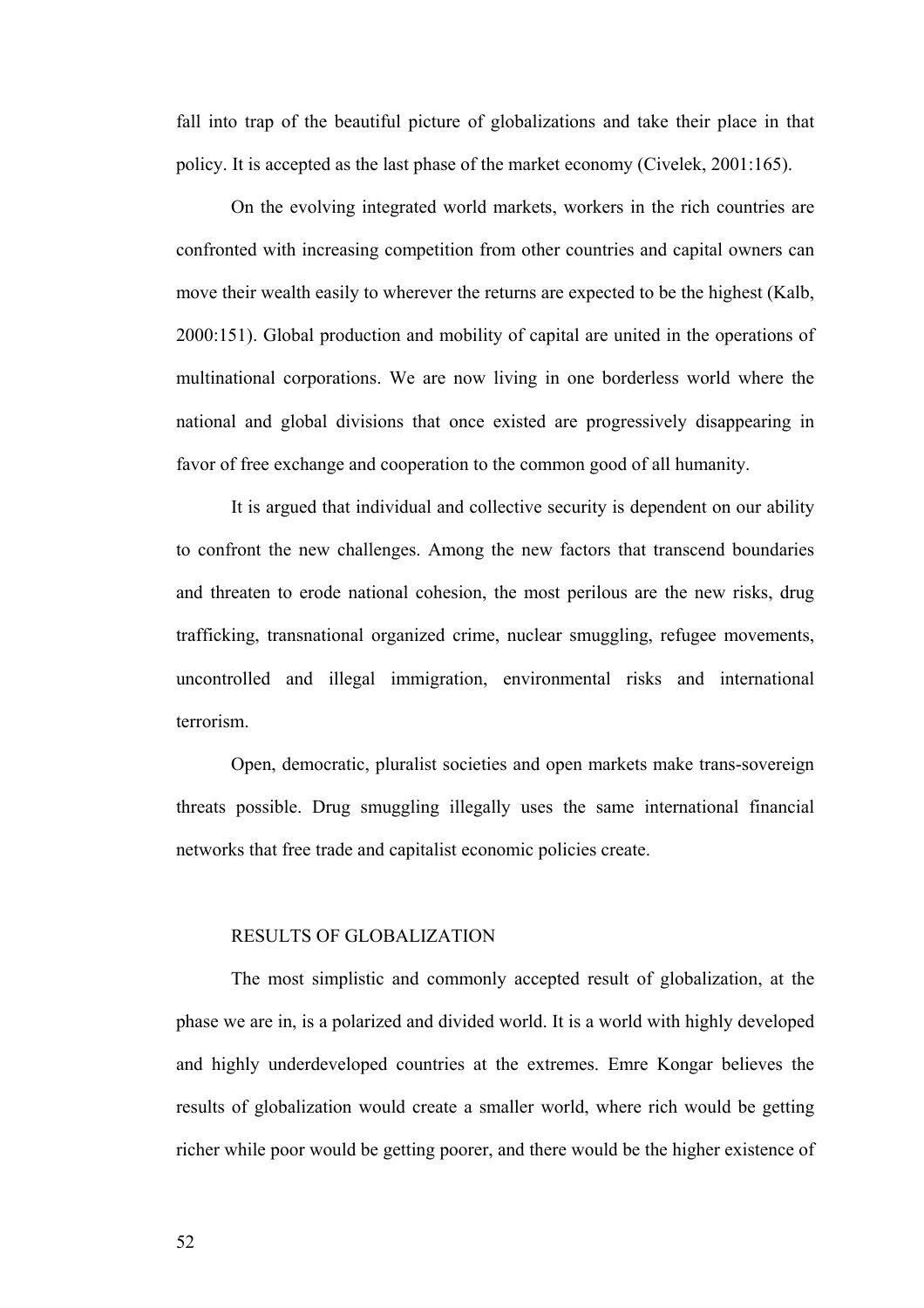fall into trap of the beautiful picture of globalizations and take their place in that policy. It is accepted as the last phase of the market economy (Civelek, 2001:165).

On the evolving integrated world markets, workers in the rich countries are confronted with increasing competition from other countries and capital owners can move their wealth easily to wherever the returns are expected to be the highest (Kalb, 2000:151). Global production and mobility of capital are united in the operations of multinational corporations. We are now living in one borderless world where the national and global divisions that once existed are progressively disappearing in favor of free exchange and cooperation to the common good of all humanity.

It is argued that individual and collective security is dependent on our ability to confront the new challenges. Among the new factors that transcend boundaries and threaten to erode national cohesion, the most perilous are the new risks, drug trafficking, transnational organized crime, nuclear smuggling, refugee movements, uncontrolled and illegal immigration, environmental risks and international terrorism.

Open, democratic, pluralist societies and open markets make trans-sovereign threats possible. Drug smuggling illegally uses the same international financial networks that free trade and capitalist economic policies create.

## RESULTS OF GLOBALIZATION

The most simplistic and commonly accepted result of globalization, at the phase we are in, is a polarized and divided world. It is a world with highly developed and highly underdeveloped countries at the extremes. Emre Kongar believes the results of globalization would create a smaller world, where rich would be getting richer while poor would be getting poorer, and there would be the higher existence of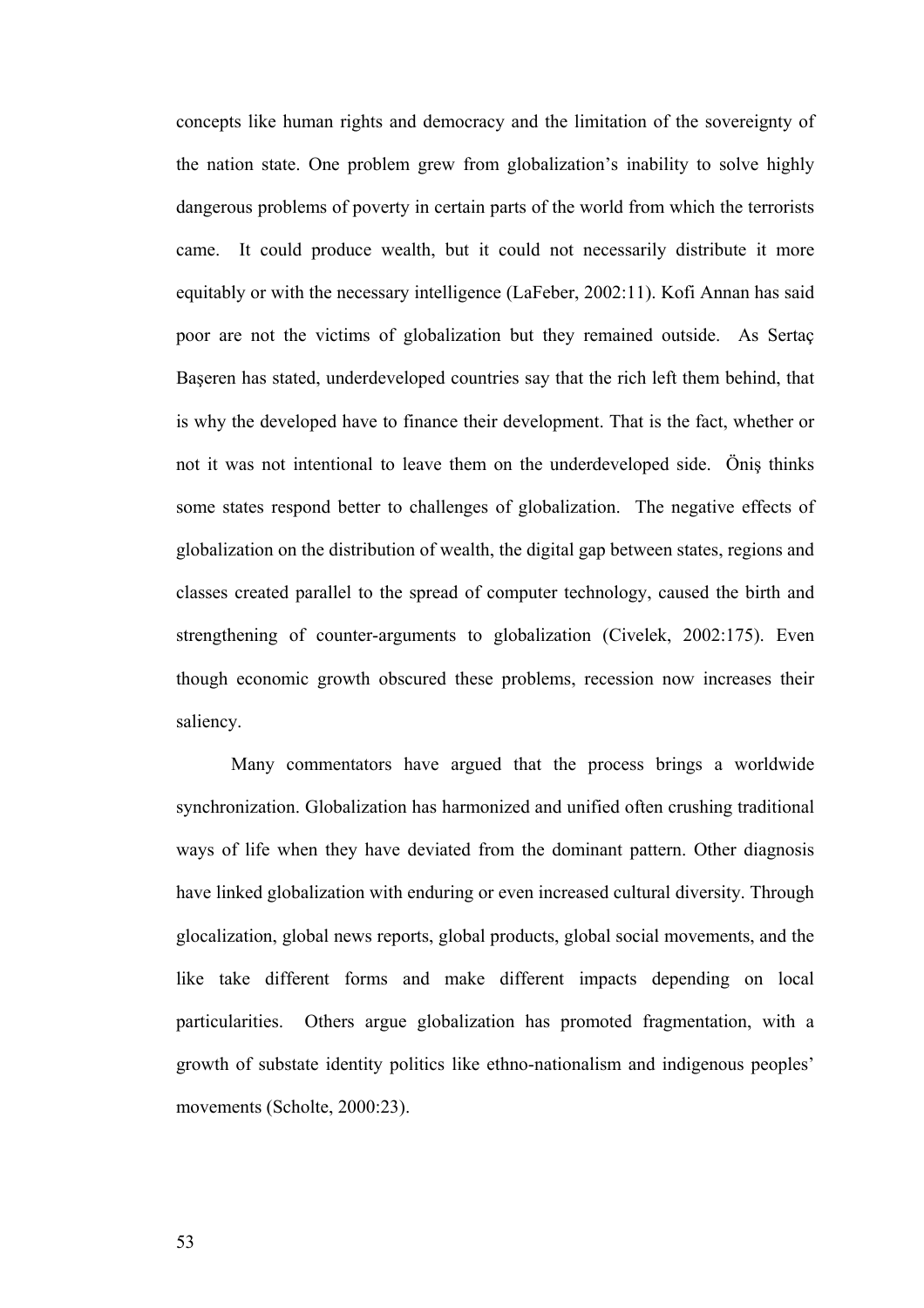concepts like human rights and democracy and the limitation of the sovereignty of the nation state. One problem grew from globalization's inability to solve highly dangerous problems of poverty in certain parts of the world from which the terrorists came. It could produce wealth, but it could not necessarily distribute it more equitably or with the necessary intelligence (LaFeber, 2002:11). Kofi Annan has said poor are not the victims of globalization but they remained outside. As Sertaç Başeren has stated, underdeveloped countries say that the rich left them behind, that is why the developed have to finance their development. That is the fact, whether or not it was not intentional to leave them on the underdeveloped side. Öniş thinks some states respond better to challenges of globalization. The negative effects of globalization on the distribution of wealth, the digital gap between states, regions and classes created parallel to the spread of computer technology, caused the birth and strengthening of counter-arguments to globalization (Civelek, 2002:175). Even though economic growth obscured these problems, recession now increases their saliency.

Many commentators have argued that the process brings a worldwide synchronization. Globalization has harmonized and unified often crushing traditional ways of life when they have deviated from the dominant pattern. Other diagnosis have linked globalization with enduring or even increased cultural diversity. Through glocalization, global news reports, global products, global social movements, and the like take different forms and make different impacts depending on local particularities. Others argue globalization has promoted fragmentation, with a growth of substate identity politics like ethno-nationalism and indigenous peoples' movements (Scholte, 2000:23).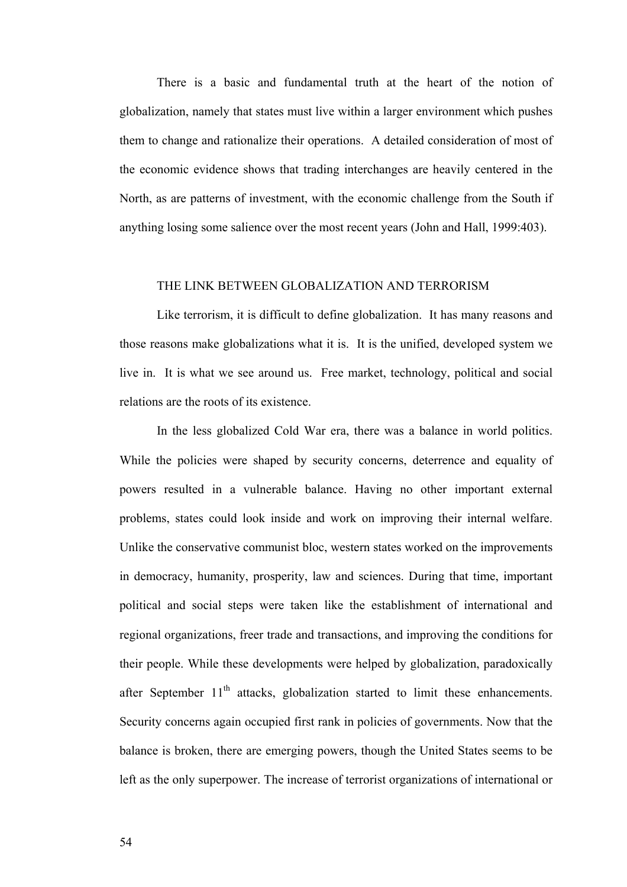There is a basic and fundamental truth at the heart of the notion of globalization, namely that states must live within a larger environment which pushes them to change and rationalize their operations. A detailed consideration of most of the economic evidence shows that trading interchanges are heavily centered in the North, as are patterns of investment, with the economic challenge from the South if anything losing some salience over the most recent years (John and Hall, 1999:403).

## THE LINK BETWEEN GLOBALIZATION AND TERRORISM

Like terrorism, it is difficult to define globalization. It has many reasons and those reasons make globalizations what it is. It is the unified, developed system we live in. It is what we see around us. Free market, technology, political and social relations are the roots of its existence.

In the less globalized Cold War era, there was a balance in world politics. While the policies were shaped by security concerns, deterrence and equality of powers resulted in a vulnerable balance. Having no other important external problems, states could look inside and work on improving their internal welfare. Unlike the conservative communist bloc, western states worked on the improvements in democracy, humanity, prosperity, law and sciences. During that time, important political and social steps were taken like the establishment of international and regional organizations, freer trade and transactions, and improving the conditions for their people. While these developments were helped by globalization, paradoxically after September 11th attacks, globalization started to limit these enhancements. Security concerns again occupied first rank in policies of governments. Now that the balance is broken, there are emerging powers, though the United States seems to be left as the only superpower. The increase of terrorist organizations of international or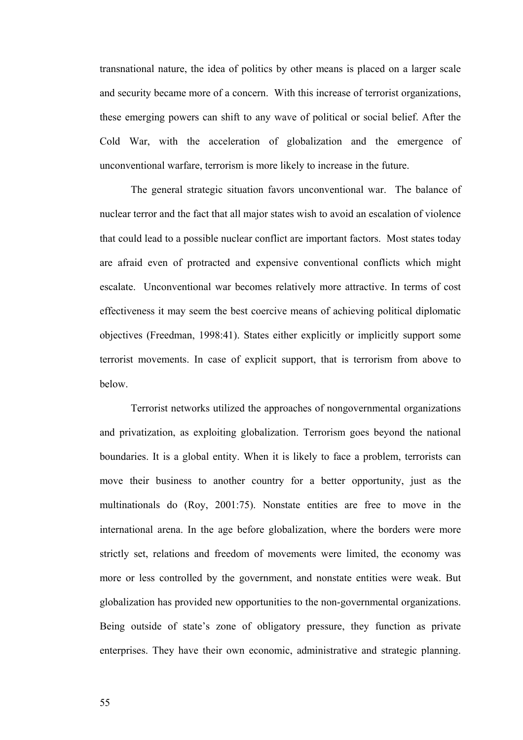transnational nature, the idea of politics by other means is placed on a larger scale and security became more of a concern. With this increase of terrorist organizations, these emerging powers can shift to any wave of political or social belief. After the Cold War, with the acceleration of globalization and the emergence of unconventional warfare, terrorism is more likely to increase in the future.

The general strategic situation favors unconventional war. The balance of nuclear terror and the fact that all major states wish to avoid an escalation of violence that could lead to a possible nuclear conflict are important factors. Most states today are afraid even of protracted and expensive conventional conflicts which might escalate. Unconventional war becomes relatively more attractive. In terms of cost effectiveness it may seem the best coercive means of achieving political diplomatic objectives (Freedman, 1998:41). States either explicitly or implicitly support some terrorist movements. In case of explicit support, that is terrorism from above to below.

Terrorist networks utilized the approaches of nongovernmental organizations and privatization, as exploiting globalization. Terrorism goes beyond the national boundaries. It is a global entity. When it is likely to face a problem, terrorists can move their business to another country for a better opportunity, just as the multinationals do (Roy, 2001:75). Nonstate entities are free to move in the international arena. In the age before globalization, where the borders were more strictly set, relations and freedom of movements were limited, the economy was more or less controlled by the government, and nonstate entities were weak. But globalization has provided new opportunities to the non-governmental organizations. Being outside of state's zone of obligatory pressure, they function as private enterprises. They have their own economic, administrative and strategic planning.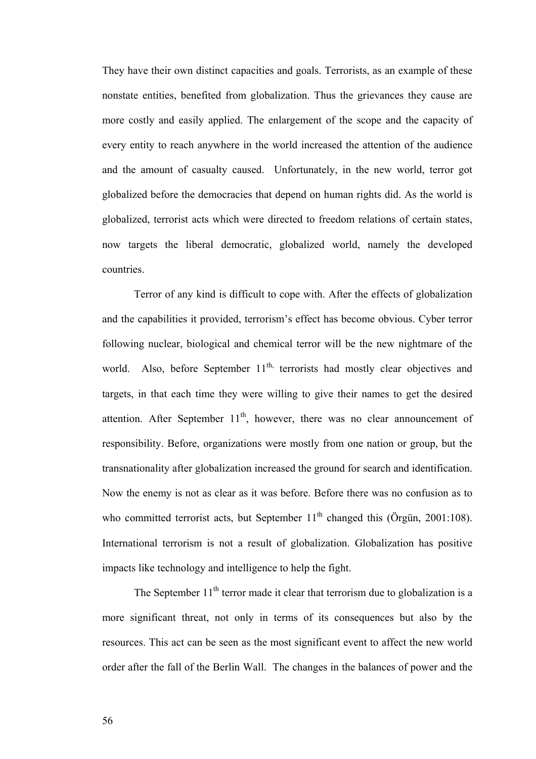They have their own distinct capacities and goals. Terrorists, as an example of these nonstate entities, benefited from globalization. Thus the grievances they cause are more costly and easily applied. The enlargement of the scope and the capacity of every entity to reach anywhere in the world increased the attention of the audience and the amount of casualty caused. Unfortunately, in the new world, terror got globalized before the democracies that depend on human rights did. As the world is globalized, terrorist acts which were directed to freedom relations of certain states, now targets the liberal democratic, globalized world, namely the developed countries.

Terror of any kind is difficult to cope with. After the effects of globalization and the capabilities it provided, terrorism's effect has become obvious. Cyber terror following nuclear, biological and chemical terror will be the new nightmare of the world. Also, before September 11th, terrorists had mostly clear objectives and targets, in that each time they were willing to give their names to get the desired attention. After September 11th, however, there was no clear announcement of responsibility. Before, organizations were mostly from one nation or group, but the transnationality after globalization increased the ground for search and identification. Now the enemy is not as clear as it was before. Before there was no confusion as to who committed terrorist acts, but September 11th changed this (Örgün, 2001:108). International terrorism is not a result of globalization. Globalization has positive impacts like technology and intelligence to help the fight.

The September 11th terror made it clear that terrorism due to globalization is a more significant threat, not only in terms of its consequences but also by the resources. This act can be seen as the most significant event to affect the new world order after the fall of the Berlin Wall. The changes in the balances of power and the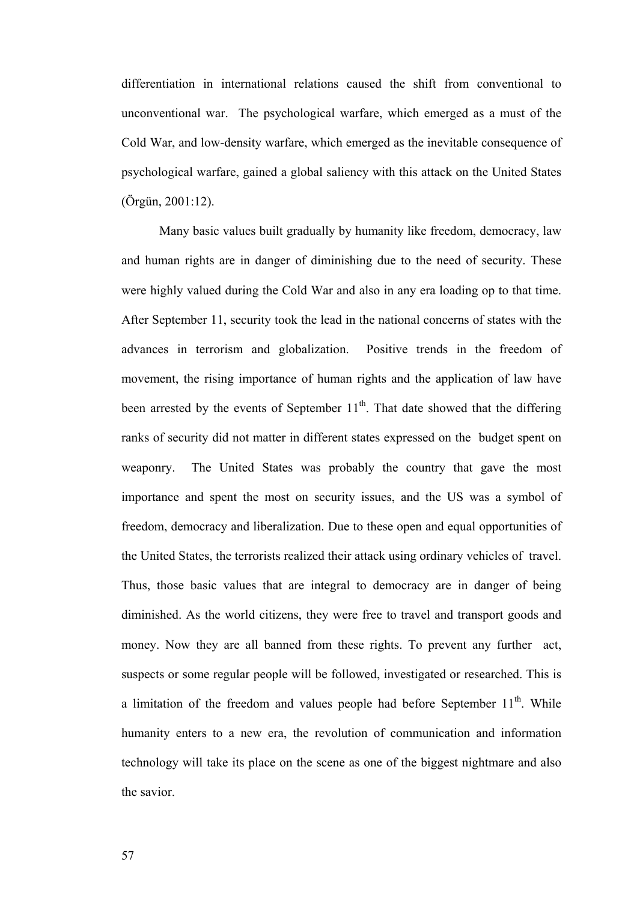differentiation in international relations caused the shift from conventional to unconventional war. The psychological warfare, which emerged as a must of the Cold War, and low-density warfare, which emerged as the inevitable consequence of psychological warfare, gained a global saliency with this attack on the United States (Örgün, 2001:12).

Many basic values built gradually by humanity like freedom, democracy, law and human rights are in danger of diminishing due to the need of security. These were highly valued during the Cold War and also in any era loading op to that time. After September 11, security took the lead in the national concerns of states with the advances in terrorism and globalization. Positive trends in the freedom of movement, the rising importance of human rights and the application of law have been arrested by the events of September 11th. That date showed that the differing ranks of security did not matter in different states expressed on the budget spent on weaponry. The United States was probably the country that gave the most importance and spent the most on security issues, and the US was a symbol of freedom, democracy and liberalization. Due to these open and equal opportunities of the United States, the terrorists realized their attack using ordinary vehicles of travel. Thus, those basic values that are integral to democracy are in danger of being diminished. As the world citizens, they were free to travel and transport goods and money. Now they are all banned from these rights. To prevent any further act, suspects or some regular people will be followed, investigated or researched. This is a limitation of the freedom and values people had before September 11th. While humanity enters to a new era, the revolution of communication and information technology will take its place on the scene as one of the biggest nightmare and also the savior.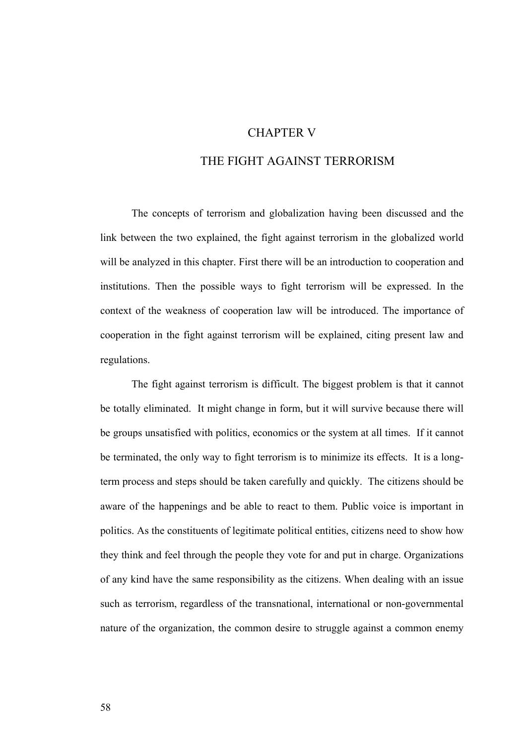# CHAPTER V

# THE FIGHT AGAINST TERRORISM

The concepts of terrorism and globalization having been discussed and the link between the two explained, the fight against terrorism in the globalized world will be analyzed in this chapter. First there will be an introduction to cooperation and institutions. Then the possible ways to fight terrorism will be expressed. In the context of the weakness of cooperation law will be introduced. The importance of cooperation in the fight against terrorism will be explained, citing present law and regulations.

The fight against terrorism is difficult. The biggest problem is that it cannot be totally eliminated. It might change in form, but it will survive because there will be groups unsatisfied with politics, economics or the system at all times. If it cannot be terminated, the only way to fight terrorism is to minimize its effects. It is a long-term process and steps should be taken carefully and quickly. The citizens should be aware of the happenings and be able to react to them. Public voice is important in politics. As the constituents of legitimate political entities, citizens need to show how they think and feel through the people they vote for and put in charge. Organizations of any kind have the same responsibility as the citizens. When dealing with an issue such as terrorism, regardless of the transnational, international or non-governmental nature of the organization, the common desire to struggle against a common enemy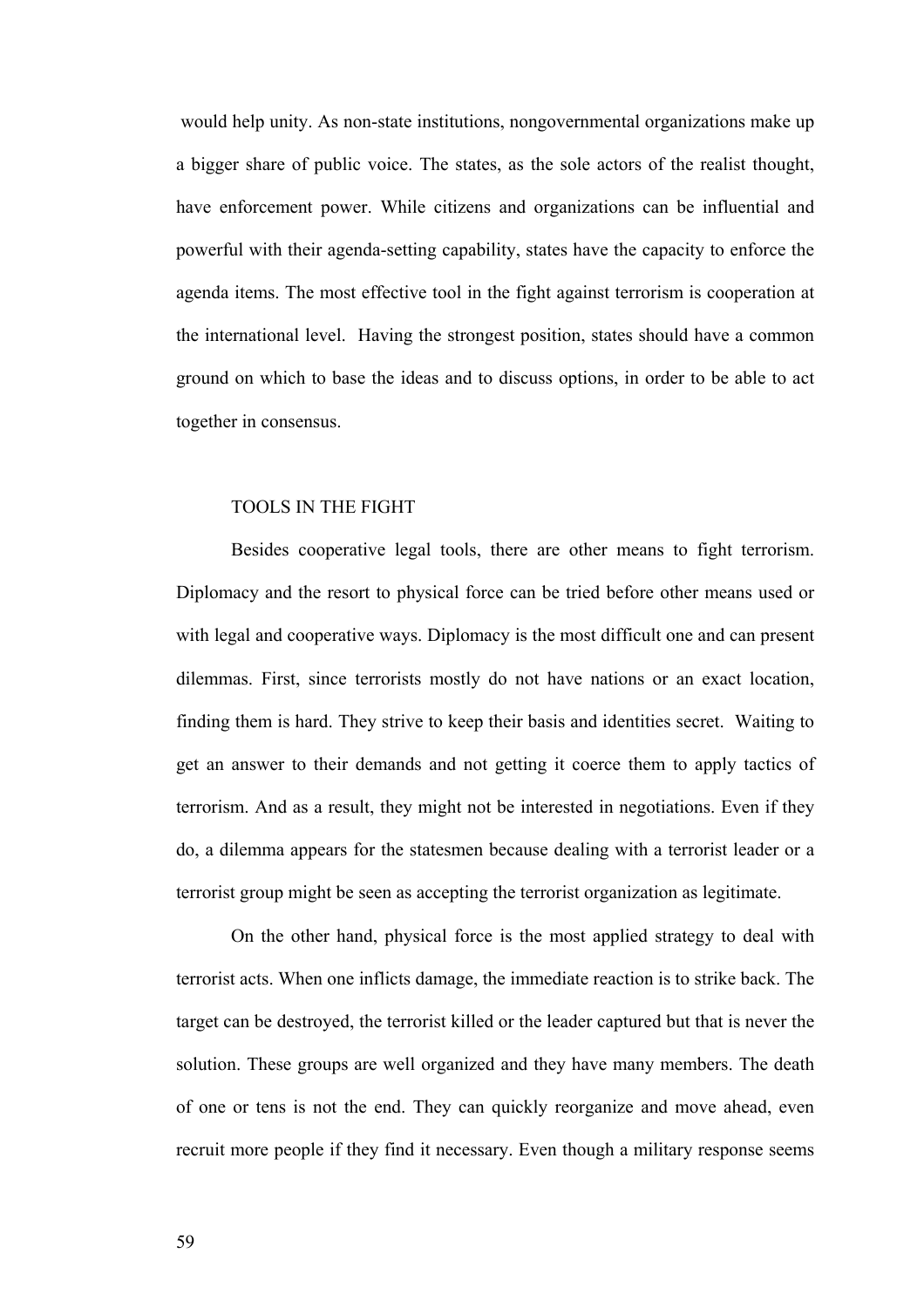would help unity. As non-state institutions, nongovernmental organizations make up a bigger share of public voice. The states, as the sole actors of the realist thought, have enforcement power. While citizens and organizations can be influential and powerful with their agenda-setting capability, states have the capacity to enforce the agenda items. The most effective tool in the fight against terrorism is cooperation at the international level. Having the strongest position, states should have a common ground on which to base the ideas and to discuss options, in order to be able to act together in consensus.

## TOOLS IN THE FIGHT

Besides cooperative legal tools, there are other means to fight terrorism. Diplomacy and the resort to physical force can be tried before other means used or with legal and cooperative ways. Diplomacy is the most difficult one and can present dilemmas. First, since terrorists mostly do not have nations or an exact location, finding them is hard. They strive to keep their basis and identities secret. Waiting to get an answer to their demands and not getting it coerce them to apply tactics of terrorism. And as a result, they might not be interested in negotiations. Even if they do, a dilemma appears for the statesmen because dealing with a terrorist leader or a terrorist group might be seen as accepting the terrorist organization as legitimate.

On the other hand, physical force is the most applied strategy to deal with terrorist acts. When one inflicts damage, the immediate reaction is to strike back. The target can be destroyed, the terrorist killed or the leader captured but that is never the solution. These groups are well organized and they have many members. The death of one or tens is not the end. They can quickly reorganize and move ahead, even recruit more people if they find it necessary. Even though a military response seems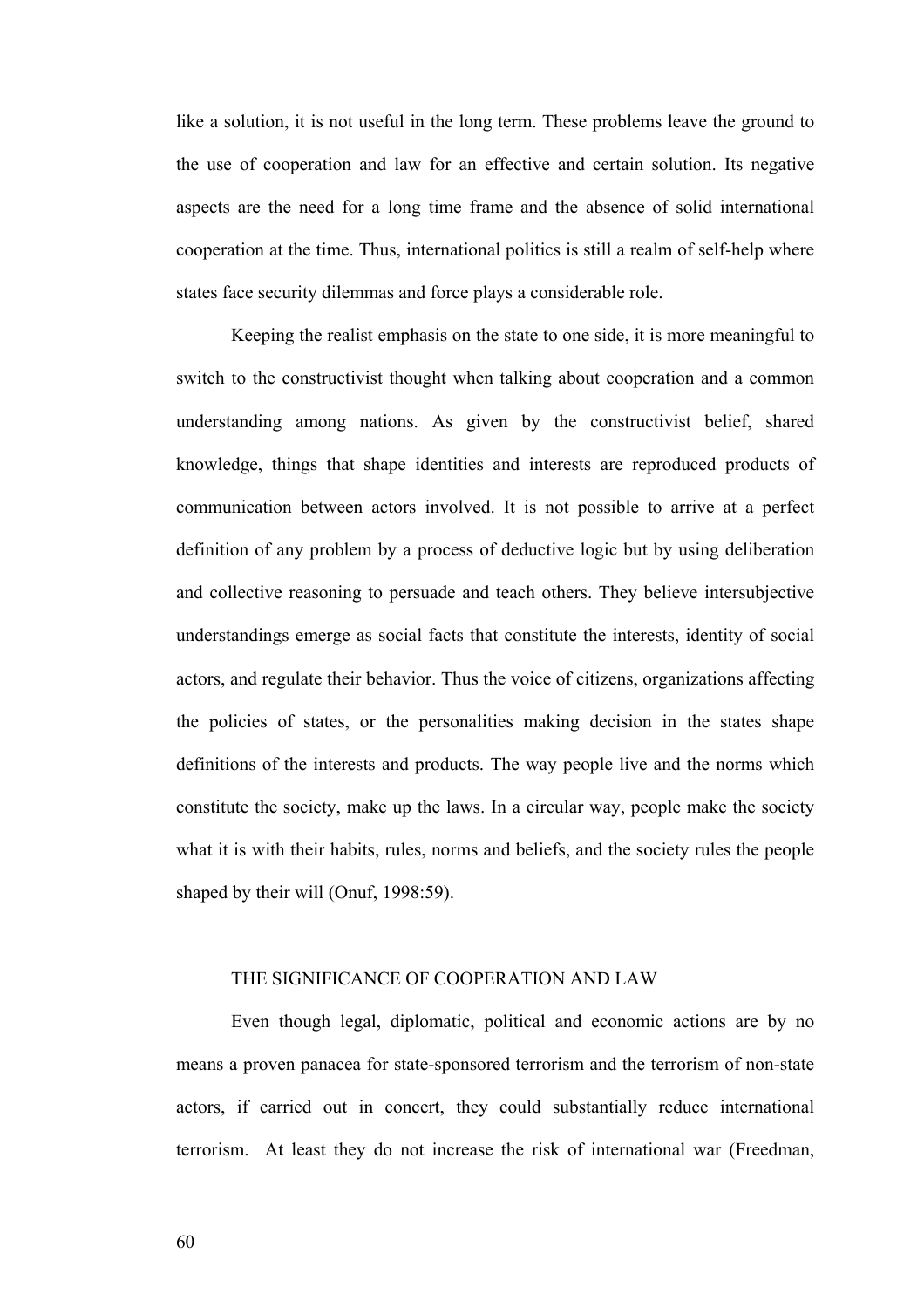like a solution, it is not useful in the long term. These problems leave the ground to the use of cooperation and law for an effective and certain solution. Its negative aspects are the need for a long time frame and the absence of solid international cooperation at the time. Thus, international politics is still a realm of self-help where states face security dilemmas and force plays a considerable role.

Keeping the realist emphasis on the state to one side, it is more meaningful to switch to the constructivist thought when talking about cooperation and a common understanding among nations. As given by the constructivist belief, shared knowledge, things that shape identities and interests are reproduced products of communication between actors involved. It is not possible to arrive at a perfect definition of any problem by a process of deductive logic but by using deliberation and collective reasoning to persuade and teach others. They believe intersubjective understandings emerge as social facts that constitute the interests, identity of social actors, and regulate their behavior. Thus the voice of citizens, organizations affecting the policies of states, or the personalities making decision in the states shape definitions of the interests and products. The way people live and the norms which constitute the society, make up the laws. In a circular way, people make the society what it is with their habits, rules, norms and beliefs, and the society rules the people shaped by their will (Onuf, 1998:59).

## THE SIGNIFICANCE OF COOPERATION AND LAW

Even though legal, diplomatic, political and economic actions are by no means a proven panacea for state-sponsored terrorism and the terrorism of non-state actors, if carried out in concert, they could substantially reduce international terrorism. At least they do not increase the risk of international war (Freedman,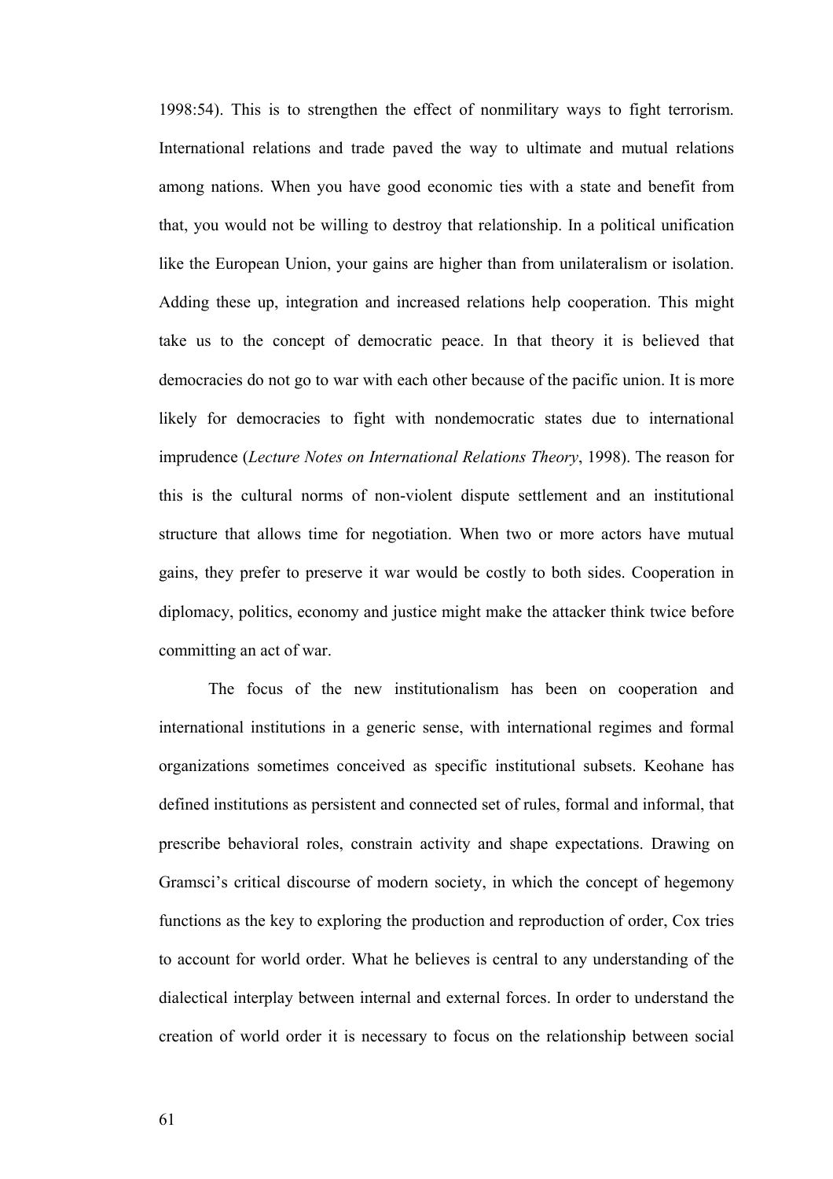1998:54). This is to strengthen the effect of nonmilitary ways to fight terrorism. International relations and trade paved the way to ultimate and mutual relations among nations. When you have good economic ties with a state and benefit from that, you would not be willing to destroy that relationship. In a political unification like the European Union, your gains are higher than from unilateralism or isolation. Adding these up, integration and increased relations help cooperation. This might take us to the concept of democratic peace. In that theory it is believed that democracies do not go to war with each other because of the pacific union. It is more likely for democracies to fight with nondemocratic states due to international imprudence (*Lecture Notes on International Relations Theory*, 1998). The reason for this is the cultural norms of non-violent dispute settlement and an institutional structure that allows time for negotiation. When two or more actors have mutual gains, they prefer to preserve it war would be costly to both sides. Cooperation in diplomacy, politics, economy and justice might make the attacker think twice before committing an act of war.

The focus of the new institutionalism has been on cooperation and international institutions in a generic sense, with international regimes and formal organizations sometimes conceived as specific institutional subsets. Keohane has defined institutions as persistent and connected set of rules, formal and informal, that prescribe behavioral roles, constrain activity and shape expectations. Drawing on Gramsci's critical discourse of modern society, in which the concept of hegemony functions as the key to exploring the production and reproduction of order, Cox tries to account for world order. What he believes is central to any understanding of the dialectical interplay between internal and external forces. In order to understand the creation of world order it is necessary to focus on the relationship between social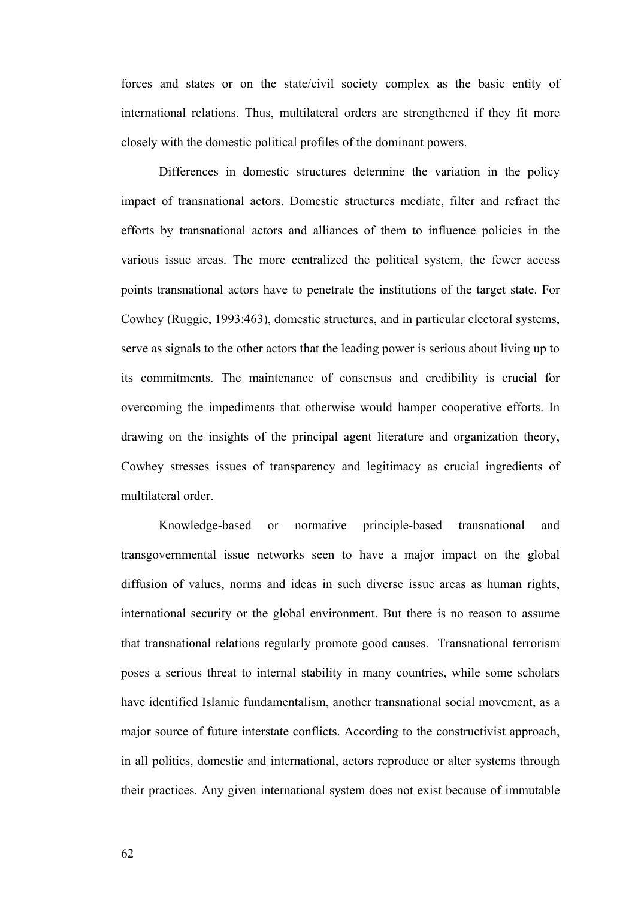forces and states or on the state/civil society complex as the basic entity of international relations. Thus, multilateral orders are strengthened if they fit more closely with the domestic political profiles of the dominant powers.

Differences in domestic structures determine the variation in the policy impact of transnational actors. Domestic structures mediate, filter and refract the efforts by transnational actors and alliances of them to influence policies in the various issue areas. The more centralized the political system, the fewer access points transnational actors have to penetrate the institutions of the target state. For Cowhey (Ruggie, 1993:463), domestic structures, and in particular electoral systems, serve as signals to the other actors that the leading power is serious about living up to its commitments. The maintenance of consensus and credibility is crucial for overcoming the impediments that otherwise would hamper cooperative efforts. In drawing on the insights of the principal agent literature and organization theory, Cowhey stresses issues of transparency and legitimacy as crucial ingredients of multilateral order.

Knowledge-based or normative principle-based transnational and transgovernmental issue networks seen to have a major impact on the global diffusion of values, norms and ideas in such diverse issue areas as human rights, international security or the global environment. But there is no reason to assume that transnational relations regularly promote good causes. Transnational terrorism poses a serious threat to internal stability in many countries, while some scholars have identified Islamic fundamentalism, another transnational social movement, as a major source of future interstate conflicts. According to the constructivist approach, in all politics, domestic and international, actors reproduce or alter systems through their practices. Any given international system does not exist because of immutable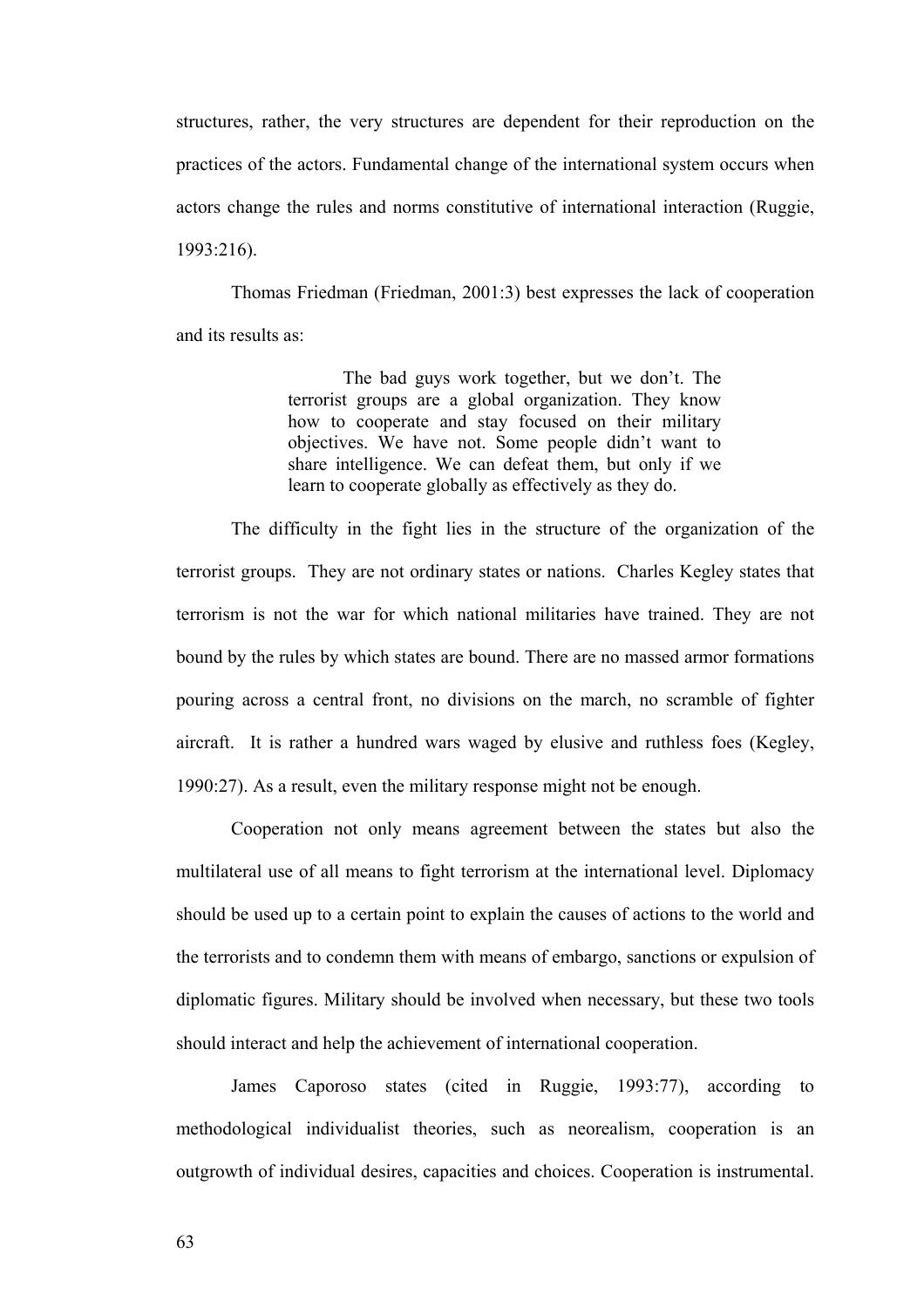structures, rather, the very structures are dependent for their reproduction on the practices of the actors. Fundamental change of the international system occurs when actors change the rules and norms constitutive of international interaction (Ruggie, 1993:216).

Thomas Friedman (Friedman, 2001:3) best expresses the lack of cooperation and its results as:

> The bad guys work together, but we don't. The terrorist groups are a global organization. They know how to cooperate and stay focused on their military objectives. We have not. Some people didn't want to share intelligence. We can defeat them, but only if we learn to cooperate globally as effectively as they do.

The difficulty in the fight lies in the structure of the organization of the terrorist groups. They are not ordinary states or nations. Charles Kegley states that terrorism is not the war for which national militaries have trained. They are not bound by the rules by which states are bound. There are no massed armor formations pouring across a central front, no divisions on the march, no scramble of fighter aircraft. It is rather a hundred wars waged by elusive and ruthless foes (Kegley, 1990:27). As a result, even the military response might not be enough.

Cooperation not only means agreement between the states but also the multilateral use of all means to fight terrorism at the international level. Diplomacy should be used up to a certain point to explain the causes of actions to the world and the terrorists and to condemn them with means of embargo, sanctions or expulsion of diplomatic figures. Military should be involved when necessary, but these two tools should interact and help the achievement of international cooperation.

James Caporoso states (cited in Ruggie, 1993:77), according to methodological individualist theories, such as neorealism, cooperation is an outgrowth of individual desires, capacities and choices. Cooperation is instrumental.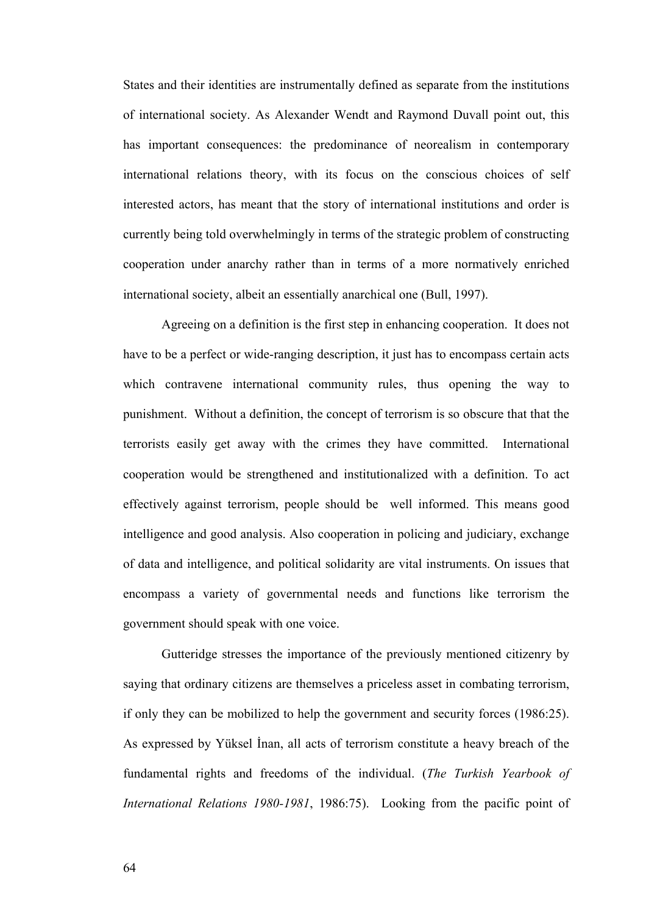States and their identities are instrumentally defined as separate from the institutions of international society. As Alexander Wendt and Raymond Duvall point out, this has important consequences: the predominance of neorealism in contemporary international relations theory, with its focus on the conscious choices of self interested actors, has meant that the story of international institutions and order is currently being told overwhelmingly in terms of the strategic problem of constructing cooperation under anarchy rather than in terms of a more normatively enriched international society, albeit an essentially anarchical one (Bull, 1997).

Agreeing on a definition is the first step in enhancing cooperation. It does not have to be a perfect or wide-ranging description, it just has to encompass certain acts which contravene international community rules, thus opening the way to punishment. Without a definition, the concept of terrorism is so obscure that that the terrorists easily get away with the crimes they have committed. International cooperation would be strengthened and institutionalized with a definition. To act effectively against terrorism, people should be well informed. This means good intelligence and good analysis. Also cooperation in policing and judiciary, exchange of data and intelligence, and political solidarity are vital instruments. On issues that encompass a variety of governmental needs and functions like terrorism the government should speak with one voice.

Gutteridge stresses the importance of the previously mentioned citizenry by saying that ordinary citizens are themselves a priceless asset in combating terrorism, if only they can be mobilized to help the government and security forces (1986:25). As expressed by Yüksel İnan, all acts of terrorism constitute a heavy breach of the fundamental rights and freedoms of the individual. (*The Turkish Yearbook of International Relations 1980-1981*, 1986:75). Looking from the pacific point of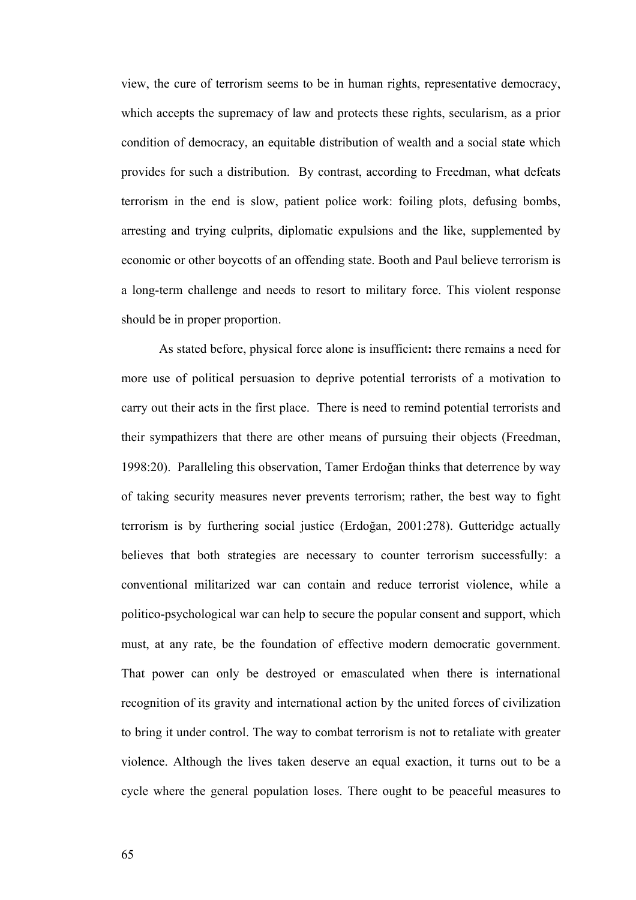view, the cure of terrorism seems to be in human rights, representative democracy, which accepts the supremacy of law and protects these rights, secularism, as a prior condition of democracy, an equitable distribution of wealth and a social state which provides for such a distribution. By contrast, according to Freedman, what defeats terrorism in the end is slow, patient police work: foiling plots, defusing bombs, arresting and trying culprits, diplomatic expulsions and the like, supplemented by economic or other boycotts of an offending state. Booth and Paul believe terrorism is a long-term challenge and needs to resort to military force. This violent response should be in proper proportion.

As stated before, physical force alone is insufficient**:** there remains a need for more use of political persuasion to deprive potential terrorists of a motivation to carry out their acts in the first place. There is need to remind potential terrorists and their sympathizers that there are other means of pursuing their objects (Freedman, 1998:20). Paralleling this observation, Tamer Erdoğan thinks that deterrence by way of taking security measures never prevents terrorism; rather, the best way to fight terrorism is by furthering social justice (Erdoğan, 2001:278). Gutteridge actually believes that both strategies are necessary to counter terrorism successfully: a conventional militarized war can contain and reduce terrorist violence, while a politico-psychological war can help to secure the popular consent and support, which must, at any rate, be the foundation of effective modern democratic government. That power can only be destroyed or emasculated when there is international recognition of its gravity and international action by the united forces of civilization to bring it under control. The way to combat terrorism is not to retaliate with greater violence. Although the lives taken deserve an equal exaction, it turns out to be a cycle where the general population loses. There ought to be peaceful measures to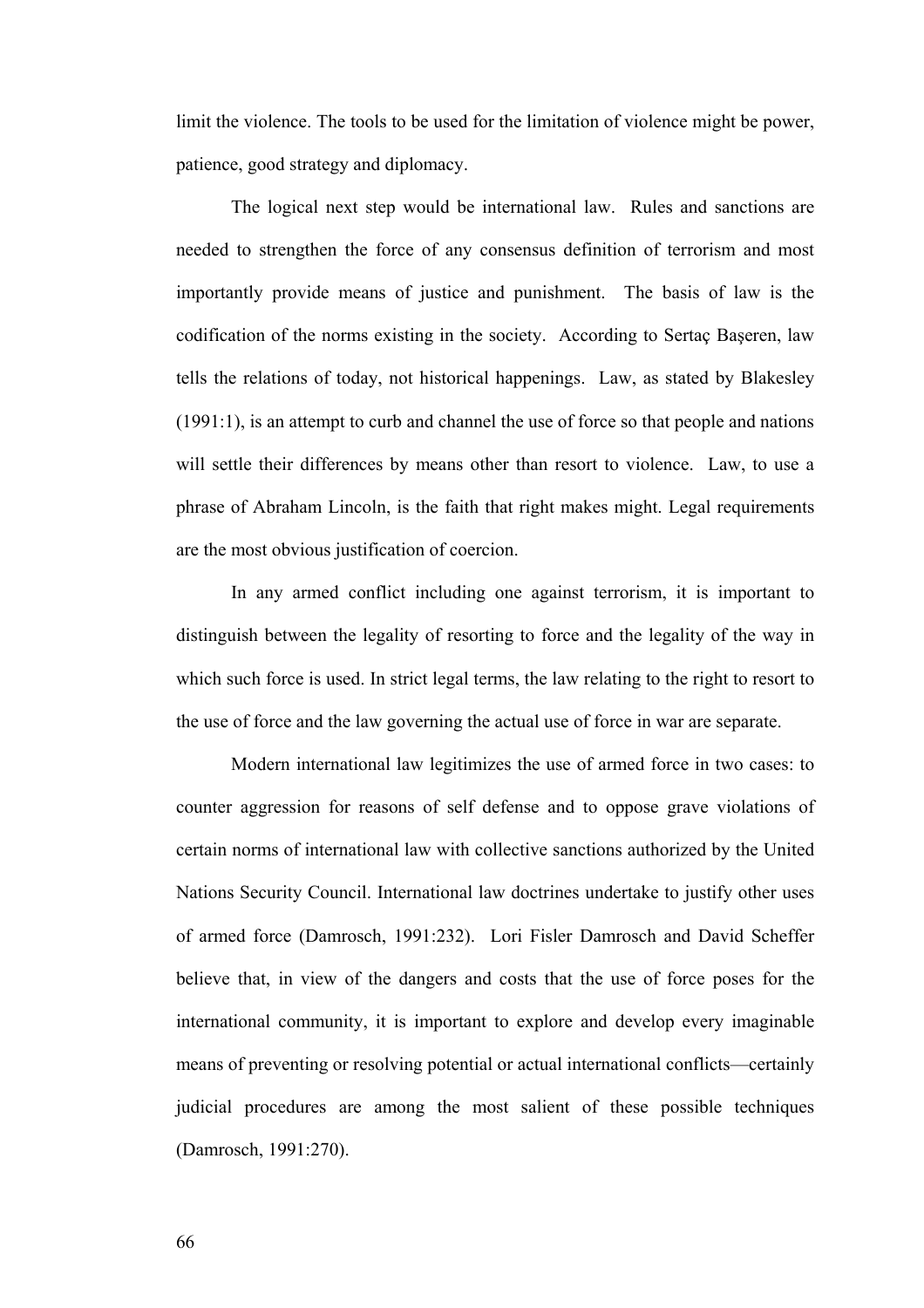limit the violence. The tools to be used for the limitation of violence might be power, patience, good strategy and diplomacy.

The logical next step would be international law. Rules and sanctions are needed to strengthen the force of any consensus definition of terrorism and most importantly provide means of justice and punishment. The basis of law is the codification of the norms existing in the society. According to Sertaç Başeren, law tells the relations of today, not historical happenings. Law, as stated by Blakesley (1991:1), is an attempt to curb and channel the use of force so that people and nations will settle their differences by means other than resort to violence. Law, to use a phrase of Abraham Lincoln, is the faith that right makes might. Legal requirements are the most obvious justification of coercion.

In any armed conflict including one against terrorism, it is important to distinguish between the legality of resorting to force and the legality of the way in which such force is used. In strict legal terms, the law relating to the right to resort to the use of force and the law governing the actual use of force in war are separate.

Modern international law legitimizes the use of armed force in two cases: to counter aggression for reasons of self defense and to oppose grave violations of certain norms of international law with collective sanctions authorized by the United Nations Security Council. International law doctrines undertake to justify other uses of armed force (Damrosch, 1991:232). Lori Fisler Damrosch and David Scheffer believe that, in view of the dangers and costs that the use of force poses for the international community, it is important to explore and develop every imaginable means of preventing or resolving potential or actual international conflicts—certainly judicial procedures are among the most salient of these possible techniques (Damrosch, 1991:270).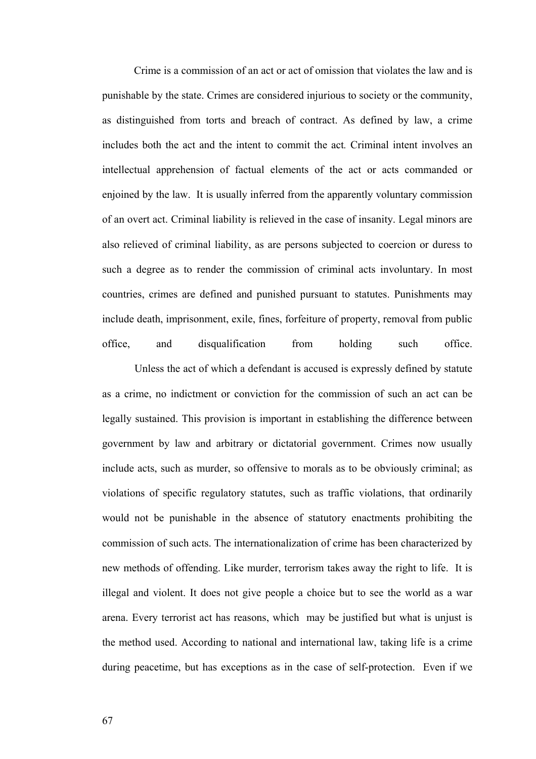Crime is a commission of an act or act of omission that violates the law and is punishable by the state. Crimes are considered injurious to society or the community, as distinguished from torts and breach of contract. As defined by law, a crime includes both the act and the intent to commit the act. Criminal intent involves an intellectual apprehension of factual elements of the act or acts commanded or enjoined by the law. It is usually inferred from the apparently voluntary commission of an overt act. Criminal liability is relieved in the case of insanity. Legal minors are also relieved of criminal liability, as are persons subjected to coercion or duress to such a degree as to render the commission of criminal acts involuntary. In most countries, crimes are defined and punished pursuant to statutes. Punishments may include death, imprisonment, exile, fines, forfeiture of property, removal from public office, and disqualification from holding such office.

Unless the act of which a defendant is accused is expressly defined by statute as a crime, no indictment or conviction for the commission of such an act can be legally sustained. This provision is important in establishing the difference between government by law and arbitrary or dictatorial government. Crimes now usually include acts, such as murder, so offensive to morals as to be obviously criminal; as violations of specific regulatory statutes, such as traffic violations, that ordinarily would not be punishable in the absence of statutory enactments prohibiting the commission of such acts. The internationalization of crime has been characterized by new methods of offending. Like murder, terrorism takes away the right to life. It is illegal and violent. It does not give people a choice but to see the world as a war arena. Every terrorist act has reasons, which may be justified but what is unjust is the method used. According to national and international law, taking life is a crime during peacetime, but has exceptions as in the case of self-protection. Even if we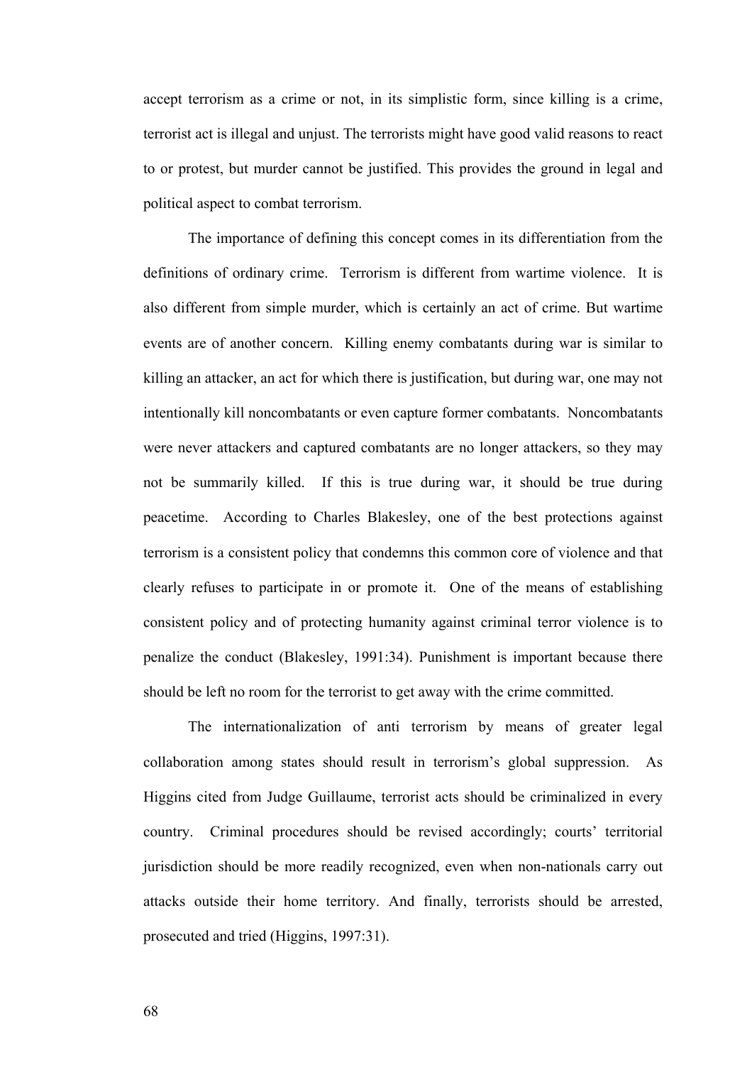accept terrorism as a crime or not, in its simplistic form, since killing is a crime, terrorist act is illegal and unjust. The terrorists might have good valid reasons to react to or protest, but murder cannot be justified. This provides the ground in legal and political aspect to combat terrorism.

The importance of defining this concept comes in its differentiation from the definitions of ordinary crime. Terrorism is different from wartime violence. It is also different from simple murder, which is certainly an act of crime. But wartime events are of another concern. Killing enemy combatants during war is similar to killing an attacker, an act for which there is justification, but during war, one may not intentionally kill noncombatants or even capture former combatants. Noncombatants were never attackers and captured combatants are no longer attackers, so they may not be summarily killed. If this is true during war, it should be true during peacetime. According to Charles Blakesley, one of the best protections against terrorism is a consistent policy that condemns this common core of violence and that clearly refuses to participate in or promote it. One of the means of establishing consistent policy and of protecting humanity against criminal terror violence is to penalize the conduct (Blakesley, 1991:34). Punishment is important because there should be left no room for the terrorist to get away with the crime committed.

The internationalization of anti terrorism by means of greater legal collaboration among states should result in terrorism's global suppression. As Higgins cited from Judge Guillaume, terrorist acts should be criminalized in every country. Criminal procedures should be revised accordingly; courts' territorial jurisdiction should be more readily recognized, even when non-nationals carry out attacks outside their home territory. And finally, terrorists should be arrested, prosecuted and tried (Higgins, 1997:31).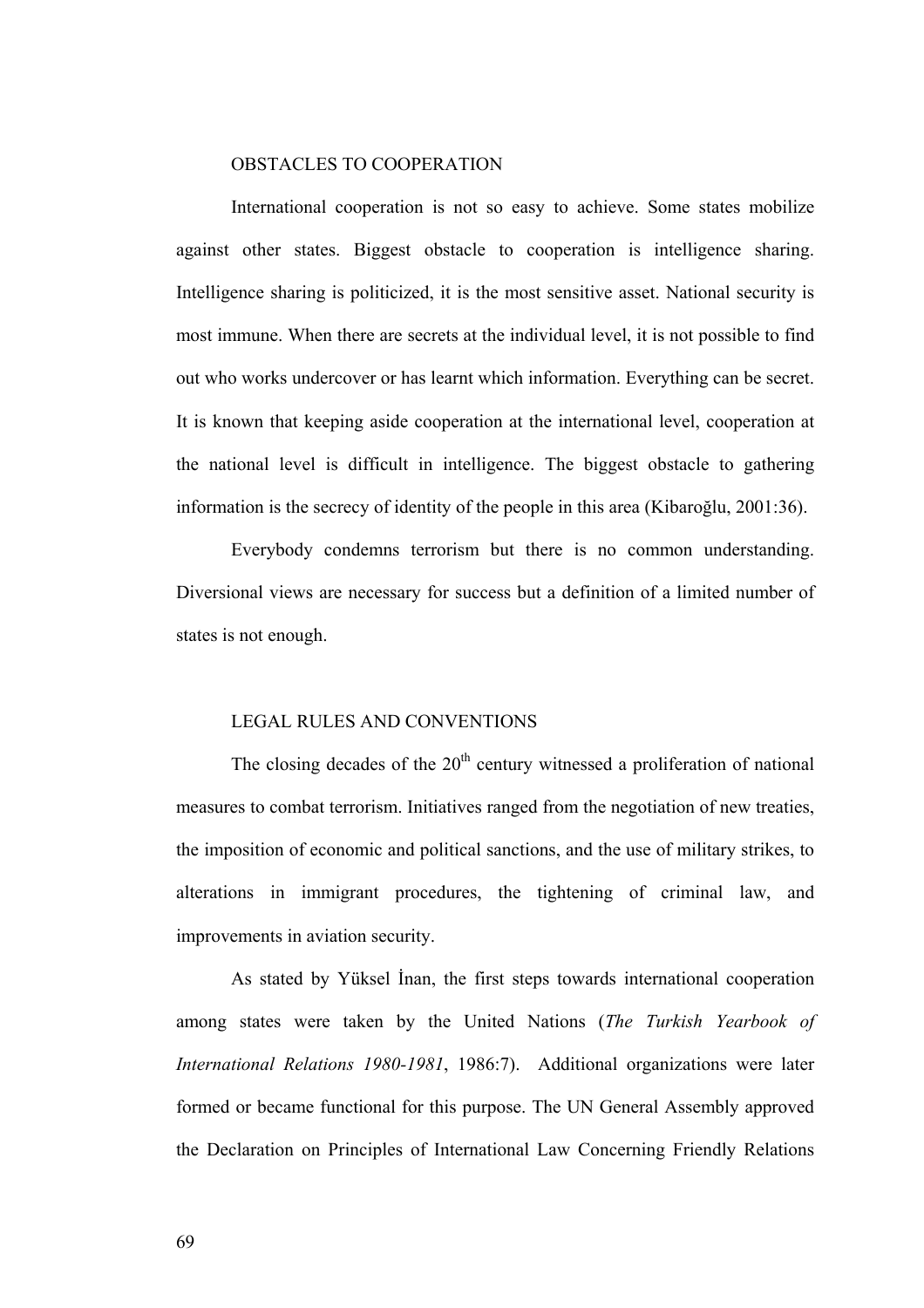## OBSTACLES TO COOPERATION

International cooperation is not so easy to achieve. Some states mobilize against other states. Biggest obstacle to cooperation is intelligence sharing. Intelligence sharing is politicized, it is the most sensitive asset. National security is most immune. When there are secrets at the individual level, it is not possible to find out who works undercover or has learnt which information. Everything can be secret. It is known that keeping aside cooperation at the international level, cooperation at the national level is difficult in intelligence. The biggest obstacle to gathering information is the secrecy of identity of the people in this area (Kibaroğlu, 2001:36).

Everybody condemns terrorism but there is no common understanding. Diversional views are necessary for success but a definition of a limited number of states is not enough.

## LEGAL RULES AND CONVENTIONS

The closing decades of the 20th century witnessed a proliferation of national measures to combat terrorism. Initiatives ranged from the negotiation of new treaties, the imposition of economic and political sanctions, and the use of military strikes, to alterations in immigrant procedures, the tightening of criminal law, and improvements in aviation security.

As stated by Yüksel İnan, the first steps towards international cooperation among states were taken by the United Nations (*The Turkish Yearbook of International Relations 1980-1981*, 1986:7). Additional organizations were later formed or became functional for this purpose. The UN General Assembly approved the Declaration on Principles of International Law Concerning Friendly Relations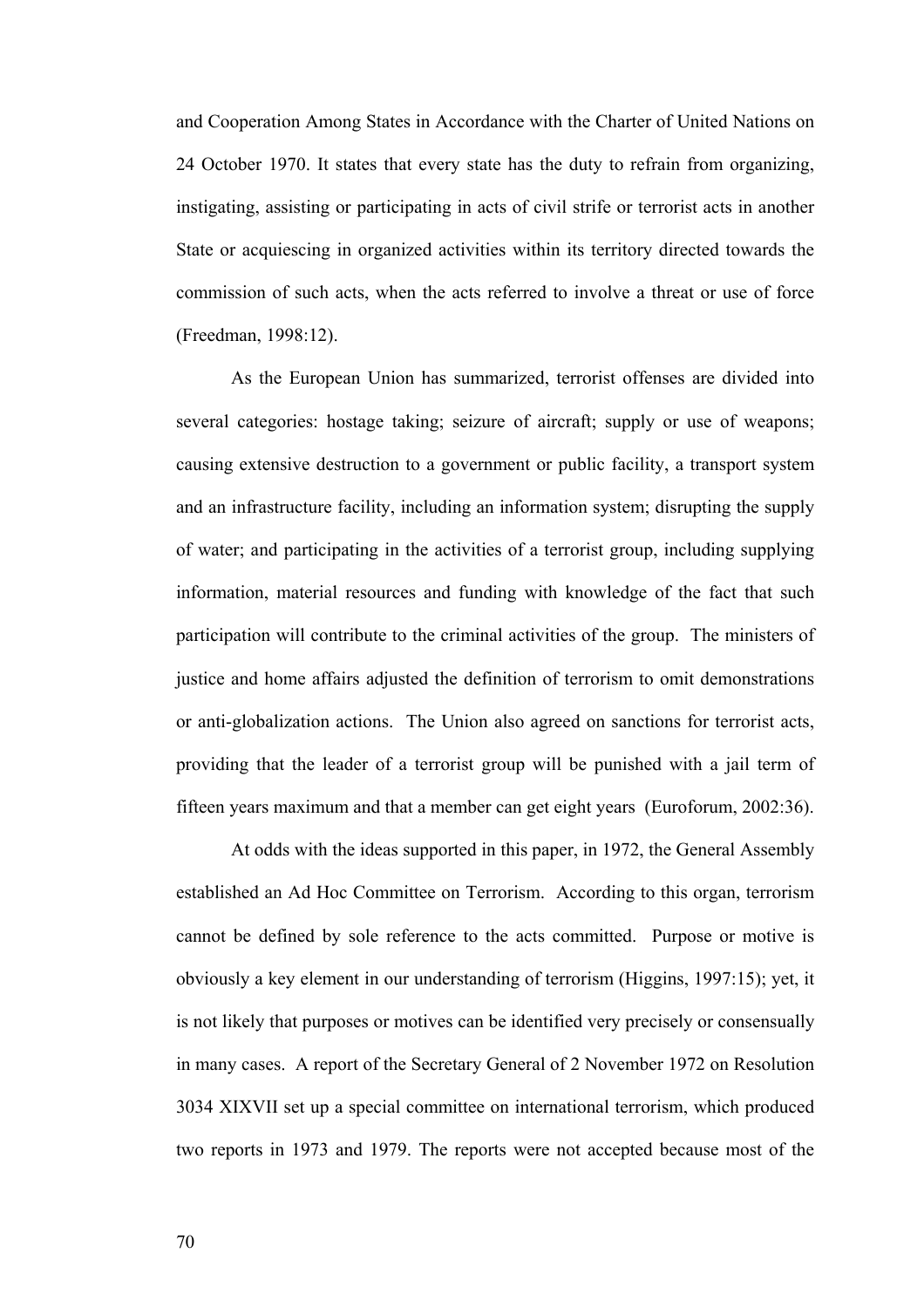and Cooperation Among States in Accordance with the Charter of United Nations on 24 October 1970. It states that every state has the duty to refrain from organizing, instigating, assisting or participating in acts of civil strife or terrorist acts in another State or acquiescing in organized activities within its territory directed towards the commission of such acts, when the acts referred to involve a threat or use of force (Freedman, 1998:12).

As the European Union has summarized, terrorist offenses are divided into several categories: hostage taking; seizure of aircraft; supply or use of weapons; causing extensive destruction to a government or public facility, a transport system and an infrastructure facility, including an information system; disrupting the supply of water; and participating in the activities of a terrorist group, including supplying information, material resources and funding with knowledge of the fact that such participation will contribute to the criminal activities of the group. The ministers of justice and home affairs adjusted the definition of terrorism to omit demonstrations or anti-globalization actions. The Union also agreed on sanctions for terrorist acts, providing that the leader of a terrorist group will be punished with a jail term of fifteen years maximum and that a member can get eight years (Euroforum, 2002:36).

At odds with the ideas supported in this paper, in 1972, the General Assembly established an Ad Hoc Committee on Terrorism. According to this organ, terrorism cannot be defined by sole reference to the acts committed. Purpose or motive is obviously a key element in our understanding of terrorism (Higgins, 1997:15); yet, it is not likely that purposes or motives can be identified very precisely or consensually in many cases. A report of the Secretary General of 2 November 1972 on Resolution 3034 XIXVII set up a special committee on international terrorism, which produced two reports in 1973 and 1979. The reports were not accepted because most of the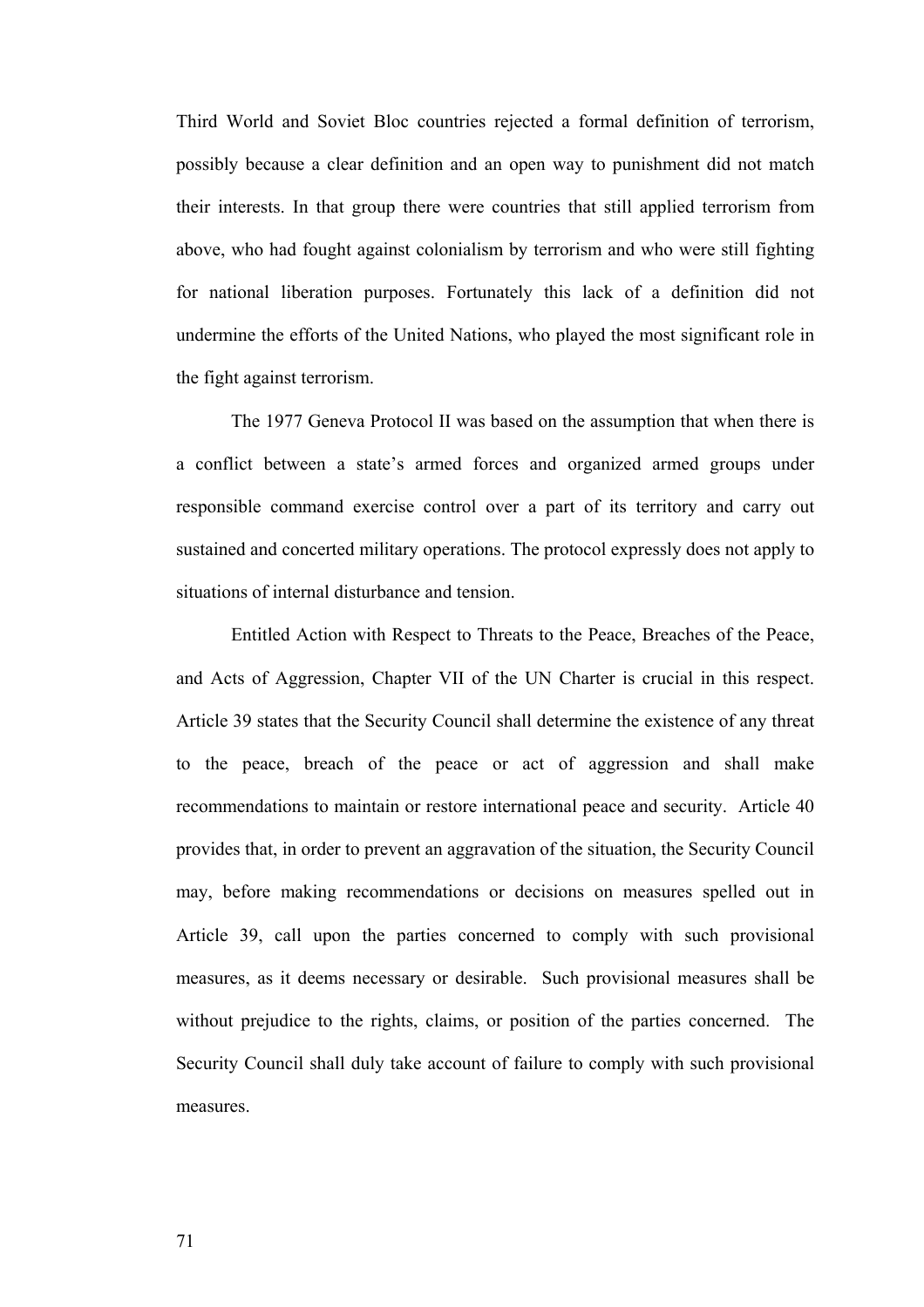Third World and Soviet Bloc countries rejected a formal definition of terrorism, possibly because a clear definition and an open way to punishment did not match their interests. In that group there were countries that still applied terrorism from above, who had fought against colonialism by terrorism and who were still fighting for national liberation purposes. Fortunately this lack of a definition did not undermine the efforts of the United Nations, who played the most significant role in the fight against terrorism.

The 1977 Geneva Protocol II was based on the assumption that when there is a conflict between a state's armed forces and organized armed groups under responsible command exercise control over a part of its territory and carry out sustained and concerted military operations. The protocol expressly does not apply to situations of internal disturbance and tension.

Entitled Action with Respect to Threats to the Peace, Breaches of the Peace, and Acts of Aggression, Chapter VII of the UN Charter is crucial in this respect. Article 39 states that the Security Council shall determine the existence of any threat to the peace, breach of the peace or act of aggression and shall make recommendations to maintain or restore international peace and security. Article 40 provides that, in order to prevent an aggravation of the situation, the Security Council may, before making recommendations or decisions on measures spelled out in Article 39, call upon the parties concerned to comply with such provisional measures, as it deems necessary or desirable. Such provisional measures shall be without prejudice to the rights, claims, or position of the parties concerned. The Security Council shall duly take account of failure to comply with such provisional measures.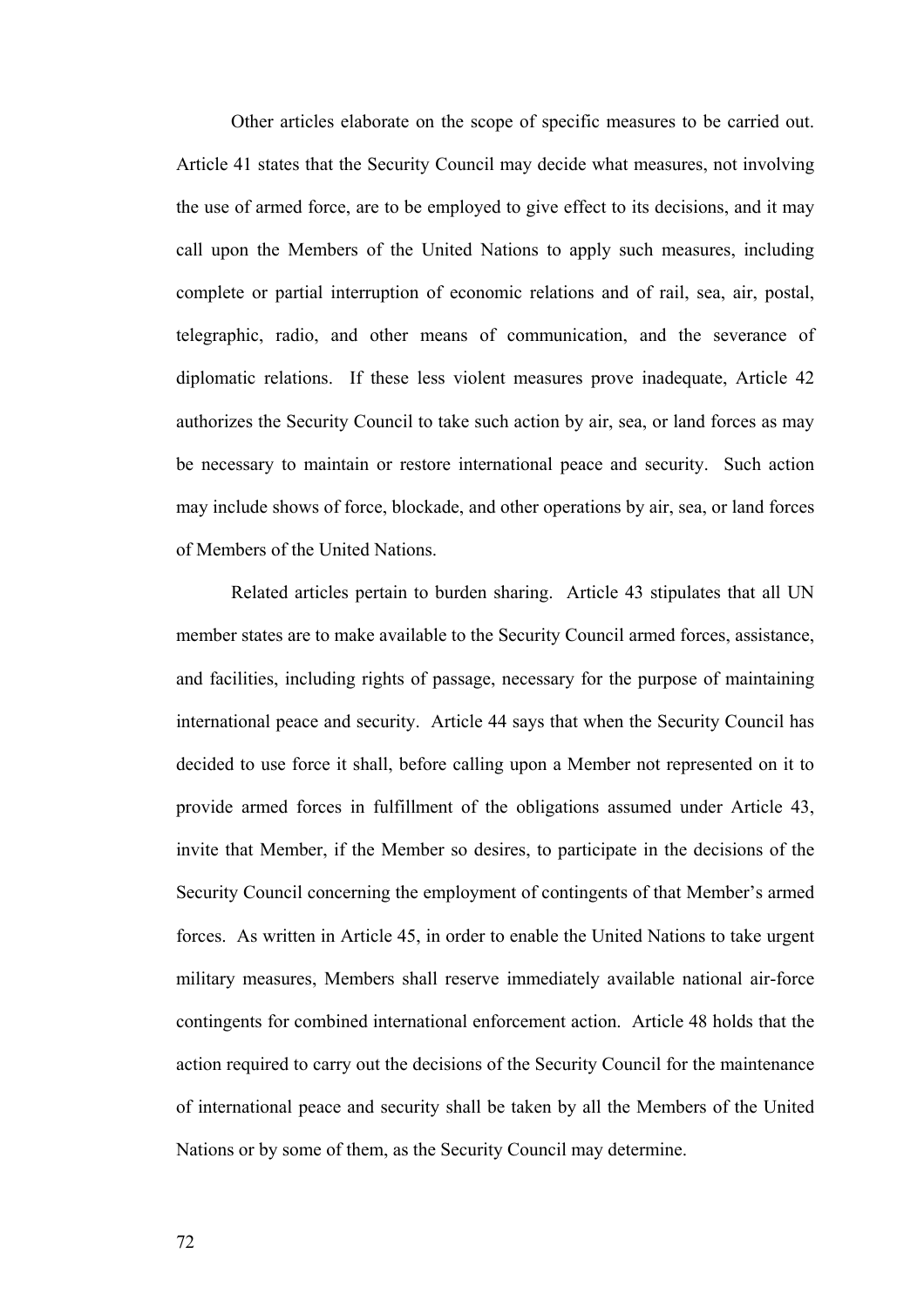Other articles elaborate on the scope of specific measures to be carried out. Article 41 states that the Security Council may decide what measures, not involving the use of armed force, are to be employed to give effect to its decisions, and it may call upon the Members of the United Nations to apply such measures, including complete or partial interruption of economic relations and of rail, sea, air, postal, telegraphic, radio, and other means of communication, and the severance of diplomatic relations. If these less violent measures prove inadequate, Article 42 authorizes the Security Council to take such action by air, sea, or land forces as may be necessary to maintain or restore international peace and security. Such action may include shows of force, blockade, and other operations by air, sea, or land forces of Members of the United Nations.

Related articles pertain to burden sharing. Article 43 stipulates that all UN member states are to make available to the Security Council armed forces, assistance, and facilities, including rights of passage, necessary for the purpose of maintaining international peace and security. Article 44 says that when the Security Council has decided to use force it shall, before calling upon a Member not represented on it to provide armed forces in fulfillment of the obligations assumed under Article 43, invite that Member, if the Member so desires, to participate in the decisions of the Security Council concerning the employment of contingents of that Member's armed forces. As written in Article 45, in order to enable the United Nations to take urgent military measures, Members shall reserve immediately available national air-force contingents for combined international enforcement action. Article 48 holds that the action required to carry out the decisions of the Security Council for the maintenance of international peace and security shall be taken by all the Members of the United Nations or by some of them, as the Security Council may determine.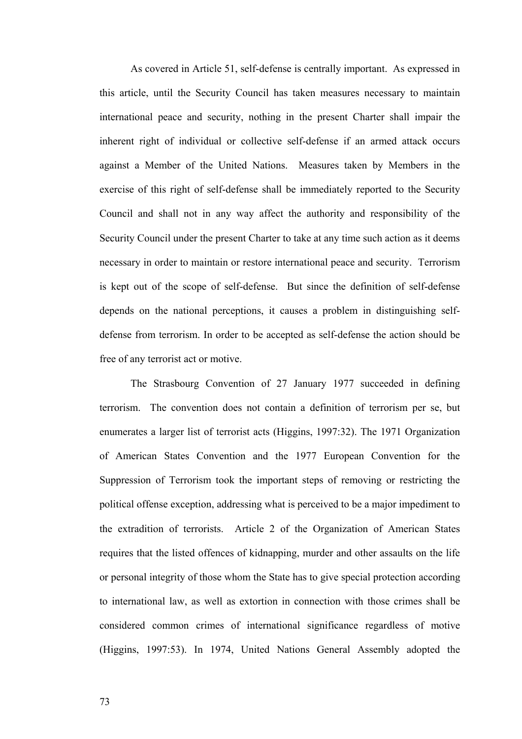As covered in Article 51, self-defense is centrally important. As expressed in this article, until the Security Council has taken measures necessary to maintain international peace and security, nothing in the present Charter shall impair the inherent right of individual or collective self-defense if an armed attack occurs against a Member of the United Nations. Measures taken by Members in the exercise of this right of self-defense shall be immediately reported to the Security Council and shall not in any way affect the authority and responsibility of the Security Council under the present Charter to take at any time such action as it deems necessary in order to maintain or restore international peace and security. Terrorism is kept out of the scope of self-defense. But since the definition of self-defense depends on the national perceptions, it causes a problem in distinguishing self-defense from terrorism. In order to be accepted as self-defense the action should be free of any terrorist act or motive.

The Strasbourg Convention of 27 January 1977 succeeded in defining terrorism. The convention does not contain a definition of terrorism per se, but enumerates a larger list of terrorist acts (Higgins, 1997:32). The 1971 Organization of American States Convention and the 1977 European Convention for the Suppression of Terrorism took the important steps of removing or restricting the political offense exception, addressing what is perceived to be a major impediment to the extradition of terrorists. Article 2 of the Organization of American States requires that the listed offences of kidnapping, murder and other assaults on the life or personal integrity of those whom the State has to give special protection according to international law, as well as extortion in connection with those crimes shall be considered common crimes of international significance regardless of motive (Higgins, 1997:53). In 1974, United Nations General Assembly adopted the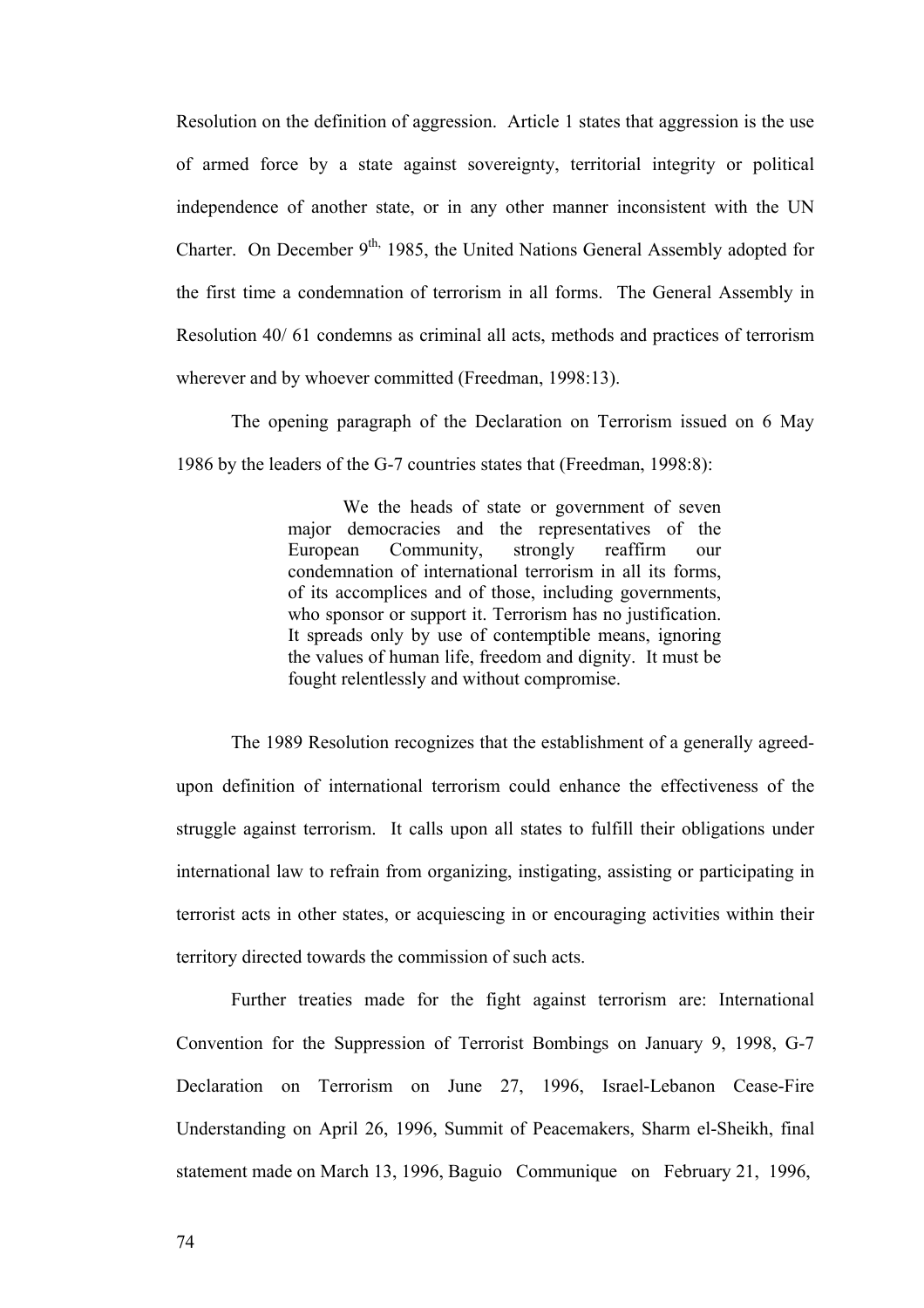Resolution on the definition of aggression. Article 1 states that aggression is the use of armed force by a state against sovereignty, territorial integrity or political independence of another state, or in any other manner inconsistent with the UN Charter. On December 9th, 1985, the United Nations General Assembly adopted for the first time a condemnation of terrorism in all forms. The General Assembly in Resolution 40/ 61 condemns as criminal all acts, methods and practices of terrorism wherever and by whoever committed (Freedman, 1998:13).

The opening paragraph of the Declaration on Terrorism issued on 6 May 1986 by the leaders of the G-7 countries states that (Freedman, 1998:8):

> We the heads of state or government of seven major democracies and the representatives of the European Community, strongly reaffirm our condemnation of international terrorism in all its forms, of its accomplices and of those, including governments, who sponsor or support it. Terrorism has no justification. It spreads only by use of contemptible means, ignoring the values of human life, freedom and dignity. It must be fought relentlessly and without compromise.

The 1989 Resolution recognizes that the establishment of a generally agreed-upon definition of international terrorism could enhance the effectiveness of the struggle against terrorism. It calls upon all states to fulfill their obligations under international law to refrain from organizing, instigating, assisting or participating in terrorist acts in other states, or acquiescing in or encouraging activities within their territory directed towards the commission of such acts.

Further treaties made for the fight against terrorism are: International Convention for the Suppression of Terrorist Bombings on January 9, 1998, G-7 Declaration on Terrorism on June 27, 1996, Israel-Lebanon Cease-Fire Understanding on April 26, 1996, Summit of Peacemakers, Sharm el-Sheikh, final statement made on March 13, 1996, Baguio Communique on February 21, 1996,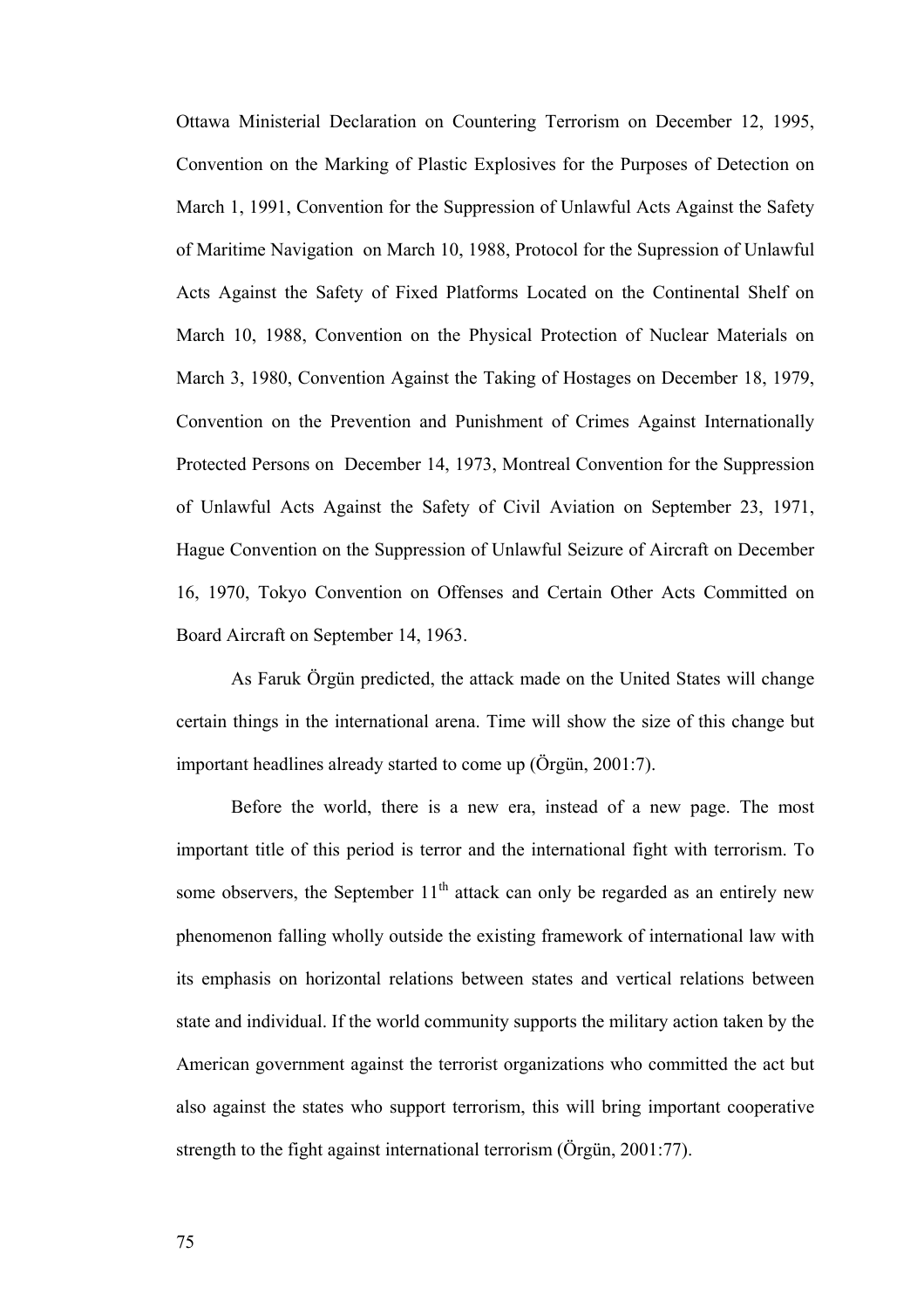Ottawa Ministerial Declaration on Countering Terrorism on December 12, 1995, Convention on the Marking of Plastic Explosives for the Purposes of Detection on March 1, 1991, Convention for the Suppression of Unlawful Acts Against the Safety of Maritime Navigation on March 10, 1988, Protocol for the Supression of Unlawful Acts Against the Safety of Fixed Platforms Located on the Continental Shelf on March 10, 1988, Convention on the Physical Protection of Nuclear Materials on March 3, 1980, Convention Against the Taking of Hostages on December 18, 1979, Convention on the Prevention and Punishment of Crimes Against Internationally Protected Persons on December 14, 1973, Montreal Convention for the Suppression of Unlawful Acts Against the Safety of Civil Aviation on September 23, 1971, Hague Convention on the Suppression of Unlawful Seizure of Aircraft on December 16, 1970, Tokyo Convention on Offenses and Certain Other Acts Committed on Board Aircraft on September 14, 1963.

As Faruk Örgün predicted, the attack made on the United States will change certain things in the international arena. Time will show the size of this change but important headlines already started to come up (Örgün, 2001:7).

Before the world, there is a new era, instead of a new page. The most important title of this period is terror and the international fight with terrorism. To some observers, the September 11th attack can only be regarded as an entirely new phenomenon falling wholly outside the existing framework of international law with its emphasis on horizontal relations between states and vertical relations between state and individual. If the world community supports the military action taken by the American government against the terrorist organizations who committed the act but also against the states who support terrorism, this will bring important cooperative strength to the fight against international terrorism (Örgün, 2001:77).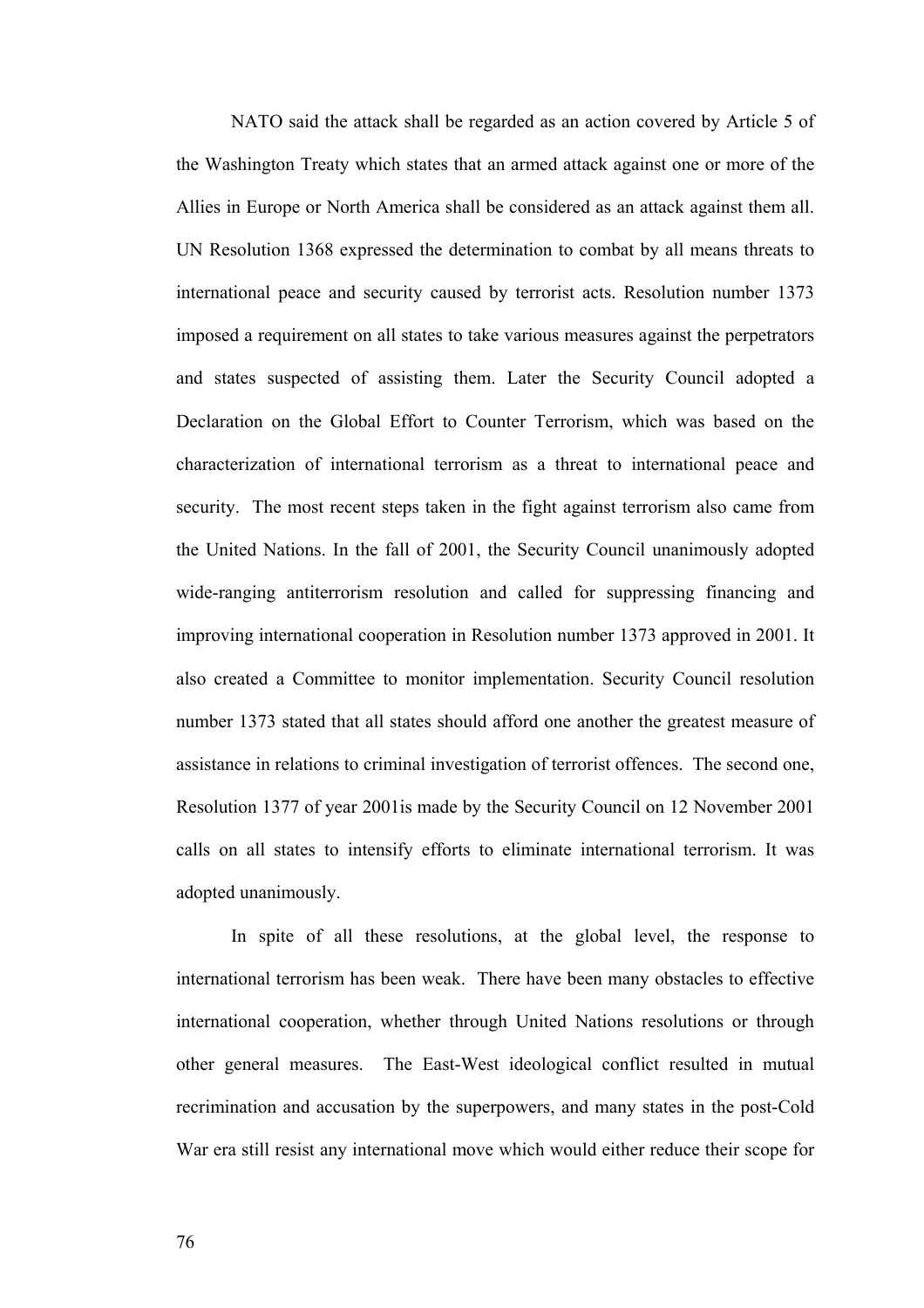NATO said the attack shall be regarded as an action covered by Article 5 of the Washington Treaty which states that an armed attack against one or more of the Allies in Europe or North America shall be considered as an attack against them all. UN Resolution 1368 expressed the determination to combat by all means threats to international peace and security caused by terrorist acts. Resolution number 1373 imposed a requirement on all states to take various measures against the perpetrators and states suspected of assisting them. Later the Security Council adopted a Declaration on the Global Effort to Counter Terrorism, which was based on the characterization of international terrorism as a threat to international peace and security. The most recent steps taken in the fight against terrorism also came from the United Nations. In the fall of 2001, the Security Council unanimously adopted wide-ranging antiterrorism resolution and called for suppressing financing and improving international cooperation in Resolution number 1373 approved in 2001. It also created a Committee to monitor implementation. Security Council resolution number 1373 stated that all states should afford one another the greatest measure of assistance in relations to criminal investigation of terrorist offences. The second one, Resolution 1377 of year 2001is made by the Security Council on 12 November 2001 calls on all states to intensify efforts to eliminate international terrorism. It was adopted unanimously.

In spite of all these resolutions, at the global level, the response to international terrorism has been weak. There have been many obstacles to effective international cooperation, whether through United Nations resolutions or through other general measures. The East-West ideological conflict resulted in mutual recrimination and accusation by the superpowers, and many states in the post-Cold War era still resist any international move which would either reduce their scope for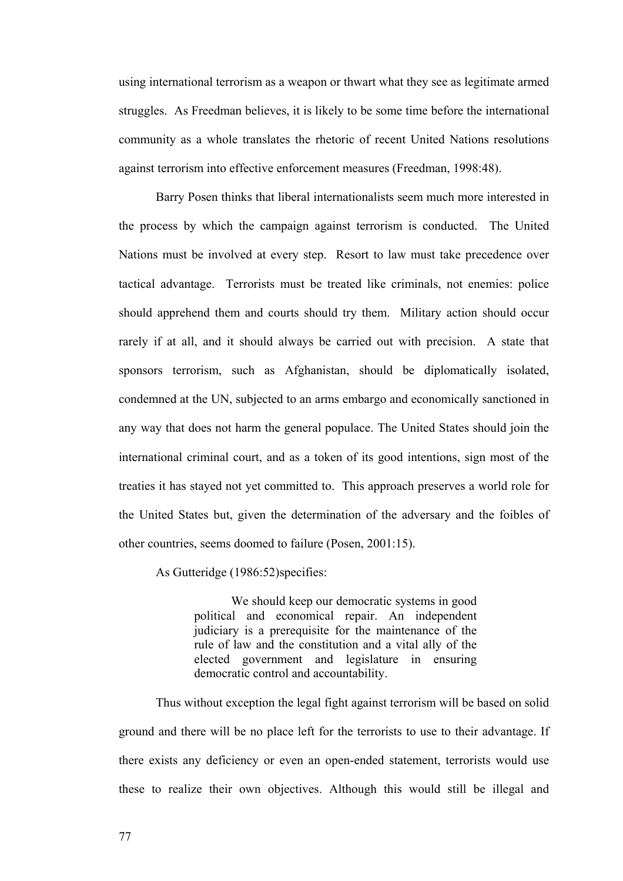using international terrorism as a weapon or thwart what they see as legitimate armed struggles. As Freedman believes, it is likely to be some time before the international community as a whole translates the rhetoric of recent United Nations resolutions against terrorism into effective enforcement measures (Freedman, 1998:48).

Barry Posen thinks that liberal internationalists seem much more interested in the process by which the campaign against terrorism is conducted. The United Nations must be involved at every step. Resort to law must take precedence over tactical advantage. Terrorists must be treated like criminals, not enemies: police should apprehend them and courts should try them. Military action should occur rarely if at all, and it should always be carried out with precision. A state that sponsors terrorism, such as Afghanistan, should be diplomatically isolated, condemned at the UN, subjected to an arms embargo and economically sanctioned in any way that does not harm the general populace. The United States should join the international criminal court, and as a token of its good intentions, sign most of the treaties it has stayed not yet committed to. This approach preserves a world role for the United States but, given the determination of the adversary and the foibles of other countries, seems doomed to failure (Posen, 2001:15).

As Gutteridge (1986:52)specifies:

> We should keep our democratic systems in good political and economical repair. An independent judiciary is a prerequisite for the maintenance of the rule of law and the constitution and a vital ally of the elected government and legislature in ensuring democratic control and accountability.

Thus without exception the legal fight against terrorism will be based on solid ground and there will be no place left for the terrorists to use to their advantage. If there exists any deficiency or even an open-ended statement, terrorists would use these to realize their own objectives. Although this would still be illegal and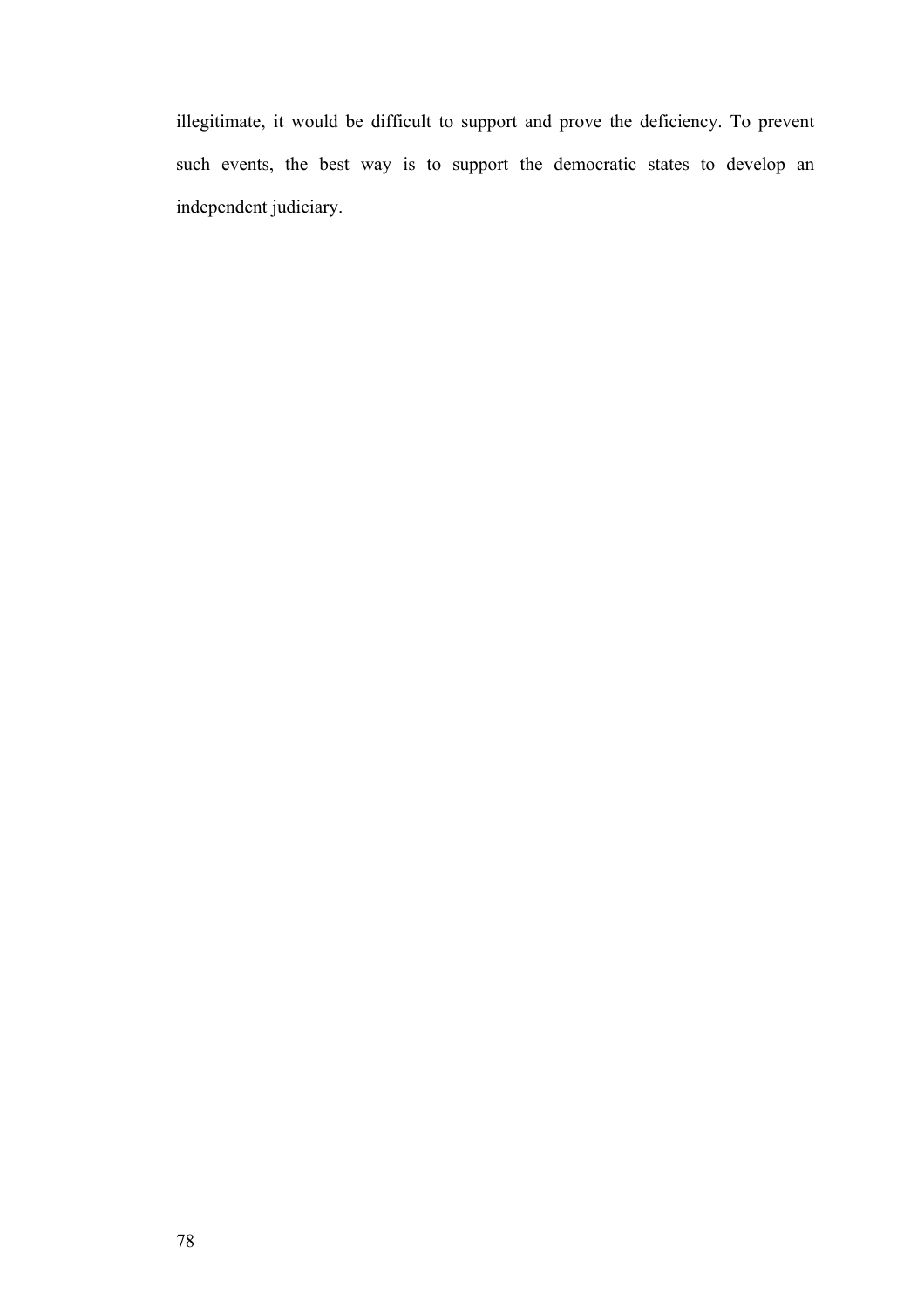illegitimate, it would be difficult to support and prove the deficiency. To prevent such events, the best way is to support the democratic states to develop an independent judiciary.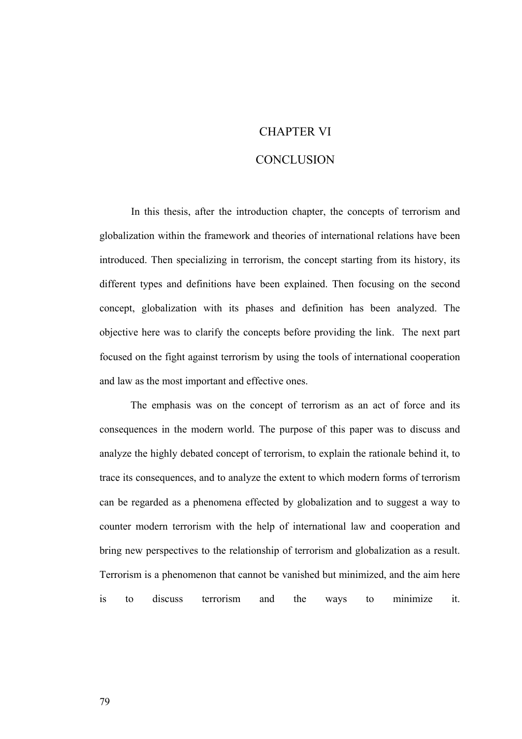# CHAPTER VI

# CONCLUSION

In this thesis, after the introduction chapter, the concepts of terrorism and globalization within the framework and theories of international relations have been introduced. Then specializing in terrorism, the concept starting from its history, its different types and definitions have been explained. Then focusing on the second concept, globalization with its phases and definition has been analyzed. The objective here was to clarify the concepts before providing the link. The next part focused on the fight against terrorism by using the tools of international cooperation and law as the most important and effective ones.

The emphasis was on the concept of terrorism as an act of force and its consequences in the modern world. The purpose of this paper was to discuss and analyze the highly debated concept of terrorism, to explain the rationale behind it, to trace its consequences, and to analyze the extent to which modern forms of terrorism can be regarded as a phenomena effected by globalization and to suggest a way to counter modern terrorism with the help of international law and cooperation and bring new perspectives to the relationship of terrorism and globalization as a result. Terrorism is a phenomenon that cannot be vanished but minimized, and the aim here is to discuss terrorism and the ways to minimize it.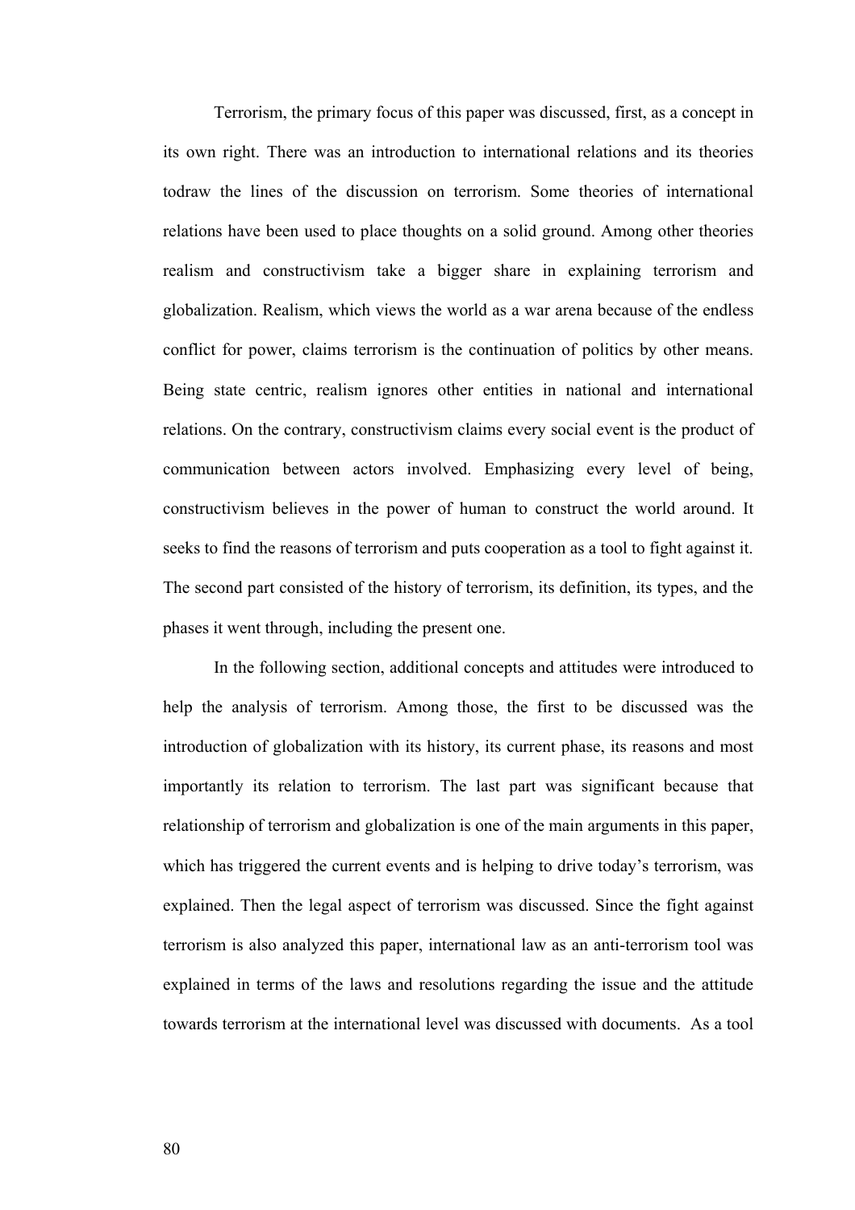Terrorism, the primary focus of this paper was discussed, first, as a concept in its own right. There was an introduction to international relations and its theories todraw the lines of the discussion on terrorism. Some theories of international relations have been used to place thoughts on a solid ground. Among other theories realism and constructivism take a bigger share in explaining terrorism and globalization. Realism, which views the world as a war arena because of the endless conflict for power, claims terrorism is the continuation of politics by other means. Being state centric, realism ignores other entities in national and international relations. On the contrary, constructivism claims every social event is the product of communication between actors involved. Emphasizing every level of being, constructivism believes in the power of human to construct the world around. It seeks to find the reasons of terrorism and puts cooperation as a tool to fight against it. The second part consisted of the history of terrorism, its definition, its types, and the phases it went through, including the present one.

In the following section, additional concepts and attitudes were introduced to help the analysis of terrorism. Among those, the first to be discussed was the introduction of globalization with its history, its current phase, its reasons and most importantly its relation to terrorism. The last part was significant because that relationship of terrorism and globalization is one of the main arguments in this paper, which has triggered the current events and is helping to drive today's terrorism, was explained. Then the legal aspect of terrorism was discussed. Since the fight against terrorism is also analyzed this paper, international law as an anti-terrorism tool was explained in terms of the laws and resolutions regarding the issue and the attitude towards terrorism at the international level was discussed with documents. As a tool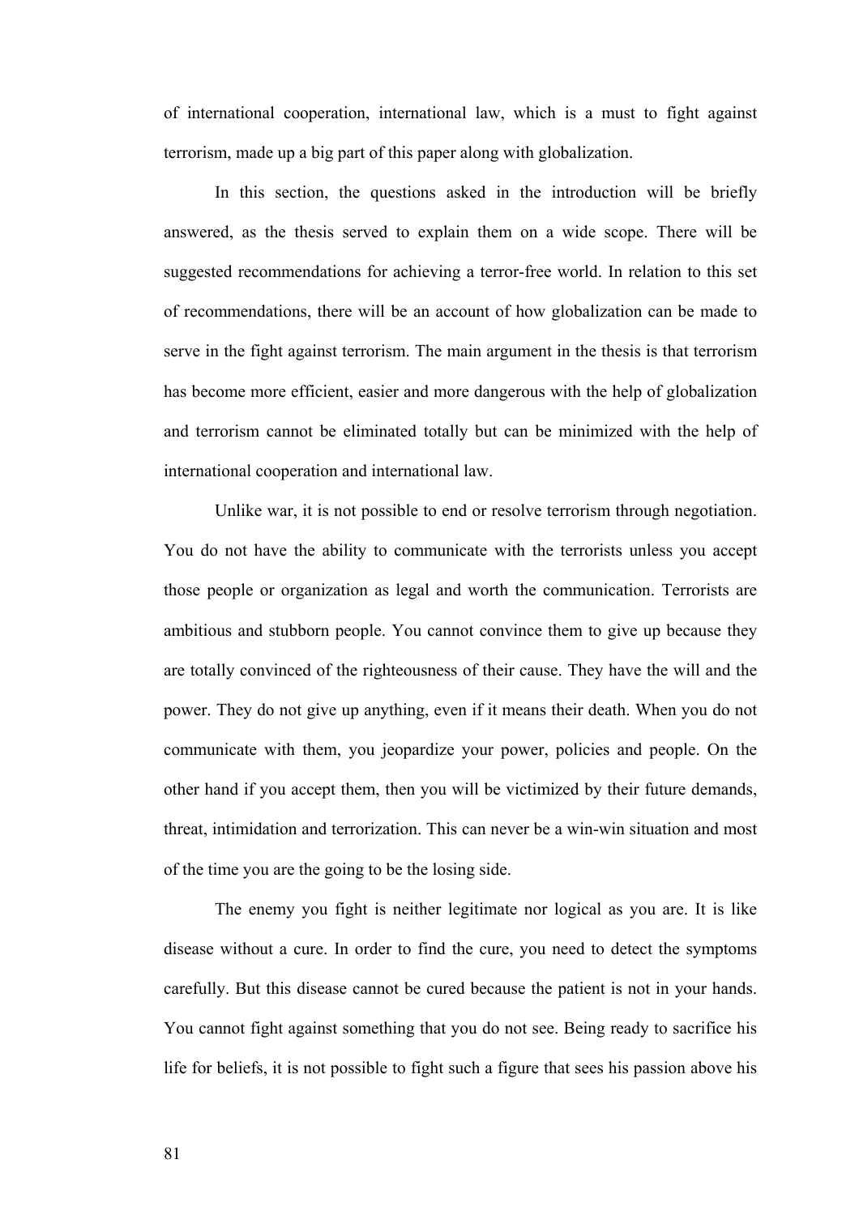of international cooperation, international law, which is a must to fight against terrorism, made up a big part of this paper along with globalization.

In this section, the questions asked in the introduction will be briefly answered, as the thesis served to explain them on a wide scope. There will be suggested recommendations for achieving a terror-free world. In relation to this set of recommendations, there will be an account of how globalization can be made to serve in the fight against terrorism. The main argument in the thesis is that terrorism has become more efficient, easier and more dangerous with the help of globalization and terrorism cannot be eliminated totally but can be minimized with the help of international cooperation and international law.

Unlike war, it is not possible to end or resolve terrorism through negotiation. You do not have the ability to communicate with the terrorists unless you accept those people or organization as legal and worth the communication. Terrorists are ambitious and stubborn people. You cannot convince them to give up because they are totally convinced of the righteousness of their cause. They have the will and the power. They do not give up anything, even if it means their death. When you do not communicate with them, you jeopardize your power, policies and people. On the other hand if you accept them, then you will be victimized by their future demands, threat, intimidation and terrorization. This can never be a win-win situation and most of the time you are the going to be the losing side.

The enemy you fight is neither legitimate nor logical as you are. It is like disease without a cure. In order to find the cure, you need to detect the symptoms carefully. But this disease cannot be cured because the patient is not in your hands. You cannot fight against something that you do not see. Being ready to sacrifice his life for beliefs, it is not possible to fight such a figure that sees his passion above his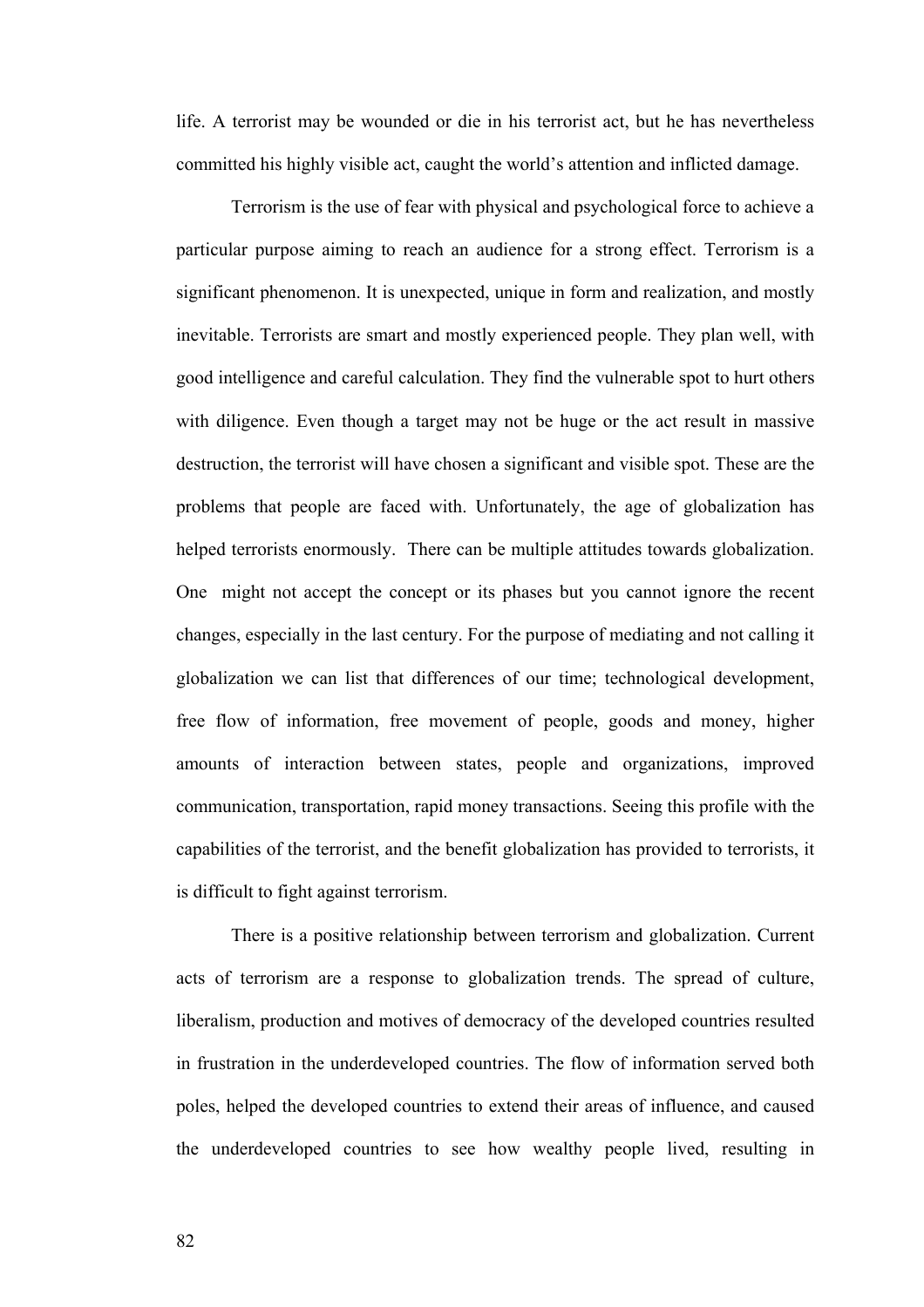life. A terrorist may be wounded or die in his terrorist act, but he has nevertheless committed his highly visible act, caught the world's attention and inflicted damage.

Terrorism is the use of fear with physical and psychological force to achieve a particular purpose aiming to reach an audience for a strong effect. Terrorism is a significant phenomenon. It is unexpected, unique in form and realization, and mostly inevitable. Terrorists are smart and mostly experienced people. They plan well, with good intelligence and careful calculation. They find the vulnerable spot to hurt others with diligence. Even though a target may not be huge or the act result in massive destruction, the terrorist will have chosen a significant and visible spot. These are the problems that people are faced with. Unfortunately, the age of globalization has helped terrorists enormously. There can be multiple attitudes towards globalization. One might not accept the concept or its phases but you cannot ignore the recent changes, especially in the last century. For the purpose of mediating and not calling it globalization we can list that differences of our time; technological development, free flow of information, free movement of people, goods and money, higher amounts of interaction between states, people and organizations, improved communication, transportation, rapid money transactions. Seeing this profile with the capabilities of the terrorist, and the benefit globalization has provided to terrorists, it is difficult to fight against terrorism.

There is a positive relationship between terrorism and globalization. Current acts of terrorism are a response to globalization trends. The spread of culture, liberalism, production and motives of democracy of the developed countries resulted in frustration in the underdeveloped countries. The flow of information served both poles, helped the developed countries to extend their areas of influence, and caused the underdeveloped countries to see how wealthy people lived, resulting in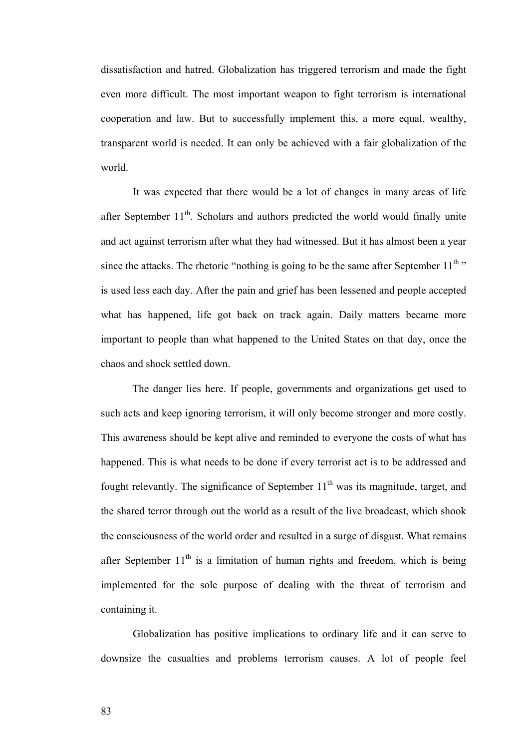dissatisfaction and hatred. Globalization has triggered terrorism and made the fight even more difficult. The most important weapon to fight terrorism is international cooperation and law. But to successfully implement this, a more equal, wealthy, transparent world is needed. It can only be achieved with a fair globalization of the world.

It was expected that there would be a lot of changes in many areas of life after September 11th. Scholars and authors predicted the world would finally unite and act against terrorism after what they had witnessed. But it has almost been a year since the attacks. The rhetoric "nothing is going to be the same after September 11th " is used less each day. After the pain and grief has been lessened and people accepted what has happened, life got back on track again. Daily matters became more important to people than what happened to the United States on that day, once the chaos and shock settled down.

The danger lies here. If people, governments and organizations get used to such acts and keep ignoring terrorism, it will only become stronger and more costly. This awareness should be kept alive and reminded to everyone the costs of what has happened. This is what needs to be done if every terrorist act is to be addressed and fought relevantly. The significance of September 11th was its magnitude, target, and the shared terror through out the world as a result of the live broadcast, which shook the consciousness of the world order and resulted in a surge of disgust. What remains after September 11th is a limitation of human rights and freedom, which is being implemented for the sole purpose of dealing with the threat of terrorism and containing it.

Globalization has positive implications to ordinary life and it can serve to downsize the casualties and problems terrorism causes. A lot of people feel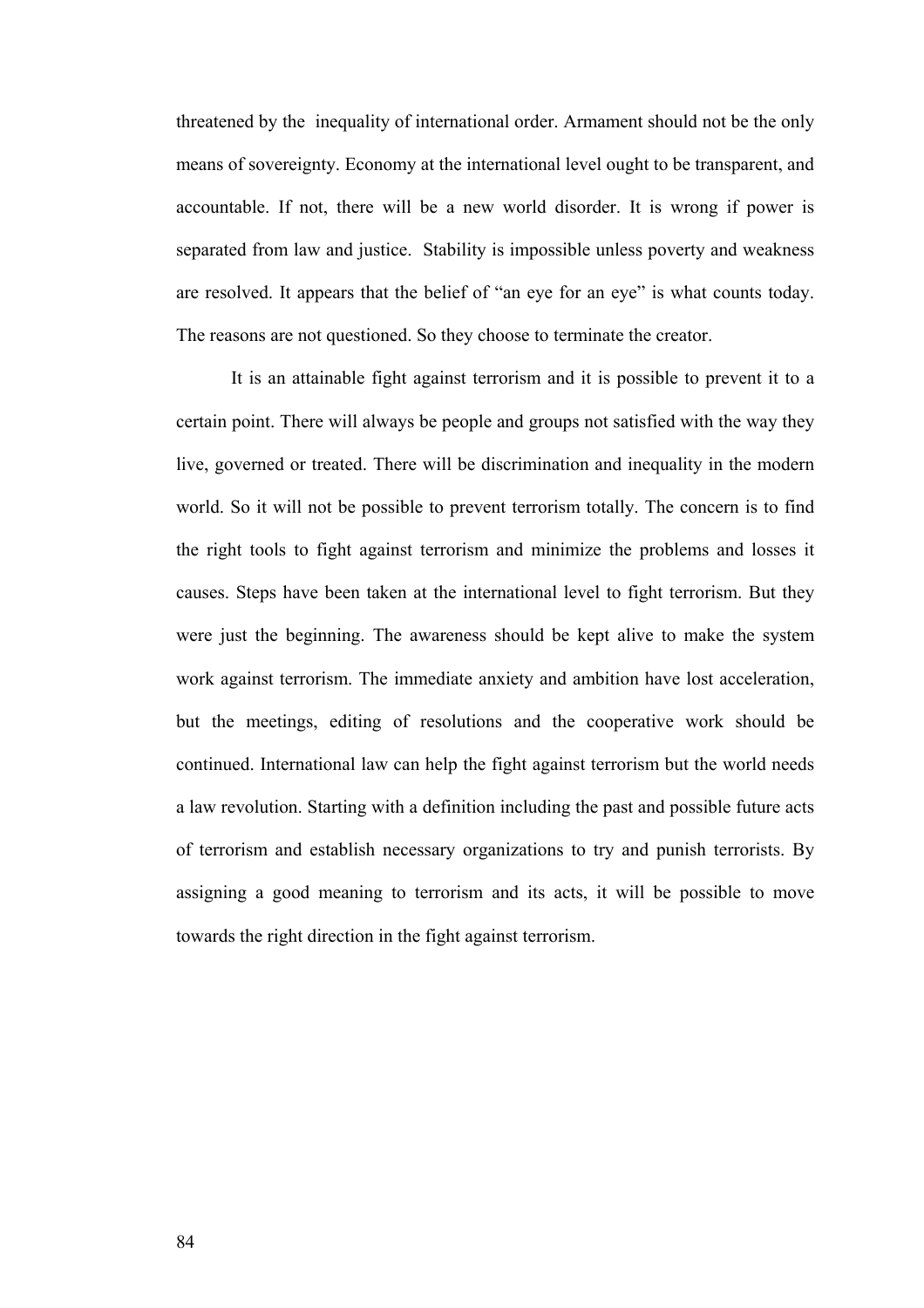threatened by the inequality of international order. Armament should not be the only means of sovereignty. Economy at the international level ought to be transparent, and accountable. If not, there will be a new world disorder. It is wrong if power is separated from law and justice. Stability is impossible unless poverty and weakness are resolved. It appears that the belief of "an eye for an eye" is what counts today. The reasons are not questioned. So they choose to terminate the creator.

It is an attainable fight against terrorism and it is possible to prevent it to a certain point. There will always be people and groups not satisfied with the way they live, governed or treated. There will be discrimination and inequality in the modern world. So it will not be possible to prevent terrorism totally. The concern is to find the right tools to fight against terrorism and minimize the problems and losses it causes. Steps have been taken at the international level to fight terrorism. But they were just the beginning. The awareness should be kept alive to make the system work against terrorism. The immediate anxiety and ambition have lost acceleration, but the meetings, editing of resolutions and the cooperative work should be continued. International law can help the fight against terrorism but the world needs a law revolution. Starting with a definition including the past and possible future acts of terrorism and establish necessary organizations to try and punish terrorists. By assigning a good meaning to terrorism and its acts, it will be possible to move towards the right direction in the fight against terrorism.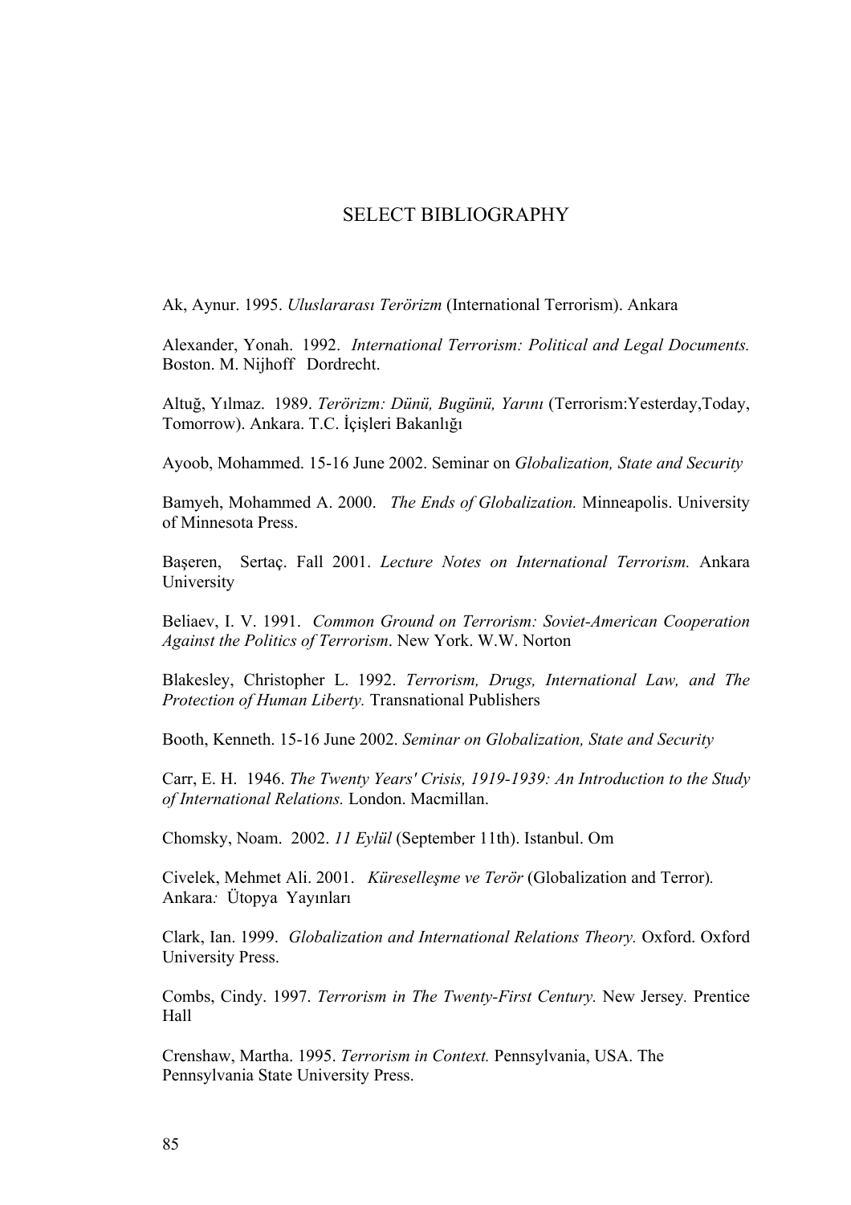# SELECT BIBLIOGRAPHY

Ak, Aynur. 1995. *Uluslararası Terörizm* (International Terrorism). Ankara

Alexander, Yonah. 1992. *International Terrorism: Political and Legal Documents.* Boston. M. Nijhoff Dordrecht.

Altuğ, Yılmaz. 1989. *Terörizm: Dünü, Bugünü, Yarını* (Terrorism:Yesterday,Today, Tomorrow). Ankara. T.C. İçişleri Bakanlığı

Ayoob, Mohammed. 15-16 June 2002. Seminar on *Globalization, State and Security*

Bamyeh, Mohammed A. 2000. *The Ends of Globalization.* Minneapolis. University of Minnesota Press.

Başeren, Sertaç. Fall 2001. *Lecture Notes on International Terrorism.* Ankara University

Beliaev, I. V. 1991. *Common Ground on Terrorism: Soviet-American Cooperation Against the Politics of Terrorism*. New York. W.W. Norton

Blakesley, Christopher L. 1992. *Terrorism, Drugs, International Law, and The Protection of Human Liberty.* Transnational Publishers

Booth, Kenneth. 15-16 June 2002. *Seminar on Globalization, State and Security*

Carr, E. H. 1946. *The Twenty Years' Crisis, 1919-1939: An Introduction to the Study of International Relations.* London. Macmillan.

Chomsky, Noam. 2002. *11 Eylül* (September 11th). Istanbul. Om

Civelek, Mehmet Ali. 2001. *Küreselleşme ve Terör* (Globalization and Terror). Ankara*:* Ütopya Yayınları

Clark, Ian. 1999. *Globalization and International Relations Theory.* Oxford. Oxford University Press.

Combs, Cindy. 1997. *Terrorism in The Twenty-First Century.* New Jersey*.* Prentice Hall

Crenshaw, Martha. 1995. *Terrorism in Context.* Pennsylvania, USA. The Pennsylvania State University Press.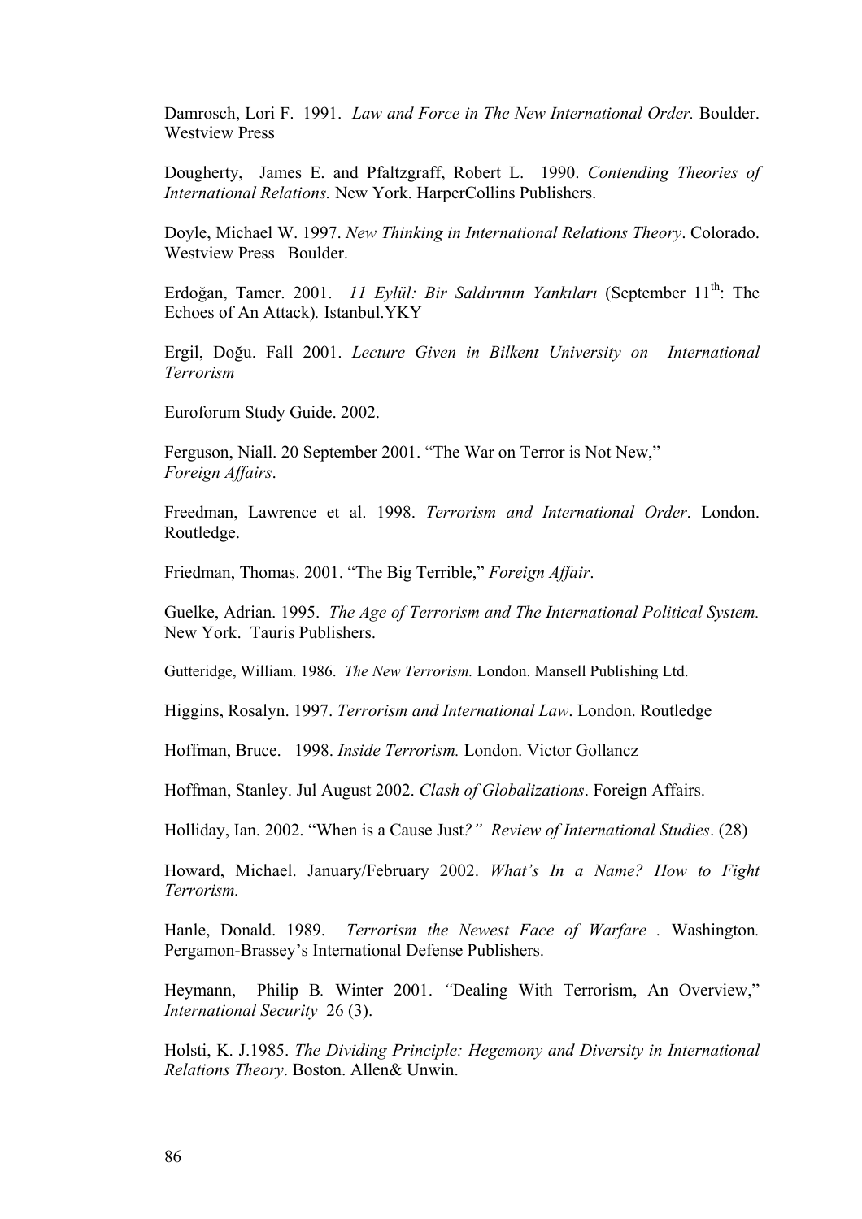Damrosch, Lori F. 1991. *Law and Force in The New International Order.* Boulder. Westview Press

Dougherty, James E. and Pfaltzgraff, Robert L. 1990. *Contending Theories of International Relations.* New York. HarperCollins Publishers.

Doyle, Michael W. 1997. *New Thinking in International Relations Theory*. Colorado. Westview Press Boulder.

Erdoğan, Tamer. 2001. *11 Eylül: Bir Saldırının Yankıları* (September 11th: The Echoes of An Attack)*.* Istanbul.YKY

Ergil, Doğu. Fall 2001. *Lecture Given in Bilkent University on International Terrorism*

Euroforum Study Guide. 2002.

Ferguson, Niall. 20 September 2001. "The War on Terror is Not New," *Foreign Affairs*.

Freedman, Lawrence et al. 1998. *Terrorism and International Order*. London. Routledge.

Friedman, Thomas. 2001. "The Big Terrible," *Foreign Affair*.

Guelke, Adrian. 1995. *The Age of Terrorism and The International Political System.* New York. Tauris Publishers.

Gutteridge, William. 1986. *The New Terrorism.* London. Mansell Publishing Ltd.

Higgins, Rosalyn. 1997. *Terrorism and International Law*. London. Routledge

Hoffman, Bruce. 1998. *Inside Terrorism.* London. Victor Gollancz

Hoffman, Stanley. Jul August 2002. *Clash of Globalizations*. Foreign Affairs.

Holliday, Ian. 2002. "When is a Cause Just*?" Review of International Studies*. (28)

Howard, Michael. January/February 2002. *What's In a Name? How to Fight Terrorism.*

Hanle, Donald. 1989. *Terrorism the Newest Face of Warfare .* Washington*.* Pergamon-Brassey's International Defense Publishers.

Heymann, Philip B*.* Winter 2001. *"*Dealing With Terrorism, An Overview," *International Security* 26 (3).

Holsti, K. J.1985. *The Dividing Principle: Hegemony and Diversity in International Relations Theory*. Boston. Allen& Unwin.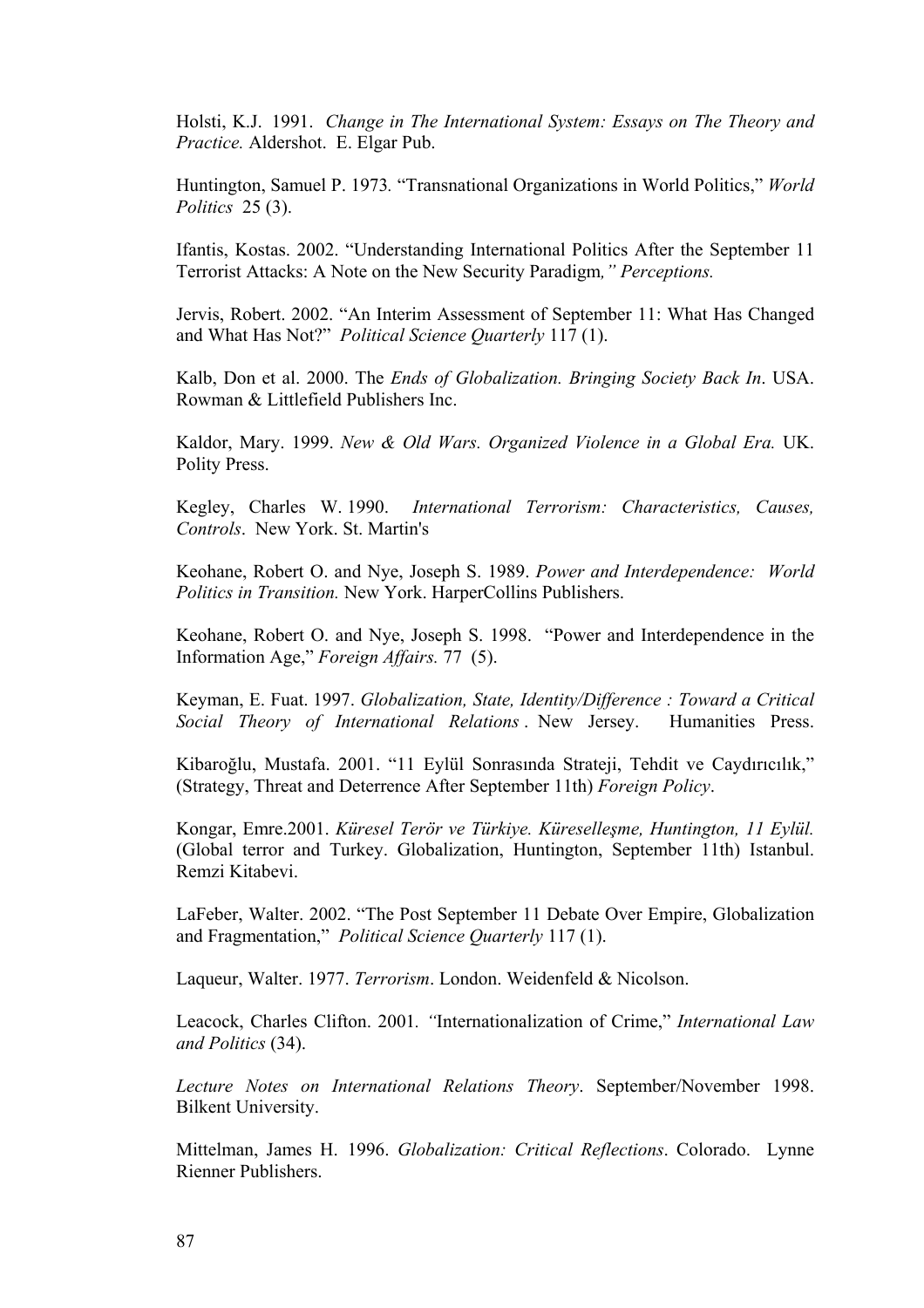Holsti, K.J. 1991. *Change in The International System: Essays on The Theory and Practice.* Aldershot. E. Elgar Pub.

Huntington, Samuel P. 1973. "Transnational Organizations in World Politics," *World Politics* 25 (3).

Ifantis, Kostas. 2002. "Understanding International Politics After the September 11 Terrorist Attacks: A Note on the New Security Paradigm*," Perceptions.*

Jervis, Robert. 2002. "An Interim Assessment of September 11: What Has Changed and What Has Not?" *Political Science Quarterly* 117 (1).

Kalb, Don et al. 2000. The *Ends of Globalization. Bringing Society Back In*. USA. Rowman & Littlefield Publishers Inc.

Kaldor, Mary. 1999. *New & Old Wars. Organized Violence in a Global Era.* UK. Polity Press.

Kegley, Charles W. 1990. *International Terrorism: Characteristics, Causes, Controls*. New York. St. Martin's

Keohane, Robert O. and Nye, Joseph S. 1989. *Power and Interdependence: World Politics in Transition.* New York. HarperCollins Publishers.

Keohane, Robert O. and Nye, Joseph S. 1998. "Power and Interdependence in the Information Age," *Foreign Affairs.* 77 (5).

Keyman, E. Fuat. 1997. *Globalization, State, Identity/Difference : Toward a Critical Social Theory of International Relations* . New Jersey. Humanities Press.

Kibaroğlu, Mustafa. 2001. "11 Eylül Sonrasında Strateji, Tehdit ve Caydırıcılık," (Strategy, Threat and Deterrence After September 11th) *Foreign Policy*.

Kongar, Emre.2001. *Küresel Terör ve Türkiye. Küreselleşme, Huntington, 11 Eylül.* (Global terror and Turkey. Globalization, Huntington, September 11th) Istanbul. Remzi Kitabevi.

LaFeber, Walter. 2002. "The Post September 11 Debate Over Empire, Globalization and Fragmentation," *Political Science Quarterly* 117 (1).

Laqueur, Walter. 1977. *Terrorism*. London. Weidenfeld & Nicolson.

Leacock, Charles Clifton. 2001*. "*Internationalization of Crime," *International Law and Politics* (34).

*Lecture Notes on International Relations Theory*. September/November 1998. Bilkent University.

Mittelman, James H. 1996. *Globalization: Critical Reflections*. Colorado. Lynne Rienner Publishers.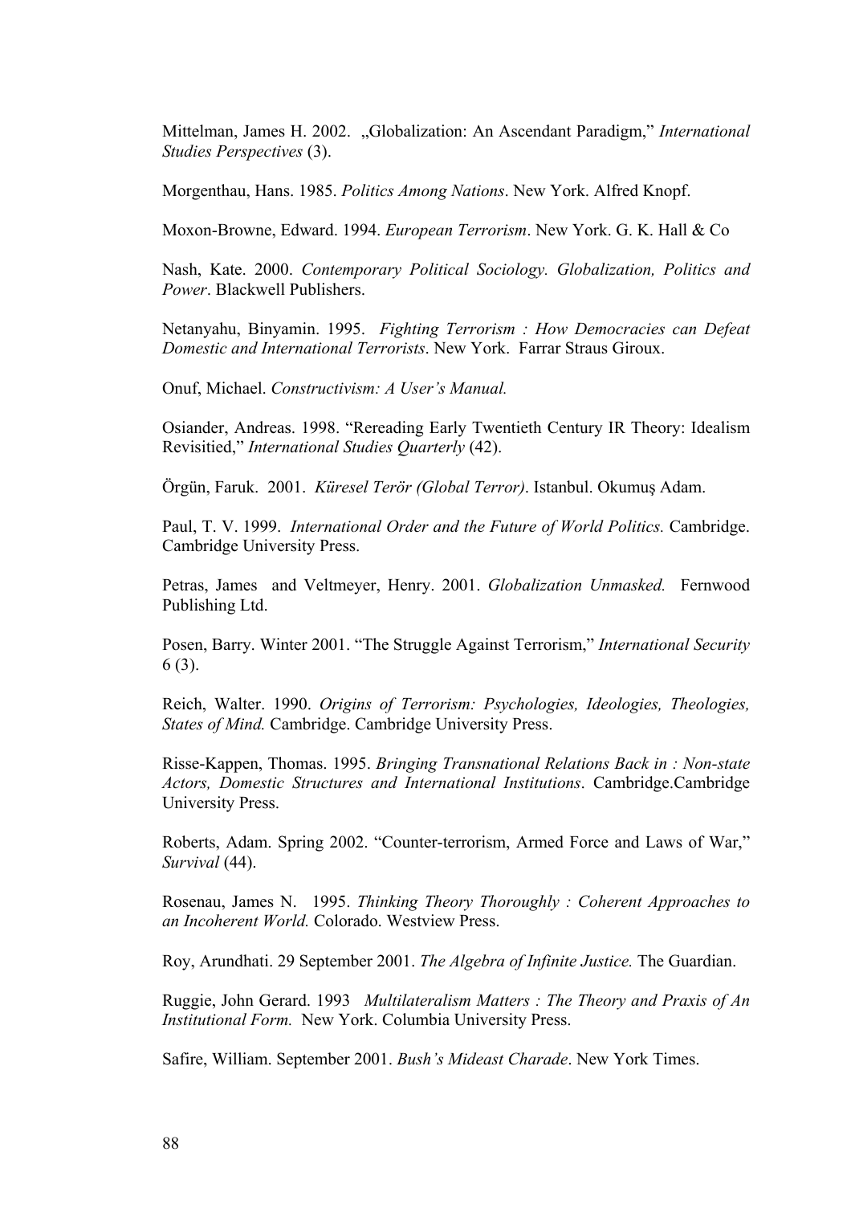Mittelman, James H. 2002. „Globalization: An Ascendant Paradigm," *International Studies Perspectives* (3).

Morgenthau, Hans. 1985. *Politics Among Nations*. New York. Alfred Knopf.

Moxon-Browne, Edward. 1994. *European Terrorism*. New York. G. K. Hall & Co

Nash, Kate. 2000. *Contemporary Political Sociology. Globalization, Politics and Power*. Blackwell Publishers.

Netanyahu, Binyamin. 1995. *Fighting Terrorism : How Democracies can Defeat Domestic and International Terrorists*. New York. Farrar Straus Giroux.

Onuf, Michael. *Constructivism: A User's Manual.*

Osiander, Andreas. 1998. "Rereading Early Twentieth Century IR Theory: Idealism Revisitied," *International Studies Quarterly* (42).

Örgün, Faruk. 2001. *Küresel Terör (Global Terror)*. Istanbul. Okumuş Adam.

Paul, T. V. 1999. *International Order and the Future of World Politics.* Cambridge. Cambridge University Press.

Petras, James and Veltmeyer, Henry. 2001. *Globalization Unmasked.* Fernwood Publishing Ltd.

Posen, Barry. Winter 2001. "The Struggle Against Terrorism," *International Security* 6 (3).

Reich, Walter. 1990. *Origins of Terrorism: Psychologies, Ideologies, Theologies, States of Mind.* Cambridge. Cambridge University Press.

Risse-Kappen, Thomas. 1995. *Bringing Transnational Relations Back in : Non-state Actors, Domestic Structures and International Institutions*. Cambridge.Cambridge University Press.

Roberts, Adam. Spring 2002. "Counter-terrorism, Armed Force and Laws of War," *Survival* (44).

Rosenau, James N. 1995. *Thinking Theory Thoroughly : Coherent Approaches to an Incoherent World.* Colorado. Westview Press.

Roy, Arundhati. 29 September 2001. *The Algebra of Infinite Justice.* The Guardian.

Ruggie, John Gerard. 1993 *Multilateralism Matters : The Theory and Praxis of An Institutional Form.* New York. Columbia University Press.

Safire, William. September 2001. *Bush's Mideast Charade*. New York Times.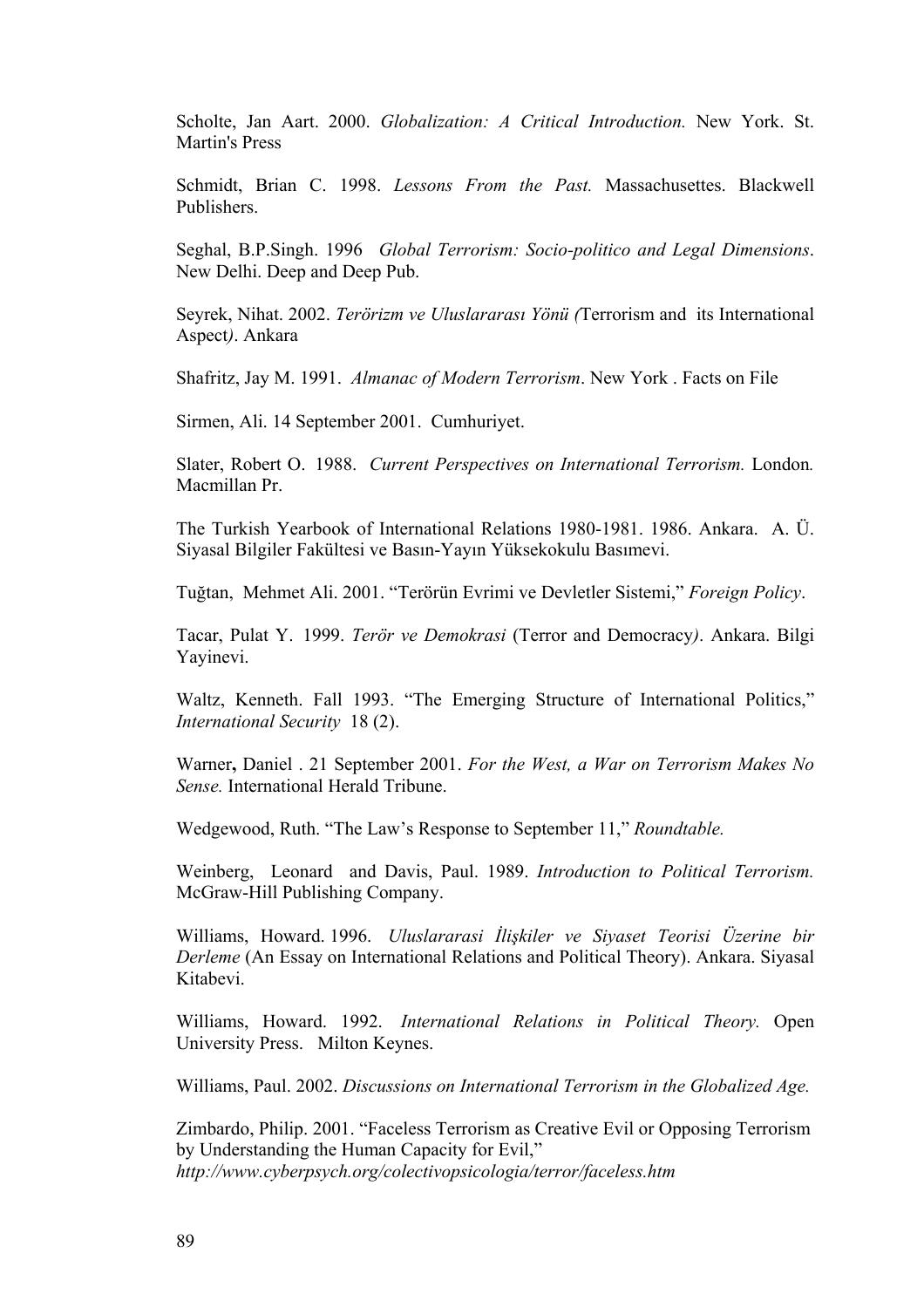Scholte, Jan Aart. 2000. *Globalization: A Critical Introduction.* New York. St. Martin's Press

Schmidt, Brian C. 1998. *Lessons From the Past.* Massachusettes. Blackwell Publishers.

Seghal, B.P.Singh. 1996 *Global Terrorism: Socio-politico and Legal Dimensions*. New Delhi. Deep and Deep Pub.

Seyrek, Nihat. 2002. *Terörizm ve Uluslararası Yönü (*Terrorism and its International Aspect*)*. Ankara

Shafritz, Jay M. 1991. *Almanac of Modern Terrorism*. New York . Facts on File

Sirmen, Ali. 14 September 2001. Cumhuriyet.

Slater, Robert O. 1988. *Current Perspectives on International Terrorism.* London*.* Macmillan Pr.

The Turkish Yearbook of International Relations 1980-1981. 1986. Ankara. A. Ü. Siyasal Bilgiler Fakültesi ve Basın-Yayın Yüksekokulu Basımevi.

Tuğtan, Mehmet Ali. 2001. "Terörün Evrimi ve Devletler Sistemi," *Foreign Policy*.

Tacar, Pulat Y. 1999. *Terör ve Demokrasi* (Terror and Democracy*)*. Ankara. Bilgi Yayinevi.

Waltz, Kenneth. Fall 1993. "The Emerging Structure of International Politics," *International Security* 18 (2).

Warner**,** Daniel . 21 September 2001. *For the West, a War on Terrorism Makes No Sense.* International Herald Tribune.

Wedgewood, Ruth. "The Law's Response to September 11," *Roundtable.*

Weinberg, Leonard and Davis, Paul. 1989. *Introduction to Political Terrorism.* McGraw-Hill Publishing Company.

Williams, Howard. 1996. *Uluslararasi İlişkiler ve Siyaset Teorisi Üzerine bir Derleme* (An Essay on International Relations and Political Theory). Ankara. Siyasal Kitabevi.

Williams, Howard. 1992. *International Relations in Political Theory.* Open University Press. Milton Keynes.

Williams, Paul. 2002. *Discussions on International Terrorism in the Globalized Age.*

Zimbardo, Philip. 2001. "Faceless Terrorism as Creative Evil or Opposing Terrorism by Understanding the Human Capacity for Evil," *http://www.cyberpsych.org/colectivopsicologia/terror/faceless.htm*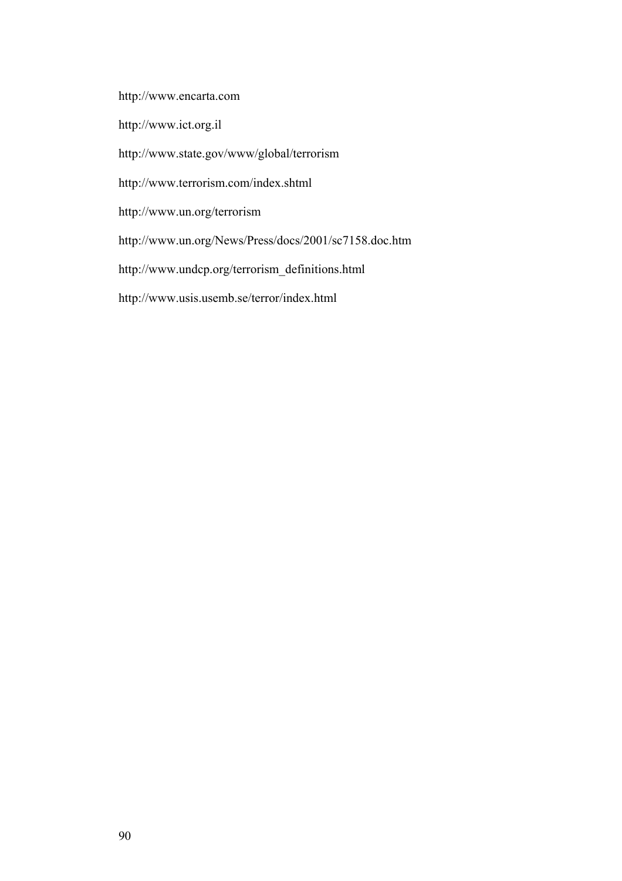http://www.encarta.com

http://www.ict.org.il

http://www.state.gov/www/global/terrorism

http://www.terrorism.com/index.shtml

http://www.un.org/terrorism

http://www.un.org/News/Press/docs/2001/sc7158.doc.htm

http://www.undcp.org/terrorism_definitions.html

http://www.usis.usemb.se/terror/index.html